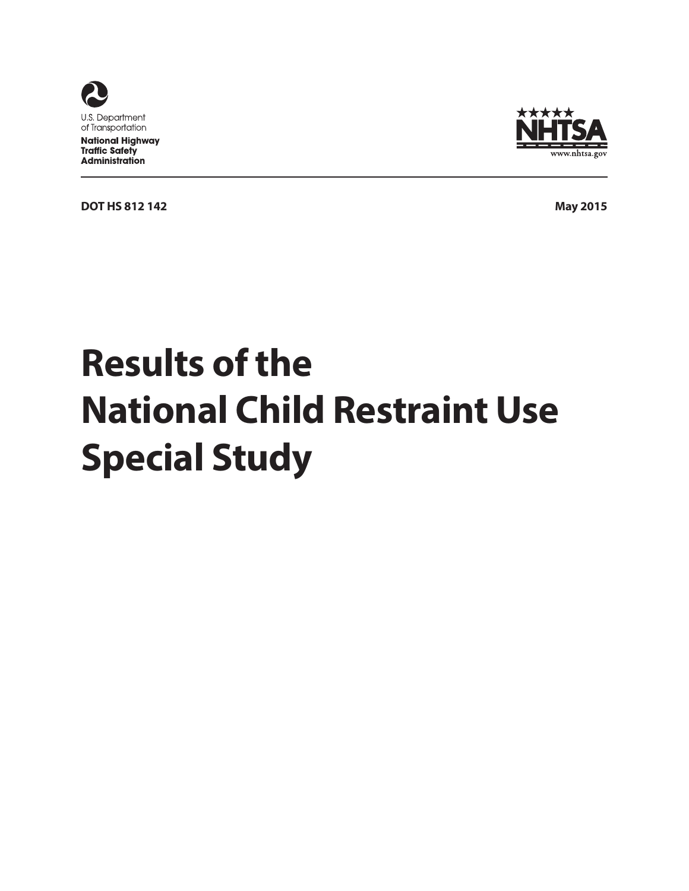U.S. Department of Transportation

**National Highway Traffic Safety Administration**

NHTSA

www.nhtsa.gov

**DOT HS 812 142** **May 2015**

# Results of the National Child Restraint Use Special Study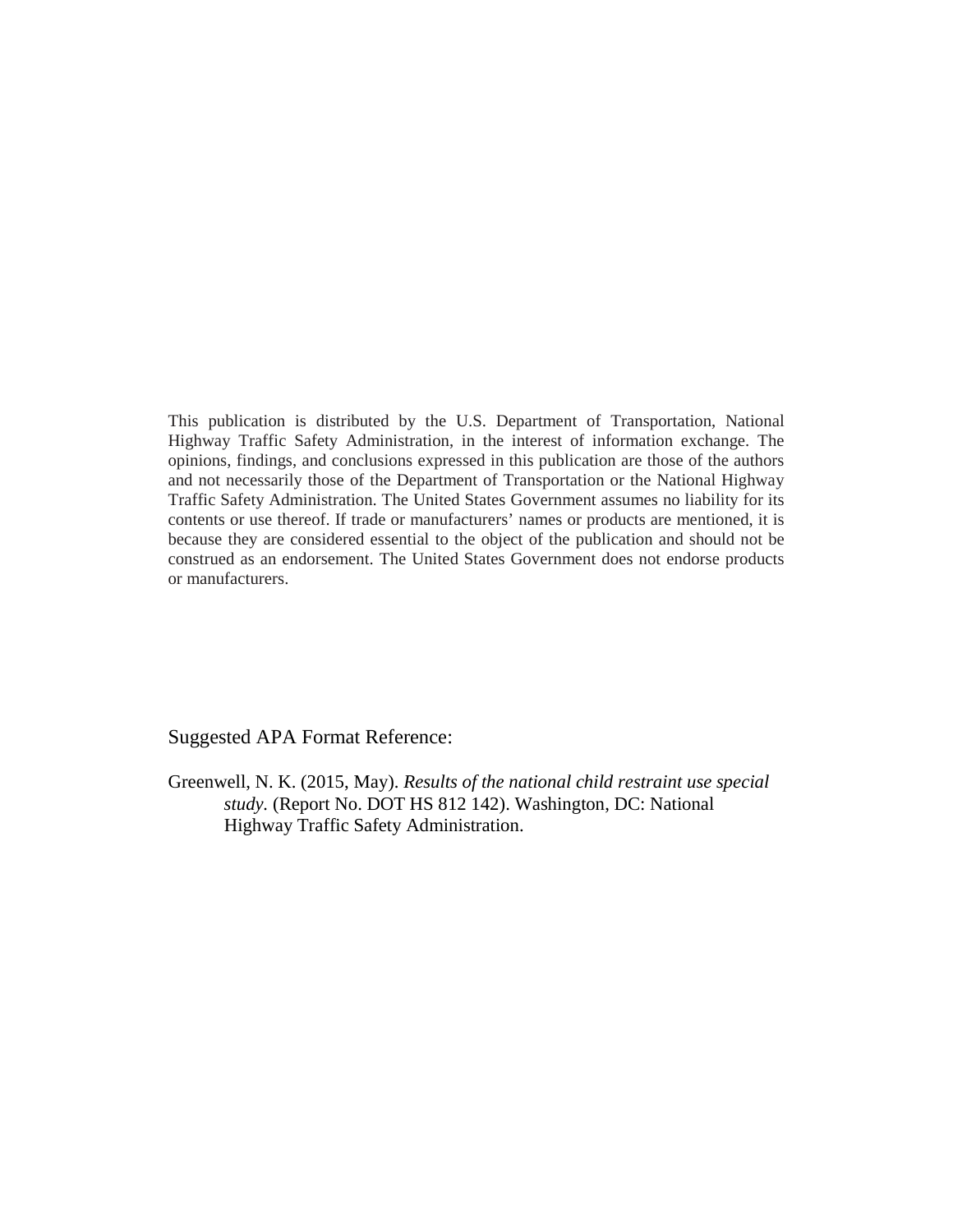This publication is distributed by the U.S. Department of Transportation, National Highway Traffic Safety Administration, in the interest of information exchange. The opinions, findings, and conclusions expressed in this publication are those of the authors and not necessarily those of the Department of Transportation or the National Highway Traffic Safety Administration. The United States Government assumes no liability for its contents or use thereof. If trade or manufacturers' names or products are mentioned, it is because they are considered essential to the object of the publication and should not be construed as an endorsement. The United States Government does not endorse products or manufacturers.

Suggested APA Format Reference:

Greenwell, N. K. (2015, May). *Results of the national child restraint use special study.* (Report No. DOT HS 812 142). Washington, DC: National Highway Traffic Safety Administration.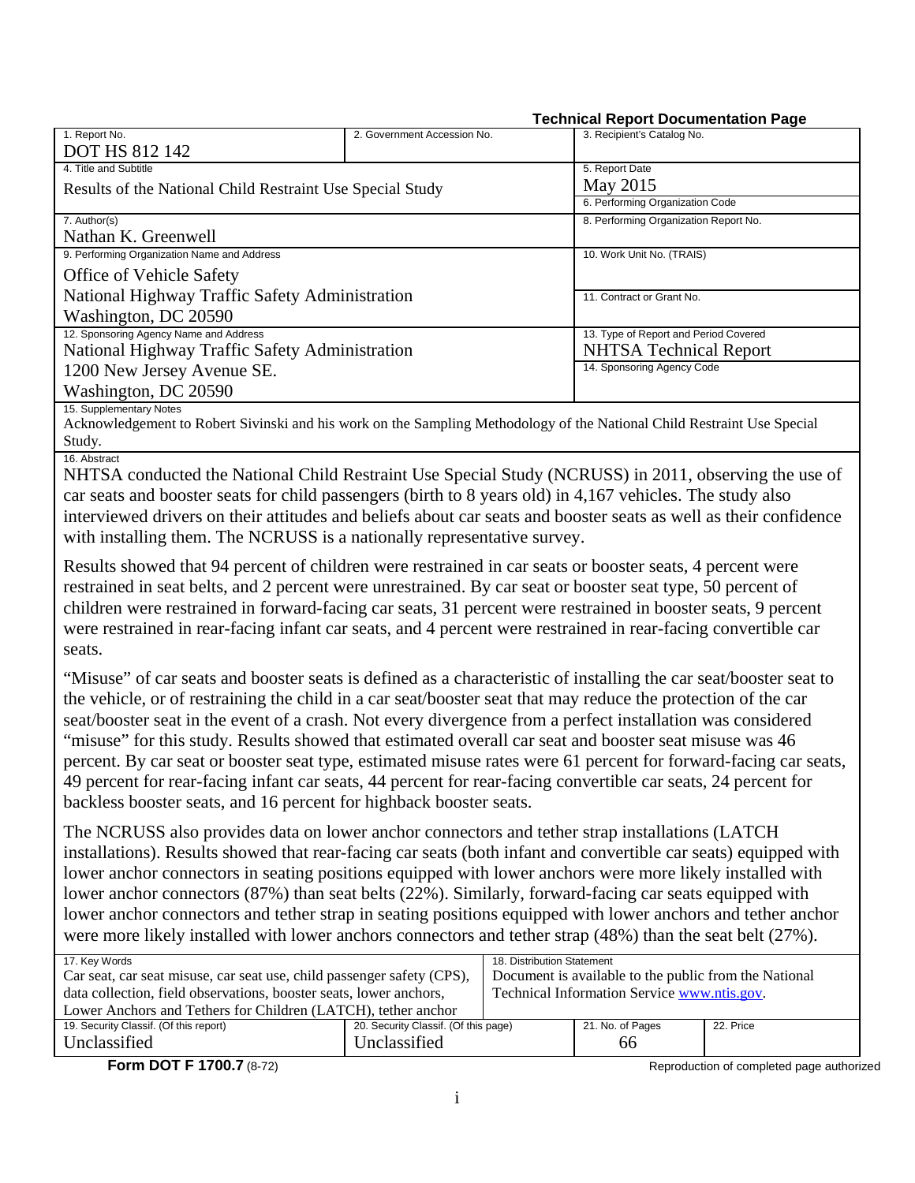**Technical Report Documentation Page**

| 1. Report No. | 2. Government Accession No. | 3. Recipient's Catalog No. |
|---|---|---|
| DOT HS 812 142 | | |
| 4. Title and Subtitle<br>Results of the National Child Restraint Use Special Study | | 5. Report Date<br>May 2015 |
| | | 6. Performing Organization Code |
| 7. Author(s)<br>Nathan K. Greenwell | | 8. Performing Organization Report No. |
| 9. Performing Organization Name and Address<br>Office of Vehicle Safety<br>National Highway Traffic Safety Administration<br>Washington, DC 20590 | | 10. Work Unit No. (TRAIS) |
| | | 11. Contract or Grant No. |
| 12. Sponsoring Agency Name and Address<br>National Highway Traffic Safety Administration<br>1200 New Jersey Avenue SE.<br>Washington, DC 20590 | | 13. Type of Report and Period Covered<br>NHTSA Technical Report |
| | | 14. Sponsoring Agency Code |

15. Supplementary Notes

Acknowledgement to Robert Sivinski and his work on the Sampling Methodology of the National Child Restraint Use Special Study.

16. Abstract

NHTSA conducted the National Child Restraint Use Special Study (NCRUSS) in 2011, observing the use of car seats and booster seats for child passengers (birth to 8 years old) in 4,167 vehicles. The study also interviewed drivers on their attitudes and beliefs about car seats and booster seats as well as their confidence with installing them. The NCRUSS is a nationally representative survey.

Results showed that 94 percent of children were restrained in car seats or booster seats, 4 percent were restrained in seat belts, and 2 percent were unrestrained. By car seat or booster seat type, 50 percent of children were restrained in forward-facing car seats, 31 percent were restrained in booster seats, 9 percent were restrained in rear-facing infant car seats, and 4 percent were restrained in rear-facing convertible car seats.

"Misuse" of car seats and booster seats is defined as a characteristic of installing the car seat/booster seat to the vehicle, or of restraining the child in a car seat/booster seat that may reduce the protection of the car seat/booster seat in the event of a crash. Not every divergence from a perfect installation was considered "misuse" for this study. Results showed that estimated overall car seat and booster seat misuse was 46 percent. By car seat or booster seat type, estimated misuse rates were 61 percent for forward-facing car seats, 49 percent for rear-facing infant car seats, 44 percent for rear-facing convertible car seats, 24 percent for backless booster seats, and 16 percent for highback booster seats.

The NCRUSS also provides data on lower anchor connectors and tether strap installations (LATCH installations). Results showed that rear-facing car seats (both infant and convertible car seats) equipped with lower anchor connectors in seating positions equipped with lower anchors were more likely installed with lower anchor connectors (87%) than seat belts (22%). Similarly, forward-facing car seats equipped with lower anchor connectors and tether strap in seating positions equipped with lower anchors and tether anchor were more likely installed with lower anchors connectors and tether strap (48%) than the seat belt (27%).

| 17. Key Words | | 18. Distribution Statement | |
|---|---|---|---|
| Car seat, car seat misuse, car seat use, child passenger safety (CPS), data collection, field observations, booster seats, lower anchors, Lower Anchors and Tethers for Children (LATCH), tether anchor | | Document is available to the public from the National Technical Information Service www.ntis.gov. | |
| 19. Security Classif. (Of this report) | 20. Security Classif. (Of this page) | 21. No. of Pages | 22. Price |
| Unclassified | Unclassified | 66 | |

**Form DOT F 1700.7** (8-72) Reproduction of completed page authorized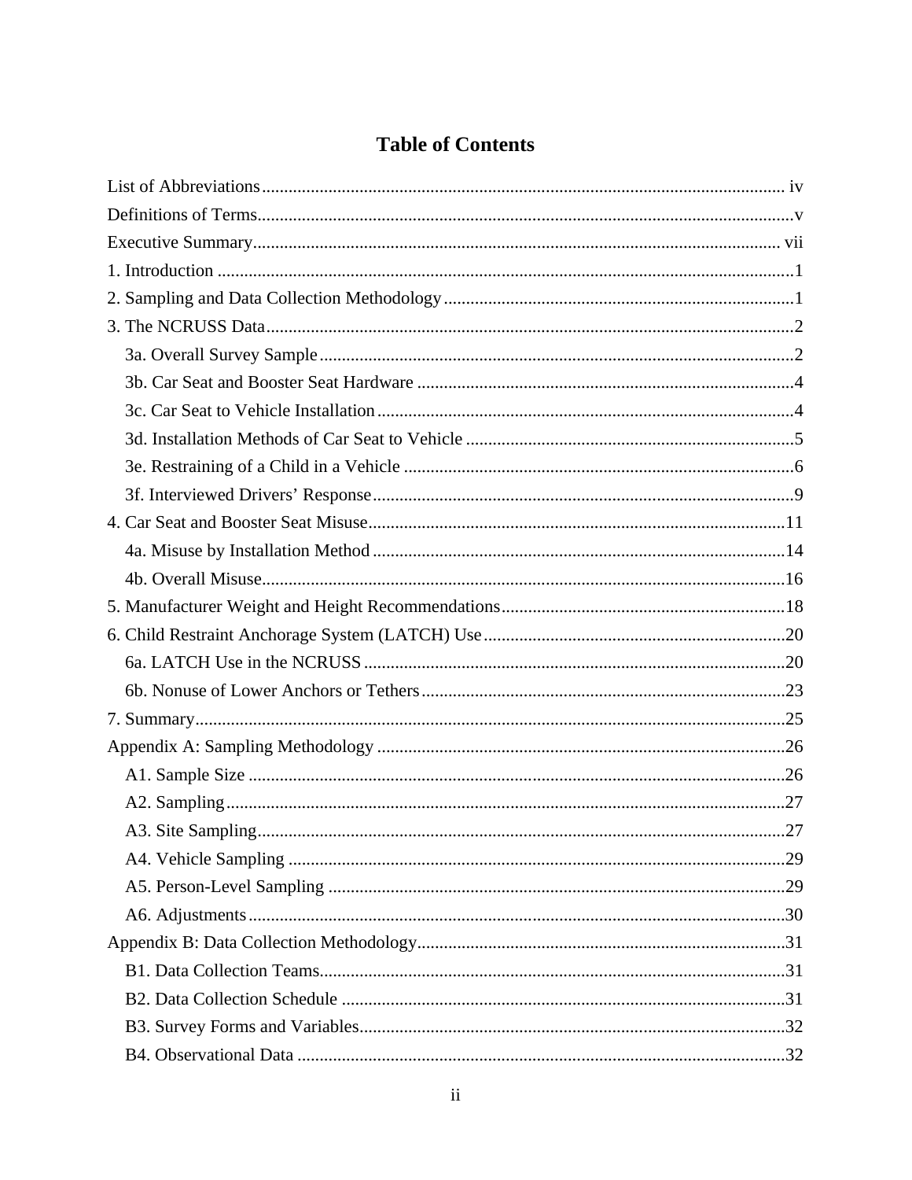# Table of Contents

List of Abbreviations ..... iv
Definitions of Terms ..... v
Executive Summary ..... vii
1. Introduction ..... 1
2. Sampling and Data Collection Methodology ..... 1
3. The NCRUSS Data ..... 2
    3a. Overall Survey Sample ..... 2
    3b. Car Seat and Booster Seat Hardware ..... 4
    3c. Car Seat to Vehicle Installation ..... 4
    3d. Installation Methods of Car Seat to Vehicle ..... 5
    3e. Restraining of a Child in a Vehicle ..... 6
    3f. Interviewed Drivers' Response ..... 9
4. Car Seat and Booster Seat Misuse ..... 11
    4a. Misuse by Installation Method ..... 14
    4b. Overall Misuse ..... 16
5. Manufacturer Weight and Height Recommendations ..... 18
6. Child Restraint Anchorage System (LATCH) Use ..... 20
    6a. LATCH Use in the NCRUSS ..... 20
    6b. Nonuse of Lower Anchors or Tethers ..... 23
7. Summary ..... 25
Appendix A: Sampling Methodology ..... 26
    A1. Sample Size ..... 26
    A2. Sampling ..... 27
    A3. Site Sampling ..... 27
    A4. Vehicle Sampling ..... 29
    A5. Person-Level Sampling ..... 29
    A6. Adjustments ..... 30
Appendix B: Data Collection Methodology ..... 31
    B1. Data Collection Teams ..... 31
    B2. Data Collection Schedule ..... 31
    B3. Survey Forms and Variables ..... 32
    B4. Observational Data ..... 32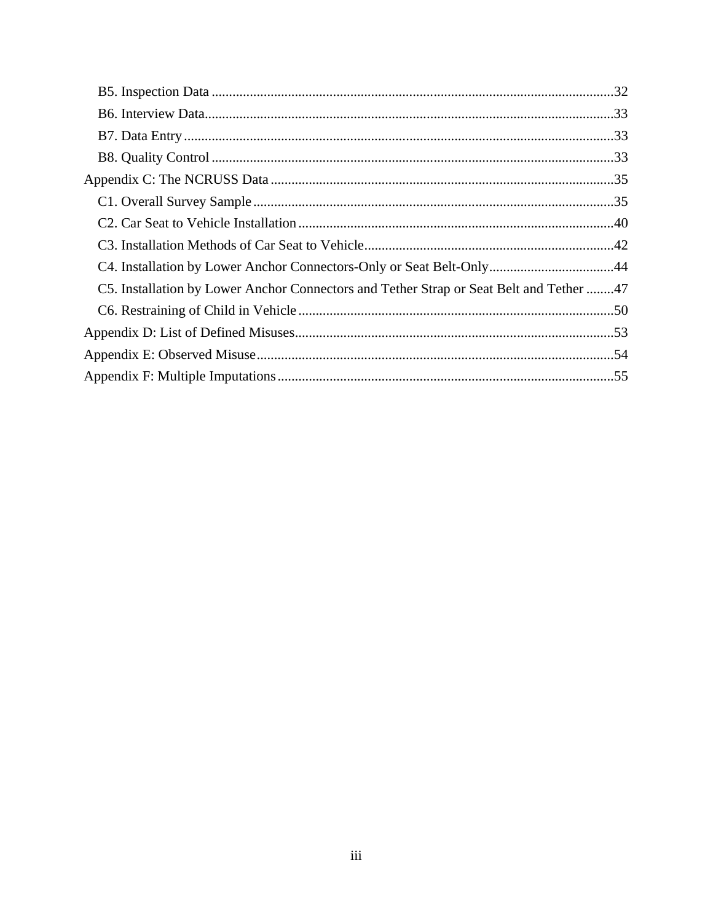- B5. Inspection Data ....................................................................................................................32
- B6. Interview Data......................................................................................................................33
- B7. Data Entry ............................................................................................................................33
- B8. Quality Control ....................................................................................................................33

Appendix C: The NCRUSS Data ..................................................................................................35

- C1. Overall Survey Sample ........................................................................................................35
- C2. Car Seat to Vehicle Installation ...........................................................................................40
- C3. Installation Methods of Car Seat to Vehicle........................................................................42
- C4. Installation by Lower Anchor Connectors-Only or Seat Belt-Only....................................44
- C5. Installation by Lower Anchor Connectors and Tether Strap or Seat Belt and Tether ........47
- C6. Restraining of Child in Vehicle ...........................................................................................50

Appendix D: List of Defined Misuses............................................................................................53

Appendix E: Observed Misuse.......................................................................................................54

Appendix F: Multiple Imputations.................................................................................................55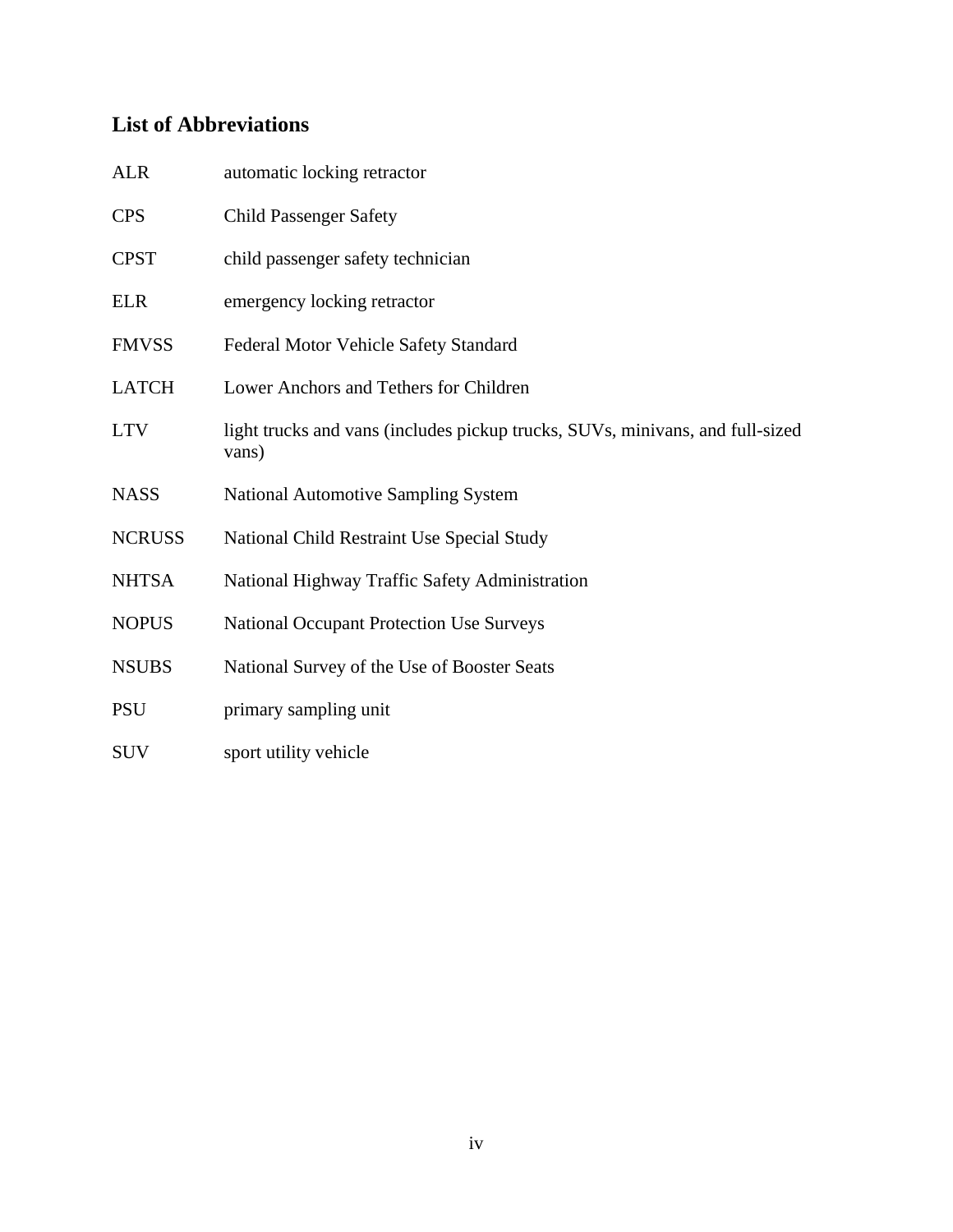## List of Abbreviations

| | |
|---|---|
| ALR | automatic locking retractor |
| CPS | Child Passenger Safety |
| CPST | child passenger safety technician |
| ELR | emergency locking retractor |
| FMVSS | Federal Motor Vehicle Safety Standard |
| LATCH | Lower Anchors and Tethers for Children |
| LTV | light trucks and vans (includes pickup trucks, SUVs, minivans, and full-sized vans) |
| NASS | National Automotive Sampling System |
| NCRUSS | National Child Restraint Use Special Study |
| NHTSA | National Highway Traffic Safety Administration |
| NOPUS | National Occupant Protection Use Surveys |
| NSUBS | National Survey of the Use of Booster Seats |
| PSU | primary sampling unit |
| SUV | sport utility vehicle |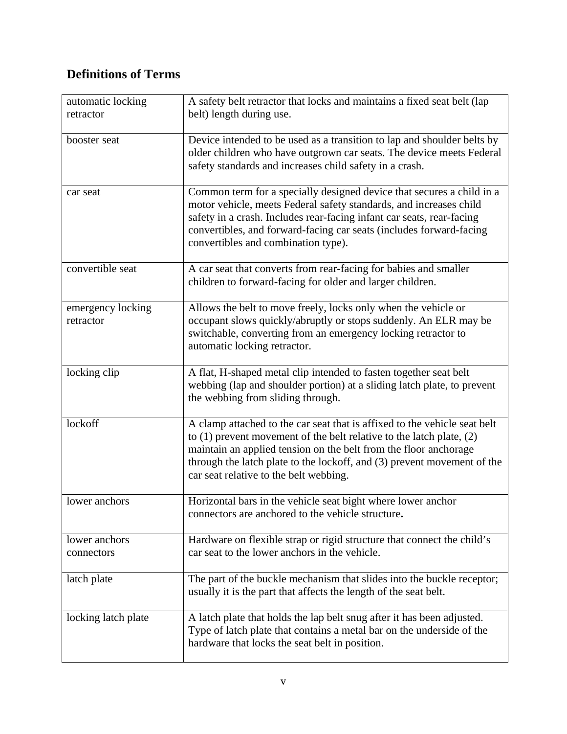## Definitions of Terms

| Term | Definition |
|---|---|
| automatic locking retractor | A safety belt retractor that locks and maintains a fixed seat belt (lap belt) length during use. |
| booster seat | Device intended to be used as a transition to lap and shoulder belts by older children who have outgrown car seats. The device meets Federal safety standards and increases child safety in a crash. |
| car seat | Common term for a specially designed device that secures a child in a motor vehicle, meets Federal safety standards, and increases child safety in a crash. Includes rear-facing infant car seats, rear-facing convertibles, and forward-facing car seats (includes forward-facing convertibles and combination type). |
| convertible seat | A car seat that converts from rear-facing for babies and smaller children to forward-facing for older and larger children. |
| emergency locking retractor | Allows the belt to move freely, locks only when the vehicle or occupant slows quickly/abruptly or stops suddenly. An ELR may be switchable, converting from an emergency locking retractor to automatic locking retractor. |
| locking clip | A flat, H-shaped metal clip intended to fasten together seat belt webbing (lap and shoulder portion) at a sliding latch plate, to prevent the webbing from sliding through. |
| lockoff | A clamp attached to the car seat that is affixed to the vehicle seat belt to (1) prevent movement of the belt relative to the latch plate, (2) maintain an applied tension on the belt from the floor anchorage through the latch plate to the lockoff, and (3) prevent movement of the car seat relative to the belt webbing. |
| lower anchors | Horizontal bars in the vehicle seat bight where lower anchor connectors are anchored to the vehicle structure**.** |
| lower anchors connectors | Hardware on flexible strap or rigid structure that connect the child's car seat to the lower anchors in the vehicle. |
| latch plate | The part of the buckle mechanism that slides into the buckle receptor; usually it is the part that affects the length of the seat belt. |
| locking latch plate | A latch plate that holds the lap belt snug after it has been adjusted. Type of latch plate that contains a metal bar on the underside of the hardware that locks the seat belt in position. |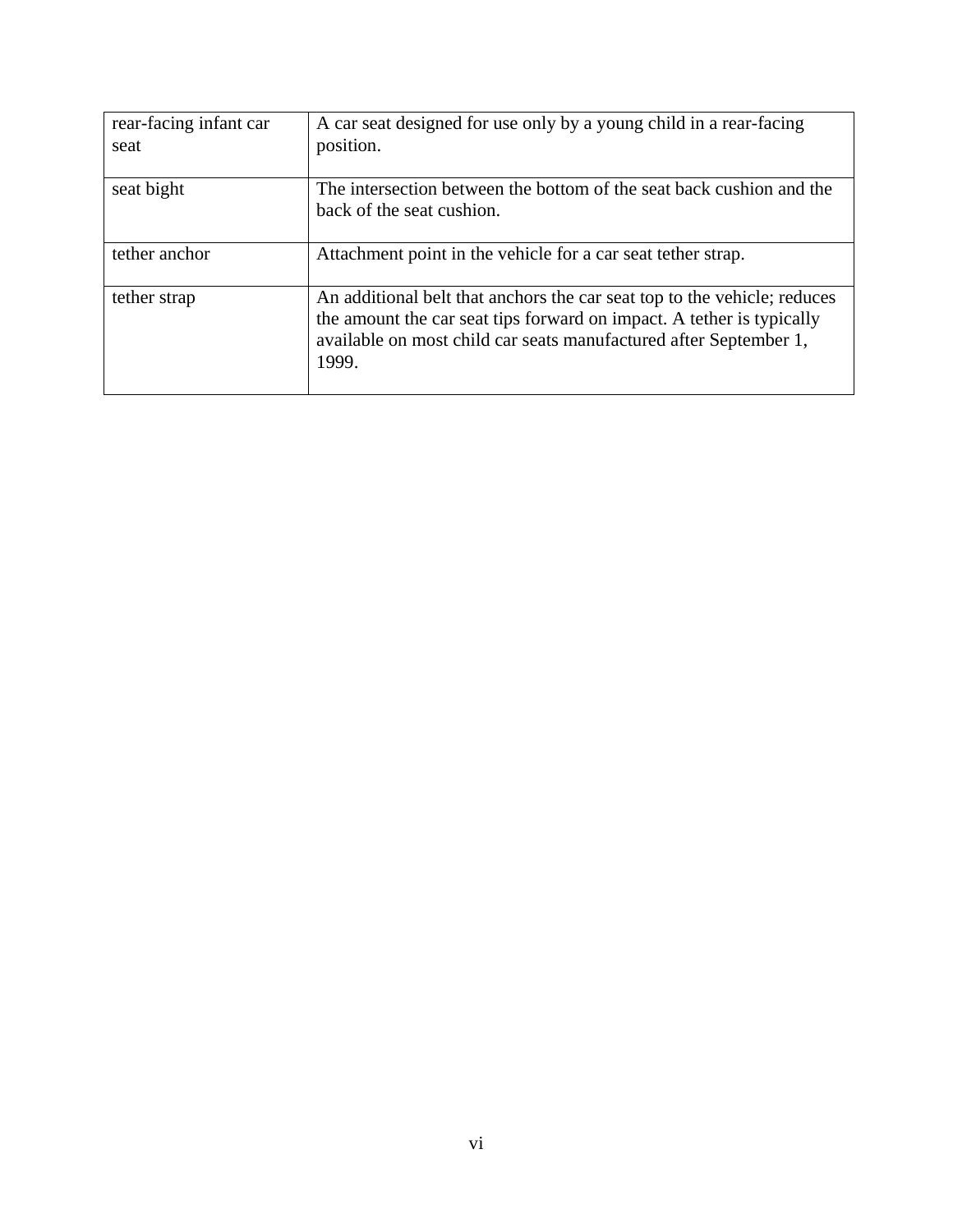| | |
|---|---|
| rear-facing infant car seat | A car seat designed for use only by a young child in a rear-facing position. |
| seat bight | The intersection between the bottom of the seat back cushion and the back of the seat cushion. |
| tether anchor | Attachment point in the vehicle for a car seat tether strap. |
| tether strap | An additional belt that anchors the car seat top to the vehicle; reduces the amount the car seat tips forward on impact. A tether is typically available on most child car seats manufactured after September 1, 1999. |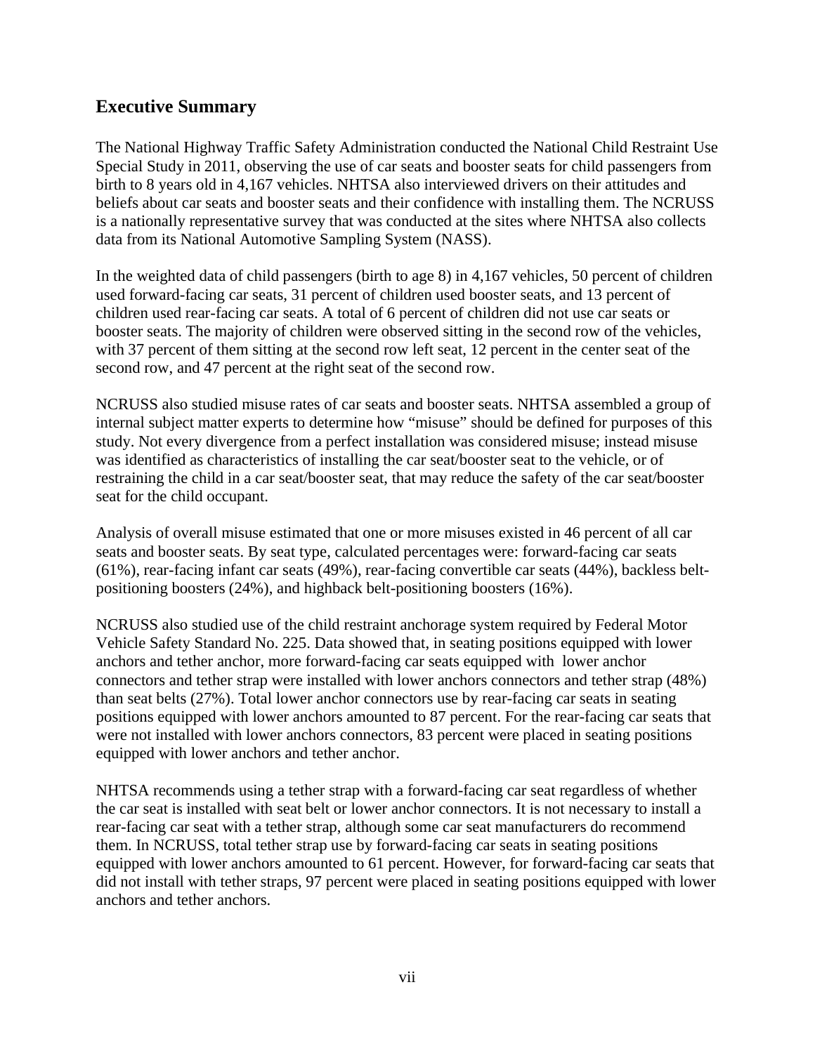## Executive Summary

The National Highway Traffic Safety Administration conducted the National Child Restraint Use Special Study in 2011, observing the use of car seats and booster seats for child passengers from birth to 8 years old in 4,167 vehicles. NHTSA also interviewed drivers on their attitudes and beliefs about car seats and booster seats and their confidence with installing them. The NCRUSS is a nationally representative survey that was conducted at the sites where NHTSA also collects data from its National Automotive Sampling System (NASS).

In the weighted data of child passengers (birth to age 8) in 4,167 vehicles, 50 percent of children used forward-facing car seats, 31 percent of children used booster seats, and 13 percent of children used rear-facing car seats. A total of 6 percent of children did not use car seats or booster seats. The majority of children were observed sitting in the second row of the vehicles, with 37 percent of them sitting at the second row left seat, 12 percent in the center seat of the second row, and 47 percent at the right seat of the second row.

NCRUSS also studied misuse rates of car seats and booster seats. NHTSA assembled a group of internal subject matter experts to determine how "misuse" should be defined for purposes of this study. Not every divergence from a perfect installation was considered misuse; instead misuse was identified as characteristics of installing the car seat/booster seat to the vehicle, or of restraining the child in a car seat/booster seat, that may reduce the safety of the car seat/booster seat for the child occupant.

Analysis of overall misuse estimated that one or more misuses existed in 46 percent of all car seats and booster seats. By seat type, calculated percentages were: forward-facing car seats (61%), rear-facing infant car seats (49%), rear-facing convertible car seats (44%), backless belt-positioning boosters (24%), and highback belt-positioning boosters (16%).

NCRUSS also studied use of the child restraint anchorage system required by Federal Motor Vehicle Safety Standard No. 225. Data showed that, in seating positions equipped with lower anchors and tether anchor, more forward-facing car seats equipped with lower anchor connectors and tether strap were installed with lower anchors connectors and tether strap (48%) than seat belts (27%). Total lower anchor connectors use by rear-facing car seats in seating positions equipped with lower anchors amounted to 87 percent. For the rear-facing car seats that were not installed with lower anchors connectors, 83 percent were placed in seating positions equipped with lower anchors and tether anchor.

NHTSA recommends using a tether strap with a forward-facing car seat regardless of whether the car seat is installed with seat belt or lower anchor connectors. It is not necessary to install a rear-facing car seat with a tether strap, although some car seat manufacturers do recommend them. In NCRUSS, total tether strap use by forward-facing car seats in seating positions equipped with lower anchors amounted to 61 percent. However, for forward-facing car seats that did not install with tether straps, 97 percent were placed in seating positions equipped with lower anchors and tether anchors.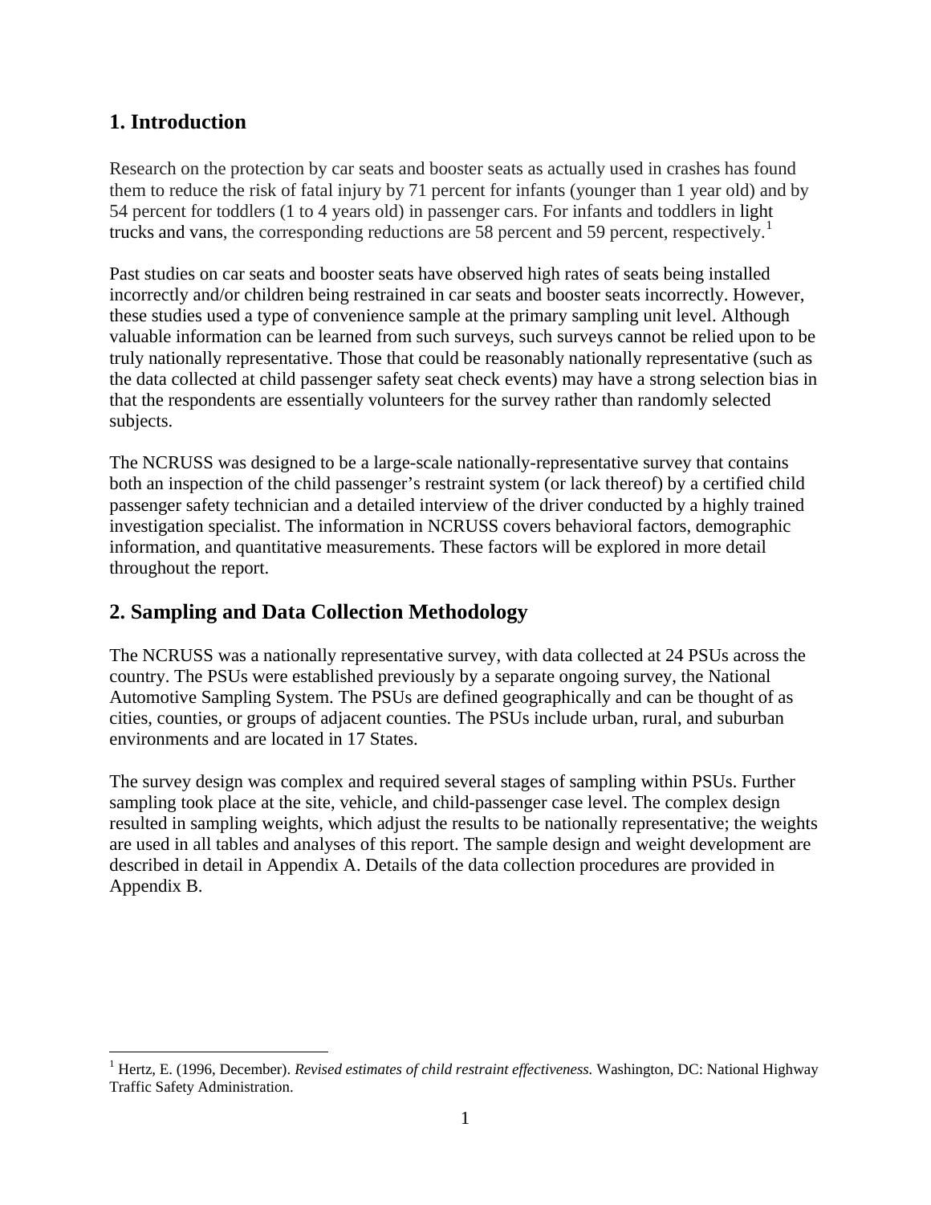## 1. Introduction

Research on the protection by car seats and booster seats as actually used in crashes has found them to reduce the risk of fatal injury by 71 percent for infants (younger than 1 year old) and by 54 percent for toddlers (1 to 4 years old) in passenger cars. For infants and toddlers in light trucks and vans, the corresponding reductions are 58 percent and 59 percent, respectively.[1]

Past studies on car seats and booster seats have observed high rates of seats being installed incorrectly and/or children being restrained in car seats and booster seats incorrectly. However, these studies used a type of convenience sample at the primary sampling unit level. Although valuable information can be learned from such surveys, such surveys cannot be relied upon to be truly nationally representative. Those that could be reasonably nationally representative (such as the data collected at child passenger safety seat check events) may have a strong selection bias in that the respondents are essentially volunteers for the survey rather than randomly selected subjects.

The NCRUSS was designed to be a large-scale nationally-representative survey that contains both an inspection of the child passenger's restraint system (or lack thereof) by a certified child passenger safety technician and a detailed interview of the driver conducted by a highly trained investigation specialist. The information in NCRUSS covers behavioral factors, demographic information, and quantitative measurements. These factors will be explored in more detail throughout the report.

## 2. Sampling and Data Collection Methodology

The NCRUSS was a nationally representative survey, with data collected at 24 PSUs across the country. The PSUs were established previously by a separate ongoing survey, the National Automotive Sampling System. The PSUs are defined geographically and can be thought of as cities, counties, or groups of adjacent counties. The PSUs include urban, rural, and suburban environments and are located in 17 States.

The survey design was complex and required several stages of sampling within PSUs. Further sampling took place at the site, vehicle, and child-passenger case level. The complex design resulted in sampling weights, which adjust the results to be nationally representative; the weights are used in all tables and analyses of this report. The sample design and weight development are described in detail in Appendix A. Details of the data collection procedures are provided in Appendix B.

[1] Hertz, E. (1996, December). *Revised estimates of child restraint effectiveness.* Washington, DC: National Highway Traffic Safety Administration.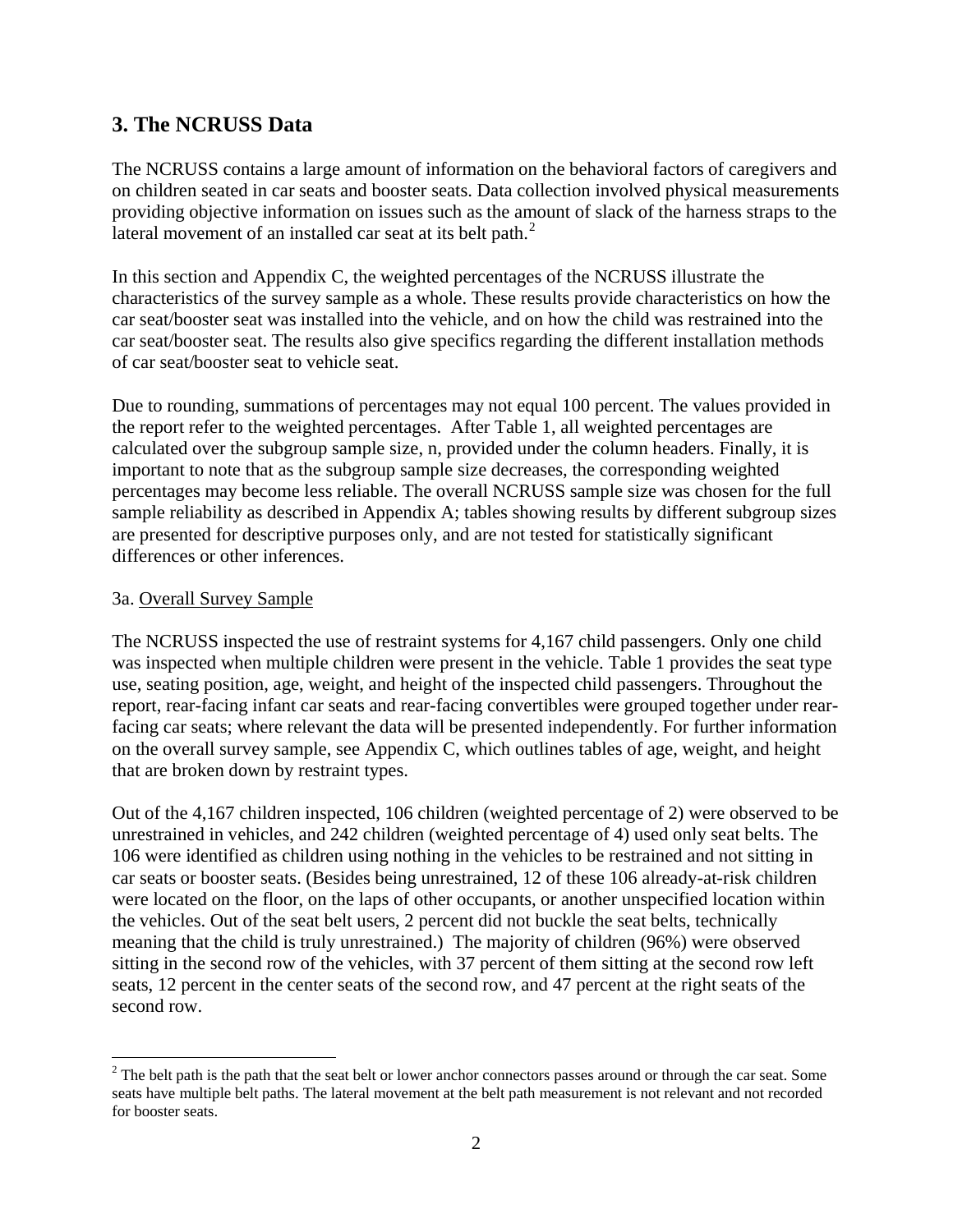## 3. The NCRUSS Data

The NCRUSS contains a large amount of information on the behavioral factors of caregivers and on children seated in car seats and booster seats. Data collection involved physical measurements providing objective information on issues such as the amount of slack of the harness straps to the lateral movement of an installed car seat at its belt path.[2]

In this section and Appendix C, the weighted percentages of the NCRUSS illustrate the characteristics of the survey sample as a whole. These results provide characteristics on how the car seat/booster seat was installed into the vehicle, and on how the child was restrained into the car seat/booster seat. The results also give specifics regarding the different installation methods of car seat/booster seat to vehicle seat.

Due to rounding, summations of percentages may not equal 100 percent. The values provided in the report refer to the weighted percentages. After Table 1, all weighted percentages are calculated over the subgroup sample size, n, provided under the column headers. Finally, it is important to note that as the subgroup sample size decreases, the corresponding weighted percentages may become less reliable. The overall NCRUSS sample size was chosen for the full sample reliability as described in Appendix A; tables showing results by different subgroup sizes are presented for descriptive purposes only, and are not tested for statistically significant differences or other inferences.

3a. Overall Survey Sample

The NCRUSS inspected the use of restraint systems for 4,167 child passengers. Only one child was inspected when multiple children were present in the vehicle. Table 1 provides the seat type use, seating position, age, weight, and height of the inspected child passengers. Throughout the report, rear-facing infant car seats and rear-facing convertibles were grouped together under rear-facing car seats; where relevant the data will be presented independently. For further information on the overall survey sample, see Appendix C, which outlines tables of age, weight, and height that are broken down by restraint types.

Out of the 4,167 children inspected, 106 children (weighted percentage of 2) were observed to be unrestrained in vehicles, and 242 children (weighted percentage of 4) used only seat belts. The 106 were identified as children using nothing in the vehicles to be restrained and not sitting in car seats or booster seats. (Besides being unrestrained, 12 of these 106 already-at-risk children were located on the floor, on the laps of other occupants, or another unspecified location within the vehicles. Out of the seat belt users, 2 percent did not buckle the seat belts, technically meaning that the child is truly unrestrained.) The majority of children (96%) were observed sitting in the second row of the vehicles, with 37 percent of them sitting at the second row left seats, 12 percent in the center seats of the second row, and 47 percent at the right seats of the second row.

---

[2] The belt path is the path that the seat belt or lower anchor connectors passes around or through the car seat. Some seats have multiple belt paths. The lateral movement at the belt path measurement is not relevant and not recorded for booster seats.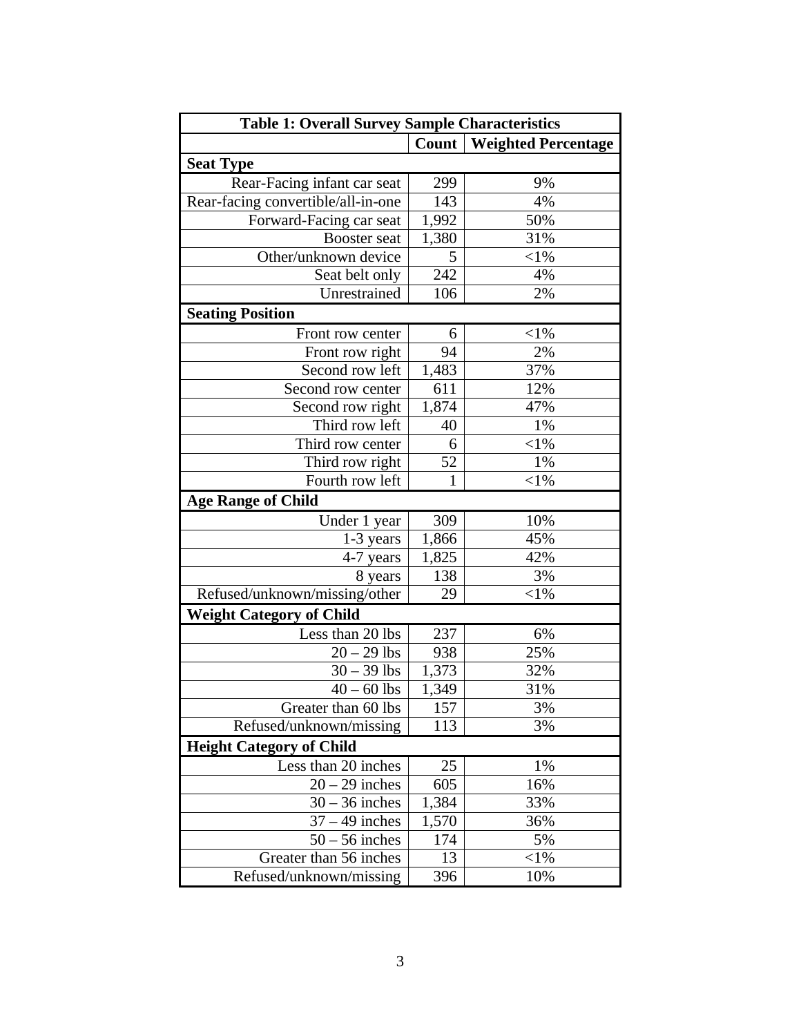| Table 1: Overall Survey Sample Characteristics | | |
|---|---|---|
| | **Count** | **Weighted Percentage** |
| **Seat Type** | | |
| Rear-Facing infant car seat | 299 | 9% |
| Rear-facing convertible/all-in-one | 143 | 4% |
| Forward-Facing car seat | 1,992 | 50% |
| Booster seat | 1,380 | 31% |
| Other/unknown device | 5 | <1% |
| Seat belt only | 242 | 4% |
| Unrestrained | 106 | 2% |
| **Seating Position** | | |
| Front row center | 6 | <1% |
| Front row right | 94 | 2% |
| Second row left | 1,483 | 37% |
| Second row center | 611 | 12% |
| Second row right | 1,874 | 47% |
| Third row left | 40 | 1% |
| Third row center | 6 | <1% |
| Third row right | 52 | 1% |
| Fourth row left | 1 | <1% |
| **Age Range of Child** | | |
| Under 1 year | 309 | 10% |
| 1-3 years | 1,866 | 45% |
| 4-7 years | 1,825 | 42% |
| 8 years | 138 | 3% |
| Refused/unknown/missing/other | 29 | <1% |
| **Weight Category of Child** | | |
| Less than 20 lbs | 237 | 6% |
| 20 – 29 lbs | 938 | 25% |
| 30 – 39 lbs | 1,373 | 32% |
| 40 – 60 lbs | 1,349 | 31% |
| Greater than 60 lbs | 157 | 3% |
| Refused/unknown/missing | 113 | 3% |
| **Height Category of Child** | | |
| Less than 20 inches | 25 | 1% |
| 20 – 29 inches | 605 | 16% |
| 30 – 36 inches | 1,384 | 33% |
| 37 – 49 inches | 1,570 | 36% |
| 50 – 56 inches | 174 | 5% |
| Greater than 56 inches | 13 | <1% |
| Refused/unknown/missing | 396 | 10% |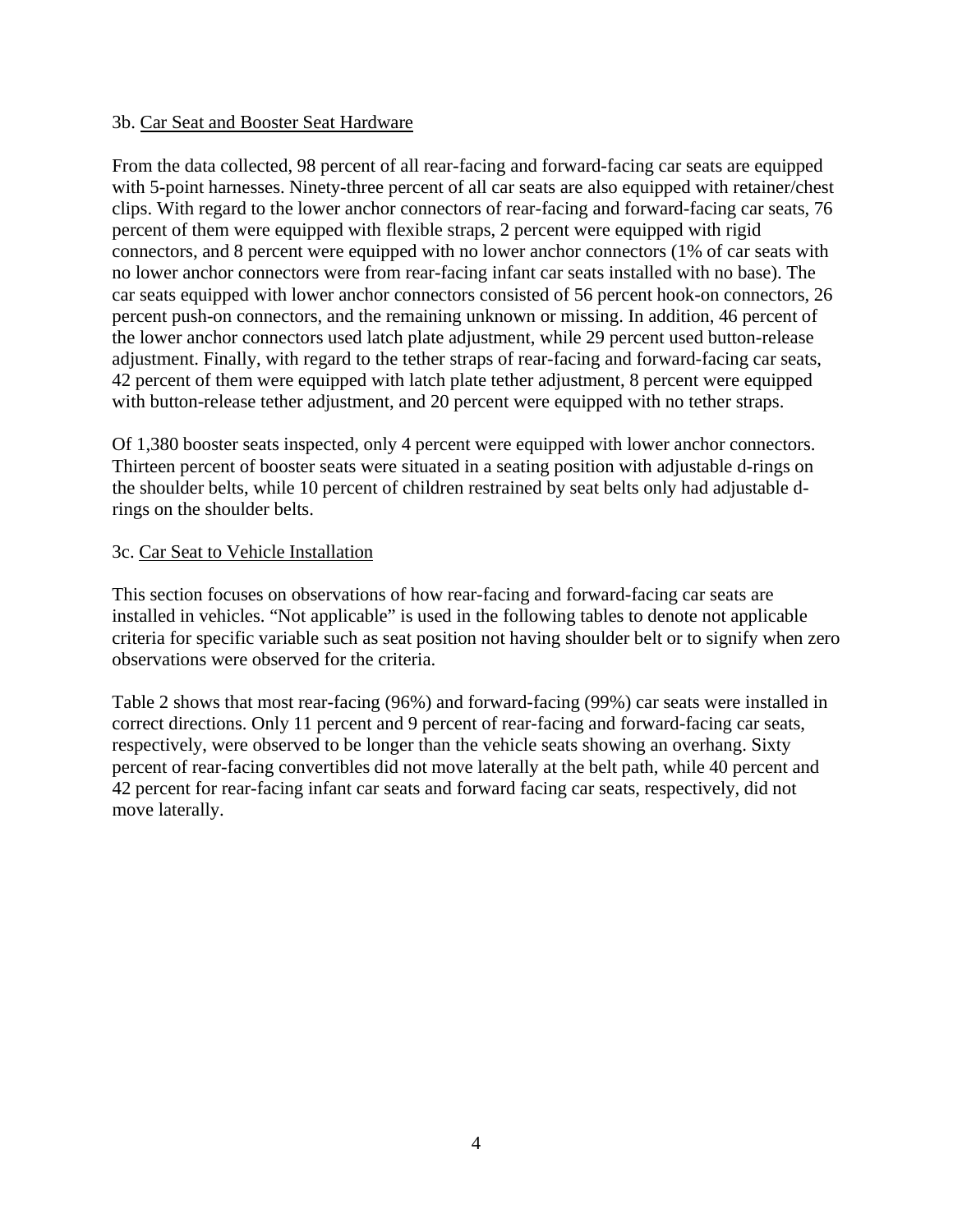### 3b. Car Seat and Booster Seat Hardware

From the data collected, 98 percent of all rear-facing and forward-facing car seats are equipped with 5-point harnesses. Ninety-three percent of all car seats are also equipped with retainer/chest clips. With regard to the lower anchor connectors of rear-facing and forward-facing car seats, 76 percent of them were equipped with flexible straps, 2 percent were equipped with rigid connectors, and 8 percent were equipped with no lower anchor connectors (1% of car seats with no lower anchor connectors were from rear-facing infant car seats installed with no base). The car seats equipped with lower anchor connectors consisted of 56 percent hook-on connectors, 26 percent push-on connectors, and the remaining unknown or missing. In addition, 46 percent of the lower anchor connectors used latch plate adjustment, while 29 percent used button-release adjustment. Finally, with regard to the tether straps of rear-facing and forward-facing car seats, 42 percent of them were equipped with latch plate tether adjustment, 8 percent were equipped with button-release tether adjustment, and 20 percent were equipped with no tether straps.

Of 1,380 booster seats inspected, only 4 percent were equipped with lower anchor connectors. Thirteen percent of booster seats were situated in a seating position with adjustable d-rings on the shoulder belts, while 10 percent of children restrained by seat belts only had adjustable d-rings on the shoulder belts.

### 3c. Car Seat to Vehicle Installation

This section focuses on observations of how rear-facing and forward-facing car seats are installed in vehicles. "Not applicable" is used in the following tables to denote not applicable criteria for specific variable such as seat position not having shoulder belt or to signify when zero observations were observed for the criteria.

Table 2 shows that most rear-facing (96%) and forward-facing (99%) car seats were installed in correct directions. Only 11 percent and 9 percent of rear-facing and forward-facing car seats, respectively, were observed to be longer than the vehicle seats showing an overhang. Sixty percent of rear-facing convertibles did not move laterally at the belt path, while 40 percent and 42 percent for rear-facing infant car seats and forward facing car seats, respectively, did not move laterally.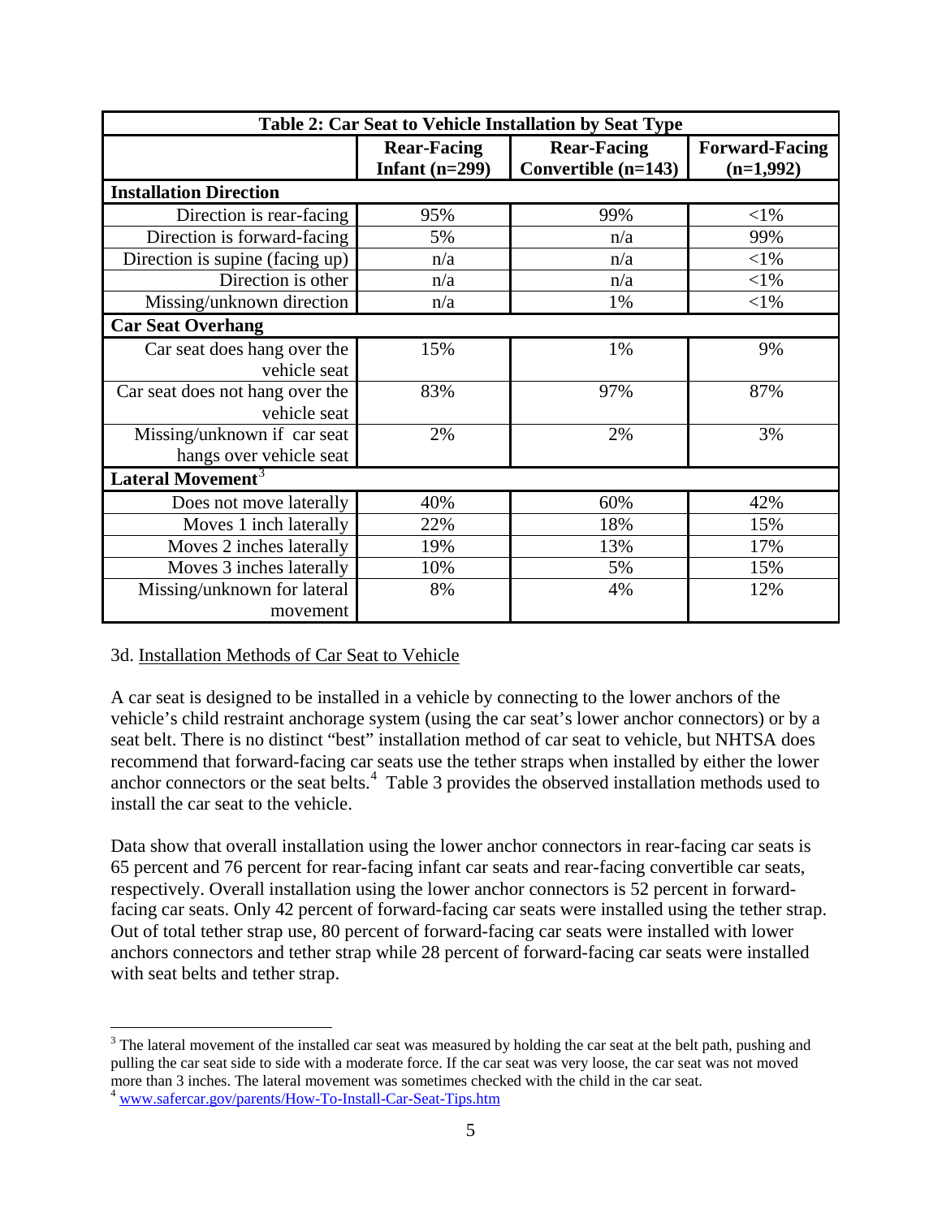| Table 2: Car Seat to Vehicle Installation by Seat Type | | | |
|---|---|---|---|
| | Rear-Facing Infant (n=299) | Rear-Facing Convertible (n=143) | Forward-Facing (n=1,992) |
| **Installation Direction** | | | |
| Direction is rear-facing | 95% | 99% | <1% |
| Direction is forward-facing | 5% | n/a | 99% |
| Direction is supine (facing up) | n/a | n/a | <1% |
| Direction is other | n/a | n/a | <1% |
| Missing/unknown direction | n/a | 1% | <1% |
| **Car Seat Overhang** | | | |
| Car seat does hang over the vehicle seat | 15% | 1% | 9% |
| Car seat does not hang over the vehicle seat | 83% | 97% | 87% |
| Missing/unknown if car seat hangs over vehicle seat | 2% | 2% | 3% |
| **Lateral Movement**[3] | | | |
| Does not move laterally | 40% | 60% | 42% |
| Moves 1 inch laterally | 22% | 18% | 15% |
| Moves 2 inches laterally | 19% | 13% | 17% |
| Moves 3 inches laterally | 10% | 5% | 15% |
| Missing/unknown for lateral movement | 8% | 4% | 12% |

3d. Installation Methods of Car Seat to Vehicle

A car seat is designed to be installed in a vehicle by connecting to the lower anchors of the vehicle's child restraint anchorage system (using the car seat's lower anchor connectors) or by a seat belt. There is no distinct "best" installation method of car seat to vehicle, but NHTSA does recommend that forward-facing car seats use the tether straps when installed by either the lower anchor connectors or the seat belts.[4] Table 3 provides the observed installation methods used to install the car seat to the vehicle.

Data show that overall installation using the lower anchor connectors in rear-facing car seats is 65 percent and 76 percent for rear-facing infant car seats and rear-facing convertible car seats, respectively. Overall installation using the lower anchor connectors is 52 percent in forward-facing car seats. Only 42 percent of forward-facing car seats were installed using the tether strap. Out of total tether strap use, 80 percent of forward-facing car seats were installed with lower anchors connectors and tether strap while 28 percent of forward-facing car seats were installed with seat belts and tether strap.

---

[3] The lateral movement of the installed car seat was measured by holding the car seat at the belt path, pushing and pulling the car seat side to side with a moderate force. If the car seat was very loose, the car seat was not moved more than 3 inches. The lateral movement was sometimes checked with the child in the car seat.

[4] www.safercar.gov/parents/How-To-Install-Car-Seat-Tips.htm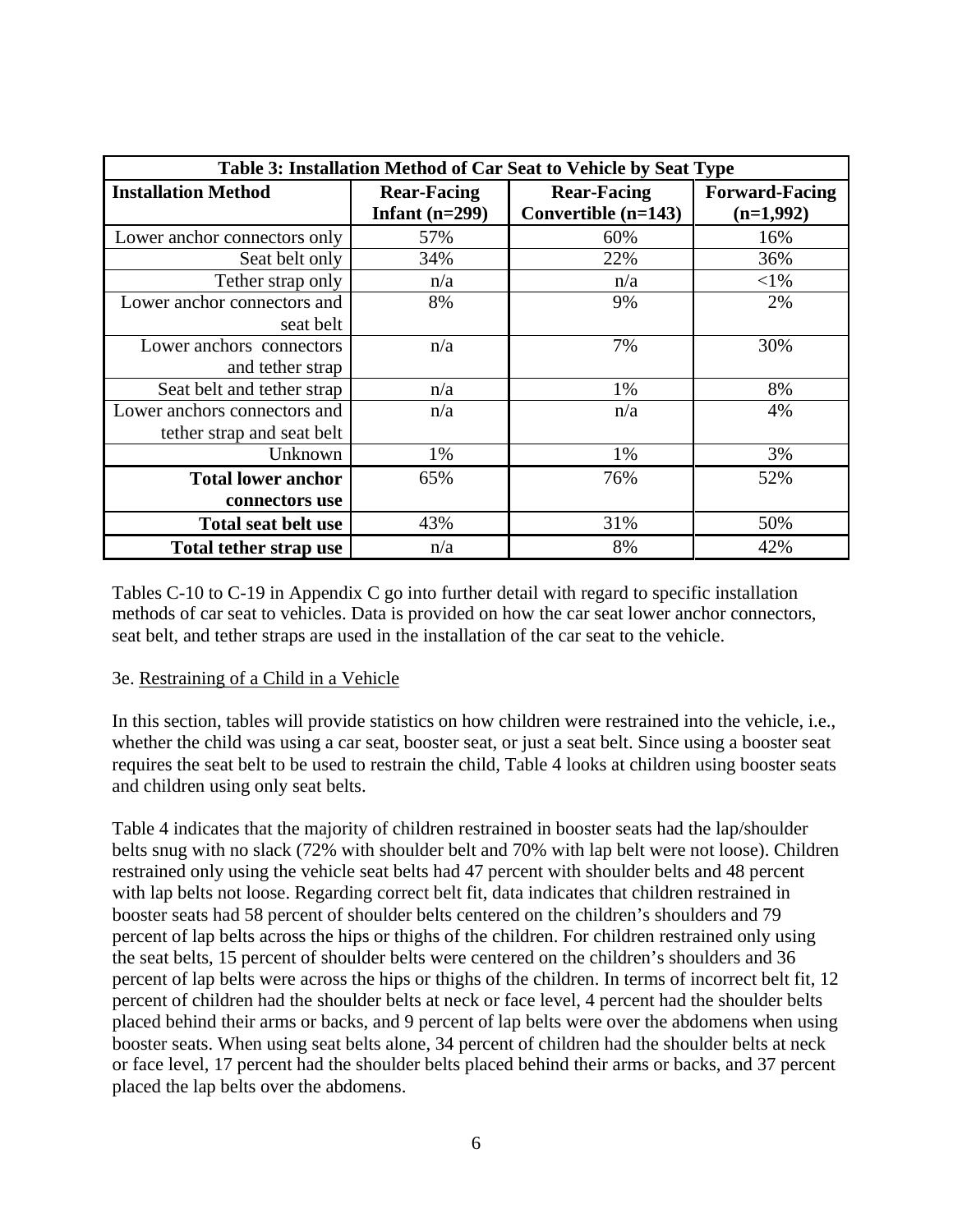| Table 3: Installation Method of Car Seat to Vehicle by Seat Type | | | |
|---|---|---|---|
| **Installation Method** | **Rear-Facing Infant (n=299)** | **Rear-Facing Convertible (n=143)** | **Forward-Facing (n=1,992)** |
| Lower anchor connectors only | 57% | 60% | 16% |
| Seat belt only | 34% | 22% | 36% |
| Tether strap only | n/a | n/a | <1% |
| Lower anchor connectors and seat belt | 8% | 9% | 2% |
| Lower anchors connectors and tether strap | n/a | 7% | 30% |
| Seat belt and tether strap | n/a | 1% | 8% |
| Lower anchors connectors and tether strap and seat belt | n/a | n/a | 4% |
| Unknown | 1% | 1% | 3% |
| **Total lower anchor connectors use** | 65% | 76% | 52% |
| **Total seat belt use** | 43% | 31% | 50% |
| **Total tether strap use** | n/a | 8% | 42% |

Tables C-10 to C-19 in Appendix C go into further detail with regard to specific installation methods of car seat to vehicles. Data is provided on how the car seat lower anchor connectors, seat belt, and tether straps are used in the installation of the car seat to the vehicle.

3e. Restraining of a Child in a Vehicle

In this section, tables will provide statistics on how children were restrained into the vehicle, i.e., whether the child was using a car seat, booster seat, or just a seat belt. Since using a booster seat requires the seat belt to be used to restrain the child, Table 4 looks at children using booster seats and children using only seat belts.

Table 4 indicates that the majority of children restrained in booster seats had the lap/shoulder belts snug with no slack (72% with shoulder belt and 70% with lap belt were not loose). Children restrained only using the vehicle seat belts had 47 percent with shoulder belts and 48 percent with lap belts not loose. Regarding correct belt fit, data indicates that children restrained in booster seats had 58 percent of shoulder belts centered on the children's shoulders and 79 percent of lap belts across the hips or thighs of the children. For children restrained only using the seat belts, 15 percent of shoulder belts were centered on the children's shoulders and 36 percent of lap belts were across the hips or thighs of the children. In terms of incorrect belt fit, 12 percent of children had the shoulder belts at neck or face level, 4 percent had the shoulder belts placed behind their arms or backs, and 9 percent of lap belts were over the abdomens when using booster seats. When using seat belts alone, 34 percent of children had the shoulder belts at neck or face level, 17 percent had the shoulder belts placed behind their arms or backs, and 37 percent placed the lap belts over the abdomens.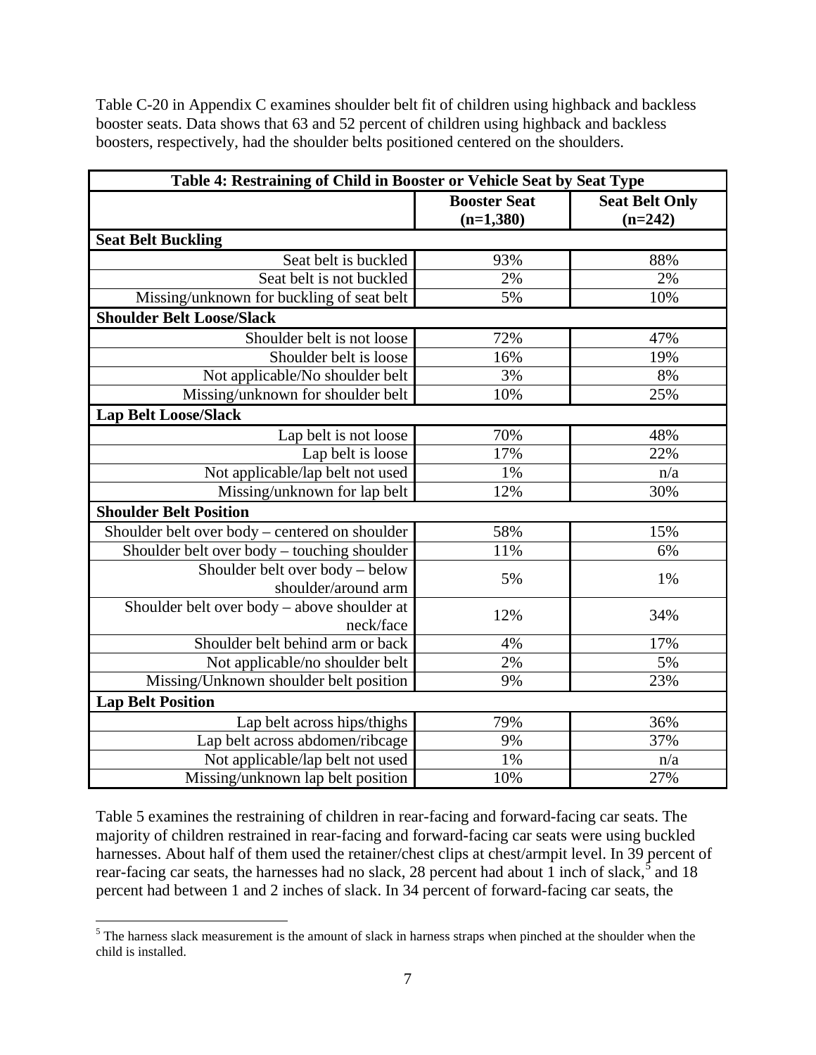Table C-20 in Appendix C examines shoulder belt fit of children using highback and backless booster seats. Data shows that 63 and 52 percent of children using highback and backless boosters, respectively, had the shoulder belts positioned centered on the shoulders.

| Table 4: Restraining of Child in Booster or Vehicle Seat by Seat Type | | |
|---|---|---|
| | **Booster Seat (n=1,380)** | **Seat Belt Only (n=242)** |
| **Seat Belt Buckling** | | |
| Seat belt is buckled | 93% | 88% |
| Seat belt is not buckled | 2% | 2% |
| Missing/unknown for buckling of seat belt | 5% | 10% |
| **Shoulder Belt Loose/Slack** | | |
| Shoulder belt is not loose | 72% | 47% |
| Shoulder belt is loose | 16% | 19% |
| Not applicable/No shoulder belt | 3% | 8% |
| Missing/unknown for shoulder belt | 10% | 25% |
| **Lap Belt Loose/Slack** | | |
| Lap belt is not loose | 70% | 48% |
| Lap belt is loose | 17% | 22% |
| Not applicable/lap belt not used | 1% | n/a |
| Missing/unknown for lap belt | 12% | 30% |
| **Shoulder Belt Position** | | |
| Shoulder belt over body – centered on shoulder | 58% | 15% |
| Shoulder belt over body – touching shoulder | 11% | 6% |
| Shoulder belt over body – below shoulder/around arm | 5% | 1% |
| Shoulder belt over body – above shoulder at neck/face | 12% | 34% |
| Shoulder belt behind arm or back | 4% | 17% |
| Not applicable/no shoulder belt | 2% | 5% |
| Missing/Unknown shoulder belt position | 9% | 23% |
| **Lap Belt Position** | | |
| Lap belt across hips/thighs | 79% | 36% |
| Lap belt across abdomen/ribcage | 9% | 37% |
| Not applicable/lap belt not used | 1% | n/a |
| Missing/unknown lap belt position | 10% | 27% |

Table 5 examines the restraining of children in rear-facing and forward-facing car seats. The majority of children restrained in rear-facing and forward-facing car seats were using buckled harnesses. About half of them used the retainer/chest clips at chest/armpit level. In 39 percent of rear-facing car seats, the harnesses had no slack, 28 percent had about 1 inch of slack,[5] and 18 percent had between 1 and 2 inches of slack. In 34 percent of forward-facing car seats, the

[5] The harness slack measurement is the amount of slack in harness straps when pinched at the shoulder when the child is installed.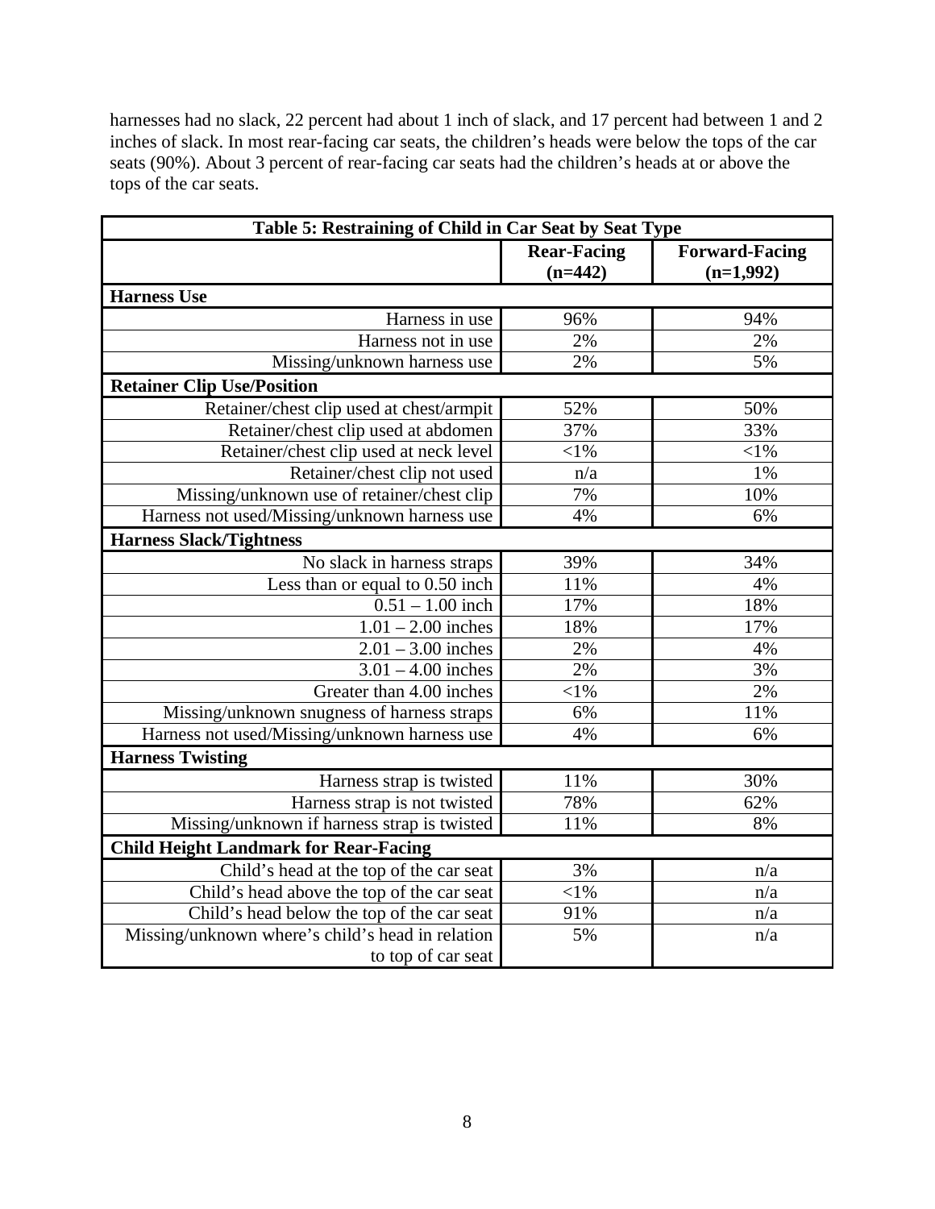harnesses had no slack, 22 percent had about 1 inch of slack, and 17 percent had between 1 and 2 inches of slack. In most rear-facing car seats, the children's heads were below the tops of the car seats (90%). About 3 percent of rear-facing car seats had the children's heads at or above the tops of the car seats.

| Table 5: Restraining of Child in Car Seat by Seat Type | | |
|---|---|---|
| | Rear-Facing (n=442) | Forward-Facing (n=1,992) |
| **Harness Use** | | |
| Harness in use | 96% | 94% |
| Harness not in use | 2% | 2% |
| Missing/unknown harness use | 2% | 5% |
| **Retainer Clip Use/Position** | | |
| Retainer/chest clip used at chest/armpit | 52% | 50% |
| Retainer/chest clip used at abdomen | 37% | 33% |
| Retainer/chest clip used at neck level | <1% | <1% |
| Retainer/chest clip not used | n/a | 1% |
| Missing/unknown use of retainer/chest clip | 7% | 10% |
| Harness not used/Missing/unknown harness use | 4% | 6% |
| **Harness Slack/Tightness** | | |
| No slack in harness straps | 39% | 34% |
| Less than or equal to 0.50 inch | 11% | 4% |
| 0.51 – 1.00 inch | 17% | 18% |
| 1.01 – 2.00 inches | 18% | 17% |
| 2.01 – 3.00 inches | 2% | 4% |
| 3.01 – 4.00 inches | 2% | 3% |
| Greater than 4.00 inches | <1% | 2% |
| Missing/unknown snugness of harness straps | 6% | 11% |
| Harness not used/Missing/unknown harness use | 4% | 6% |
| **Harness Twisting** | | |
| Harness strap is twisted | 11% | 30% |
| Harness strap is not twisted | 78% | 62% |
| Missing/unknown if harness strap is twisted | 11% | 8% |
| **Child Height Landmark for Rear-Facing** | | |
| Child's head at the top of the car seat | 3% | n/a |
| Child's head above the top of the car seat | <1% | n/a |
| Child's head below the top of the car seat | 91% | n/a |
| Missing/unknown where's child's head in relation to top of car seat | 5% | n/a |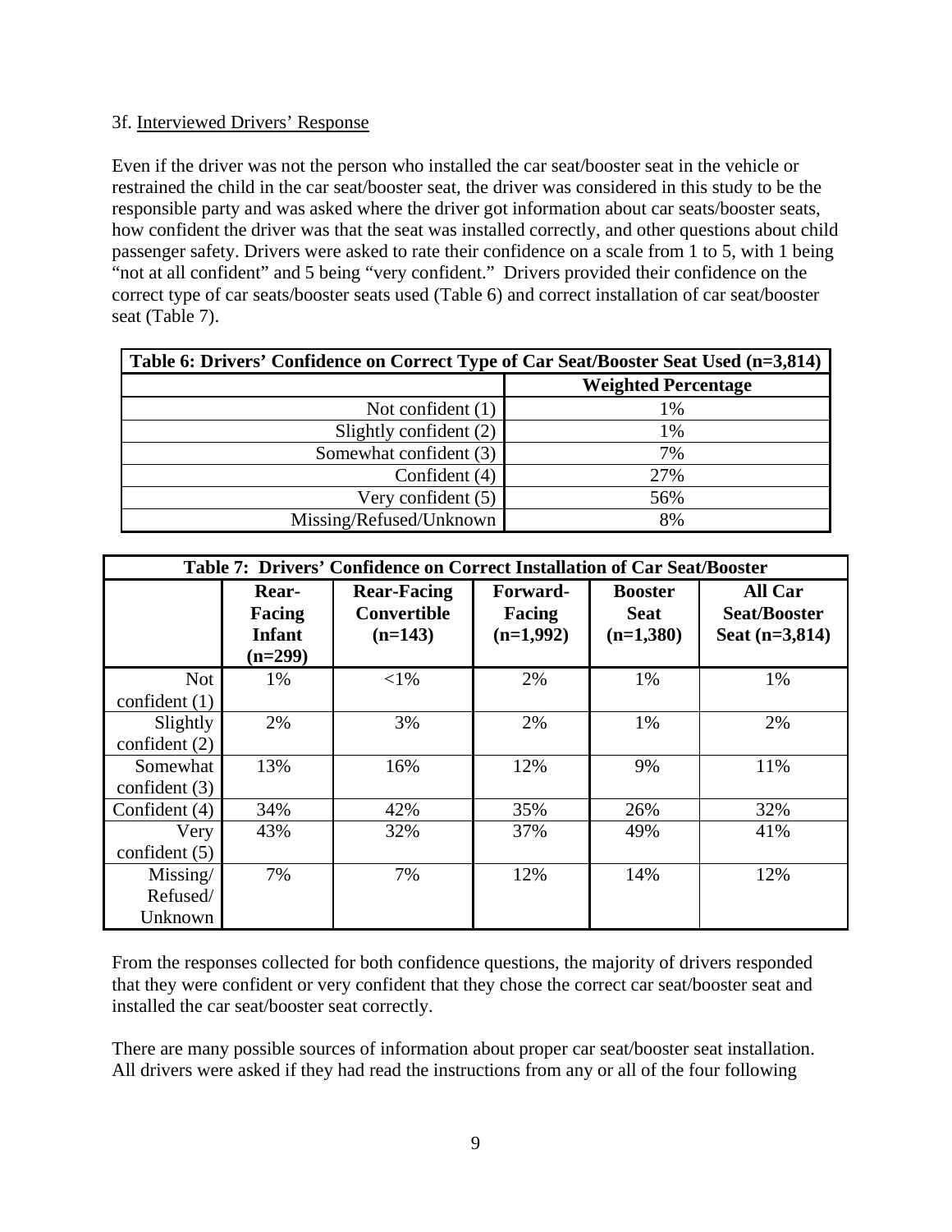3f. Interviewed Drivers' Response

Even if the driver was not the person who installed the car seat/booster seat in the vehicle or restrained the child in the car seat/booster seat, the driver was considered in this study to be the responsible party and was asked where the driver got information about car seats/booster seats, how confident the driver was that the seat was installed correctly, and other questions about child passenger safety. Drivers were asked to rate their confidence on a scale from 1 to 5, with 1 being "not at all confident" and 5 being "very confident." Drivers provided their confidence on the correct type of car seats/booster seats used (Table 6) and correct installation of car seat/booster seat (Table 7).

**Table 6: Drivers' Confidence on Correct Type of Car Seat/Booster Seat Used (n=3,814)**

| | Weighted Percentage |
|---|---|
| Not confident (1) | 1% |
| Slightly confident (2) | 1% |
| Somewhat confident (3) | 7% |
| Confident (4) | 27% |
| Very confident (5) | 56% |
| Missing/Refused/Unknown | 8% |

**Table 7: Drivers' Confidence on Correct Installation of Car Seat/Booster**

| | Rear-Facing Infant (n=299) | Rear-Facing Convertible (n=143) | Forward-Facing (n=1,992) | Booster Seat (n=1,380) | All Car Seat/Booster Seat (n=3,814) |
|---|---|---|---|---|---|
| Not confident (1) | 1% | <1% | 2% | 1% | 1% |
| Slightly confident (2) | 2% | 3% | 2% | 1% | 2% |
| Somewhat confident (3) | 13% | 16% | 12% | 9% | 11% |
| Confident (4) | 34% | 42% | 35% | 26% | 32% |
| Very confident (5) | 43% | 32% | 37% | 49% | 41% |
| Missing/ Refused/ Unknown | 7% | 7% | 12% | 14% | 12% |

From the responses collected for both confidence questions, the majority of drivers responded that they were confident or very confident that they chose the correct car seat/booster seat and installed the car seat/booster seat correctly.

There are many possible sources of information about proper car seat/booster seat installation. All drivers were asked if they had read the instructions from any or all of the four following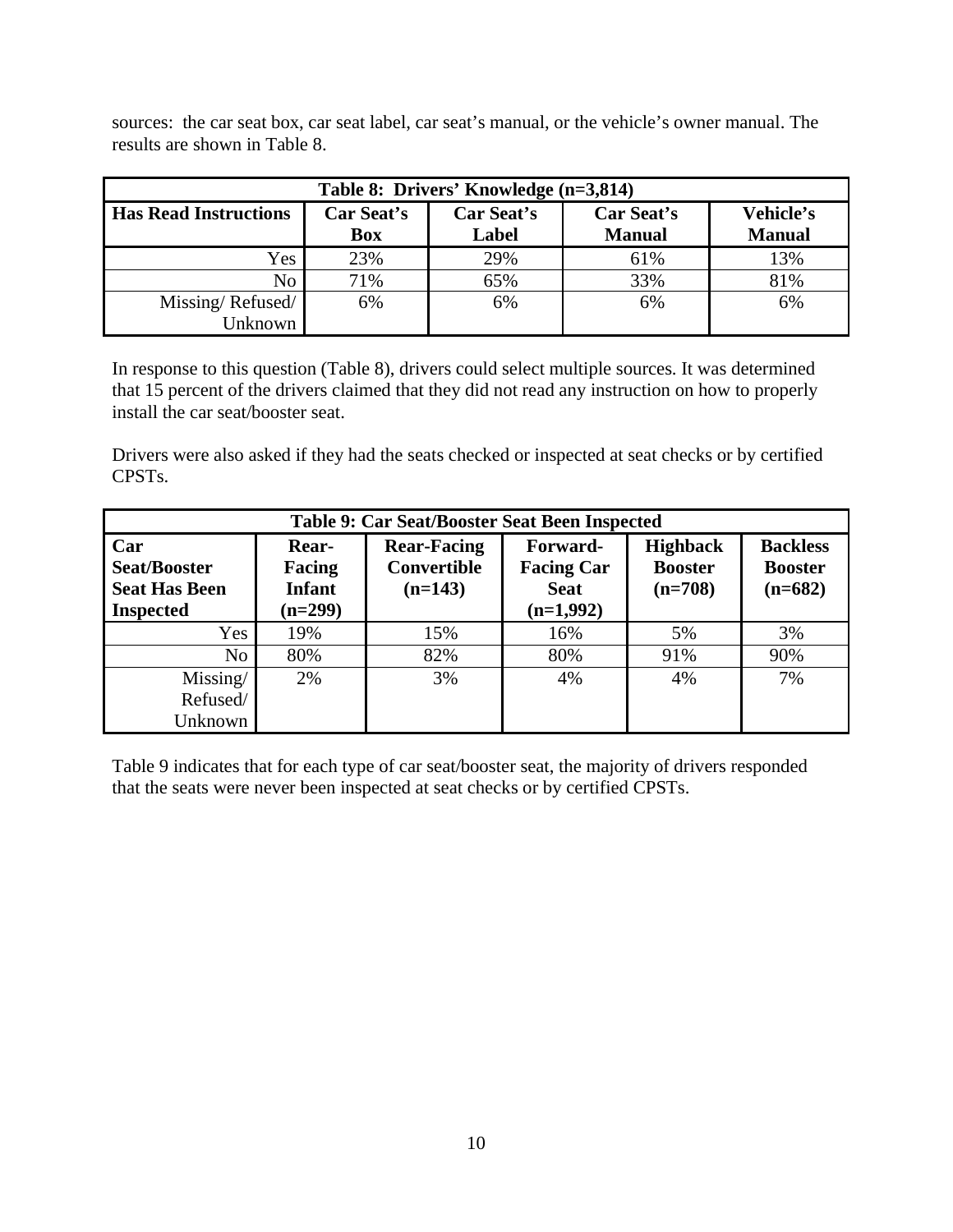sources: the car seat box, car seat label, car seat's manual, or the vehicle's owner manual. The results are shown in Table 8.

| Table 8: Drivers' Knowledge (n=3,814) | | | | |
|---|---|---|---|---|
| **Has Read Instructions** | **Car Seat's Box** | **Car Seat's Label** | **Car Seat's Manual** | **Vehicle's Manual** |
| Yes | 23% | 29% | 61% | 13% |
| No | 71% | 65% | 33% | 81% |
| Missing/ Refused/ Unknown | 6% | 6% | 6% | 6% |

In response to this question (Table 8), drivers could select multiple sources. It was determined that 15 percent of the drivers claimed that they did not read any instruction on how to properly install the car seat/booster seat.

Drivers were also asked if they had the seats checked or inspected at seat checks or by certified CPSTs.

| Table 9: Car Seat/Booster Seat Been Inspected | | | | | |
|---|---|---|---|---|---|
| **Car Seat/Booster Seat Has Been Inspected** | **Rear-Facing Infant (n=299)** | **Rear-Facing Convertible (n=143)** | **Forward-Facing Car Seat (n=1,992)** | **Highback Booster (n=708)** | **Backless Booster (n=682)** |
| Yes | 19% | 15% | 16% | 5% | 3% |
| No | 80% | 82% | 80% | 91% | 90% |
| Missing/ Refused/ Unknown | 2% | 3% | 4% | 4% | 7% |

Table 9 indicates that for each type of car seat/booster seat, the majority of drivers responded that the seats were never been inspected at seat checks or by certified CPSTs.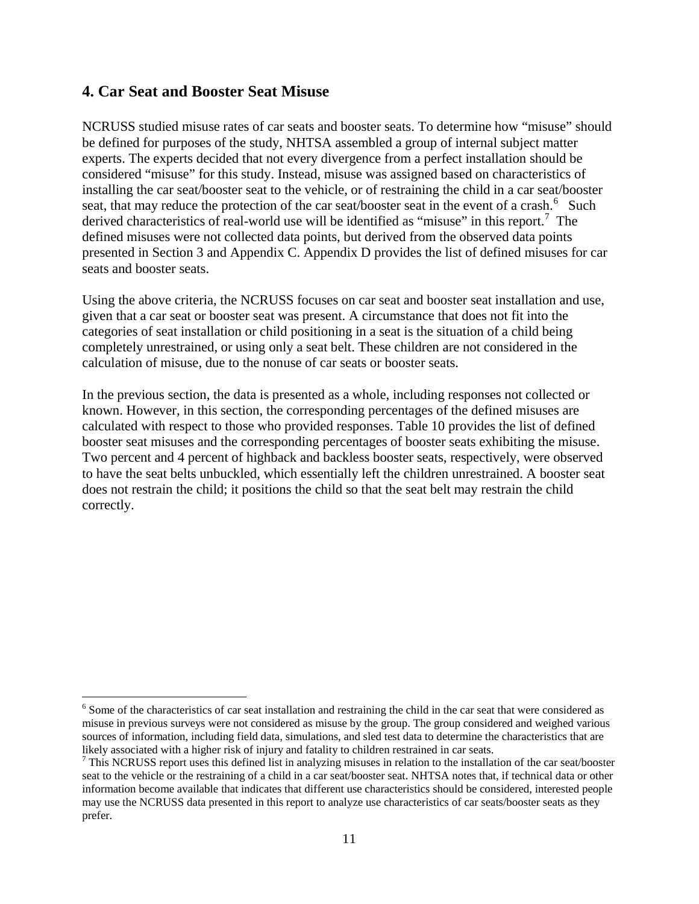## 4. Car Seat and Booster Seat Misuse

NCRUSS studied misuse rates of car seats and booster seats. To determine how "misuse" should be defined for purposes of the study, NHTSA assembled a group of internal subject matter experts. The experts decided that not every divergence from a perfect installation should be considered "misuse" for this study. Instead, misuse was assigned based on characteristics of installing the car seat/booster seat to the vehicle, or of restraining the child in a car seat/booster seat, that may reduce the protection of the car seat/booster seat in the event of a crash.[6] Such derived characteristics of real-world use will be identified as "misuse" in this report.[7] The defined misuses were not collected data points, but derived from the observed data points presented in Section 3 and Appendix C. Appendix D provides the list of defined misuses for car seats and booster seats.

Using the above criteria, the NCRUSS focuses on car seat and booster seat installation and use, given that a car seat or booster seat was present. A circumstance that does not fit into the categories of seat installation or child positioning in a seat is the situation of a child being completely unrestrained, or using only a seat belt. These children are not considered in the calculation of misuse, due to the nonuse of car seats or booster seats.

In the previous section, the data is presented as a whole, including responses not collected or known. However, in this section, the corresponding percentages of the defined misuses are calculated with respect to those who provided responses. Table 10 provides the list of defined booster seat misuses and the corresponding percentages of booster seats exhibiting the misuse. Two percent and 4 percent of highback and backless booster seats, respectively, were observed to have the seat belts unbuckled, which essentially left the children unrestrained. A booster seat does not restrain the child; it positions the child so that the seat belt may restrain the child correctly.

[6] Some of the characteristics of car seat installation and restraining the child in the car seat that were considered as misuse in previous surveys were not considered as misuse by the group. The group considered and weighed various sources of information, including field data, simulations, and sled test data to determine the characteristics that are likely associated with a higher risk of injury and fatality to children restrained in car seats.

[7] This NCRUSS report uses this defined list in analyzing misuses in relation to the installation of the car seat/booster seat to the vehicle or the restraining of a child in a car seat/booster seat. NHTSA notes that, if technical data or other information become available that indicates that different use characteristics should be considered, interested people may use the NCRUSS data presented in this report to analyze use characteristics of car seats/booster seats as they prefer.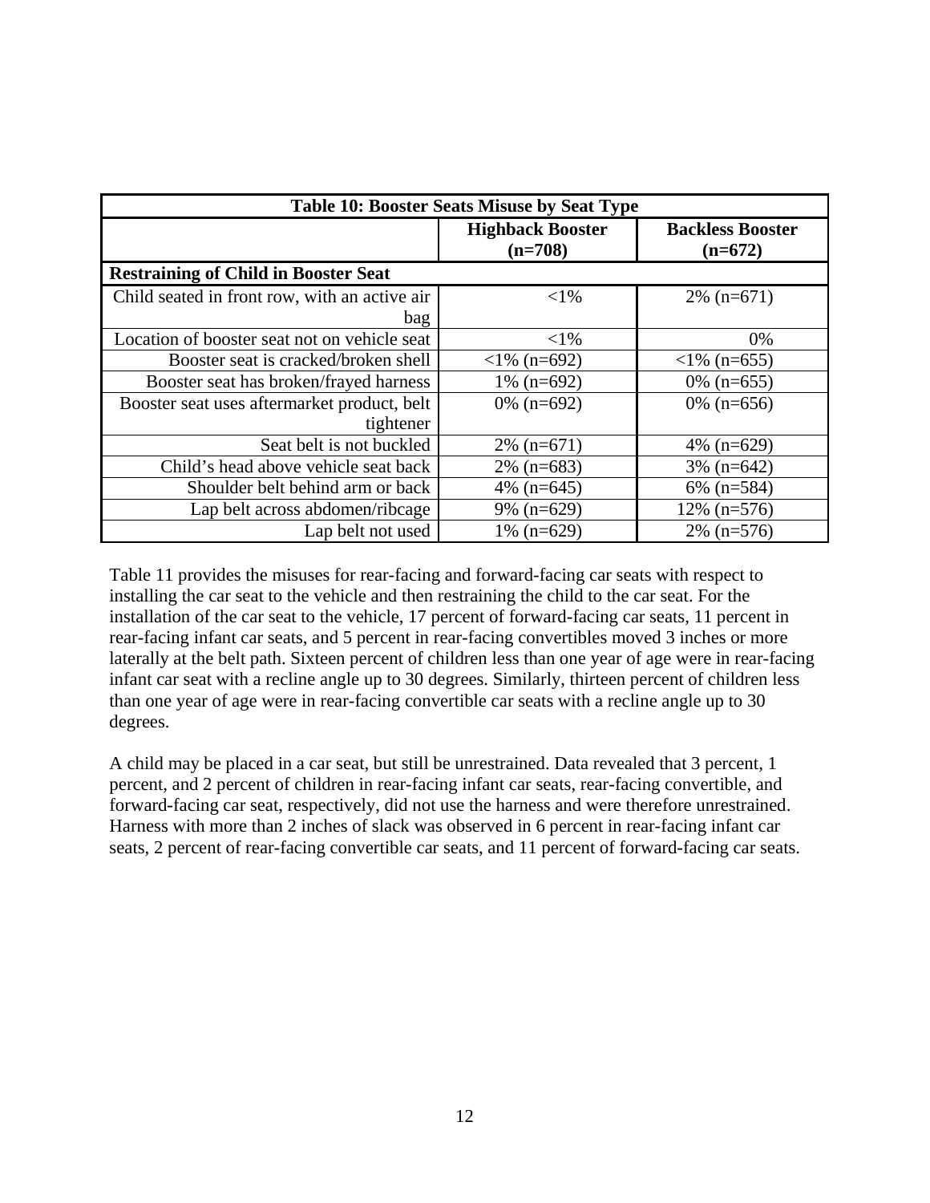| Table 10: Booster Seats Misuse by Seat Type | | |
|---|---|---|
| | **Highback Booster (n=708)** | **Backless Booster (n=672)** |
| **Restraining of Child in Booster Seat** | | |
| Child seated in front row, with an active air bag | <1% | 2% (n=671) |
| Location of booster seat not on vehicle seat | <1% | 0% |
| Booster seat is cracked/broken shell | <1% (n=692) | <1% (n=655) |
| Booster seat has broken/frayed harness | 1% (n=692) | 0% (n=655) |
| Booster seat uses aftermarket product, belt tightener | 0% (n=692) | 0% (n=656) |
| Seat belt is not buckled | 2% (n=671) | 4% (n=629) |
| Child's head above vehicle seat back | 2% (n=683) | 3% (n=642) |
| Shoulder belt behind arm or back | 4% (n=645) | 6% (n=584) |
| Lap belt across abdomen/ribcage | 9% (n=629) | 12% (n=576) |
| Lap belt not used | 1% (n=629) | 2% (n=576) |

Table 11 provides the misuses for rear-facing and forward-facing car seats with respect to installing the car seat to the vehicle and then restraining the child to the car seat. For the installation of the car seat to the vehicle, 17 percent of forward-facing car seats, 11 percent in rear-facing infant car seats, and 5 percent in rear-facing convertibles moved 3 inches or more laterally at the belt path. Sixteen percent of children less than one year of age were in rear-facing infant car seat with a recline angle up to 30 degrees. Similarly, thirteen percent of children less than one year of age were in rear-facing convertible car seats with a recline angle up to 30 degrees.

A child may be placed in a car seat, but still be unrestrained. Data revealed that 3 percent, 1 percent, and 2 percent of children in rear-facing infant car seats, rear-facing convertible, and forward-facing car seat, respectively, did not use the harness and were therefore unrestrained. Harness with more than 2 inches of slack was observed in 6 percent in rear-facing infant car seats, 2 percent of rear-facing convertible car seats, and 11 percent of forward-facing car seats.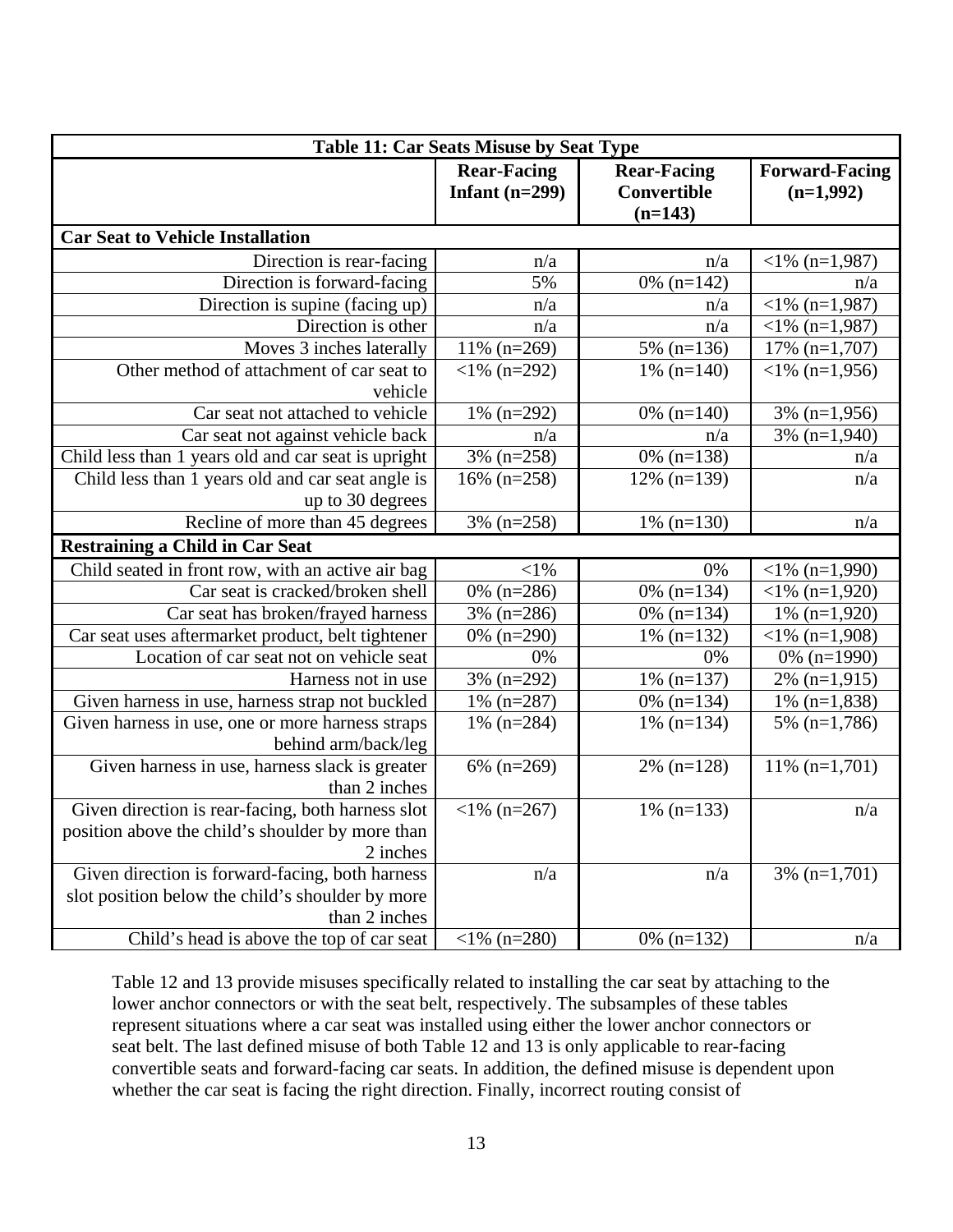| Table 11: Car Seats Misuse by Seat Type | | | |
|---|---|---|---|
| | **Rear-Facing Infant (n=299)** | **Rear-Facing Convertible (n=143)** | **Forward-Facing (n=1,992)** |
| **Car Seat to Vehicle Installation** | | | |
| Direction is rear-facing | n/a | n/a | <1% (n=1,987) |
| Direction is forward-facing | 5% | 0% (n=142) | n/a |
| Direction is supine (facing up) | n/a | n/a | <1% (n=1,987) |
| Direction is other | n/a | n/a | <1% (n=1,987) |
| Moves 3 inches laterally | 11% (n=269) | 5% (n=136) | 17% (n=1,707) |
| Other method of attachment of car seat to vehicle | <1% (n=292) | 1% (n=140) | <1% (n=1,956) |
| Car seat not attached to vehicle | 1% (n=292) | 0% (n=140) | 3% (n=1,956) |
| Car seat not against vehicle back | n/a | n/a | 3% (n=1,940) |
| Child less than 1 years old and car seat is upright | 3% (n=258) | 0% (n=138) | n/a |
| Child less than 1 years old and car seat angle is up to 30 degrees | 16% (n=258) | 12% (n=139) | n/a |
| Recline of more than 45 degrees | 3% (n=258) | 1% (n=130) | n/a |
| **Restraining a Child in Car Seat** | | | |
| Child seated in front row, with an active air bag | <1% | 0% | <1% (n=1,990) |
| Car seat is cracked/broken shell | 0% (n=286) | 0% (n=134) | <1% (n=1,920) |
| Car seat has broken/frayed harness | 3% (n=286) | 0% (n=134) | 1% (n=1,920) |
| Car seat uses aftermarket product, belt tightener | 0% (n=290) | 1% (n=132) | <1% (n=1,908) |
| Location of car seat not on vehicle seat | 0% | 0% | 0% (n=1990) |
| Harness not in use | 3% (n=292) | 1% (n=137) | 2% (n=1,915) |
| Given harness in use, harness strap not buckled | 1% (n=287) | 0% (n=134) | 1% (n=1,838) |
| Given harness in use, one or more harness straps behind arm/back/leg | 1% (n=284) | 1% (n=134) | 5% (n=1,786) |
| Given harness in use, harness slack is greater than 2 inches | 6% (n=269) | 2% (n=128) | 11% (n=1,701) |
| Given direction is rear-facing, both harness slot position above the child's shoulder by more than 2 inches | <1% (n=267) | 1% (n=133) | n/a |
| Given direction is forward-facing, both harness slot position below the child's shoulder by more than 2 inches | n/a | n/a | 3% (n=1,701) |
| Child's head is above the top of car seat | <1% (n=280) | 0% (n=132) | n/a |

Table 12 and 13 provide misuses specifically related to installing the car seat by attaching to the lower anchor connectors or with the seat belt, respectively. The subsamples of these tables represent situations where a car seat was installed using either the lower anchor connectors or seat belt. The last defined misuse of both Table 12 and 13 is only applicable to rear-facing convertible seats and forward-facing car seats. In addition, the defined misuse is dependent upon whether the car seat is facing the right direction. Finally, incorrect routing consist of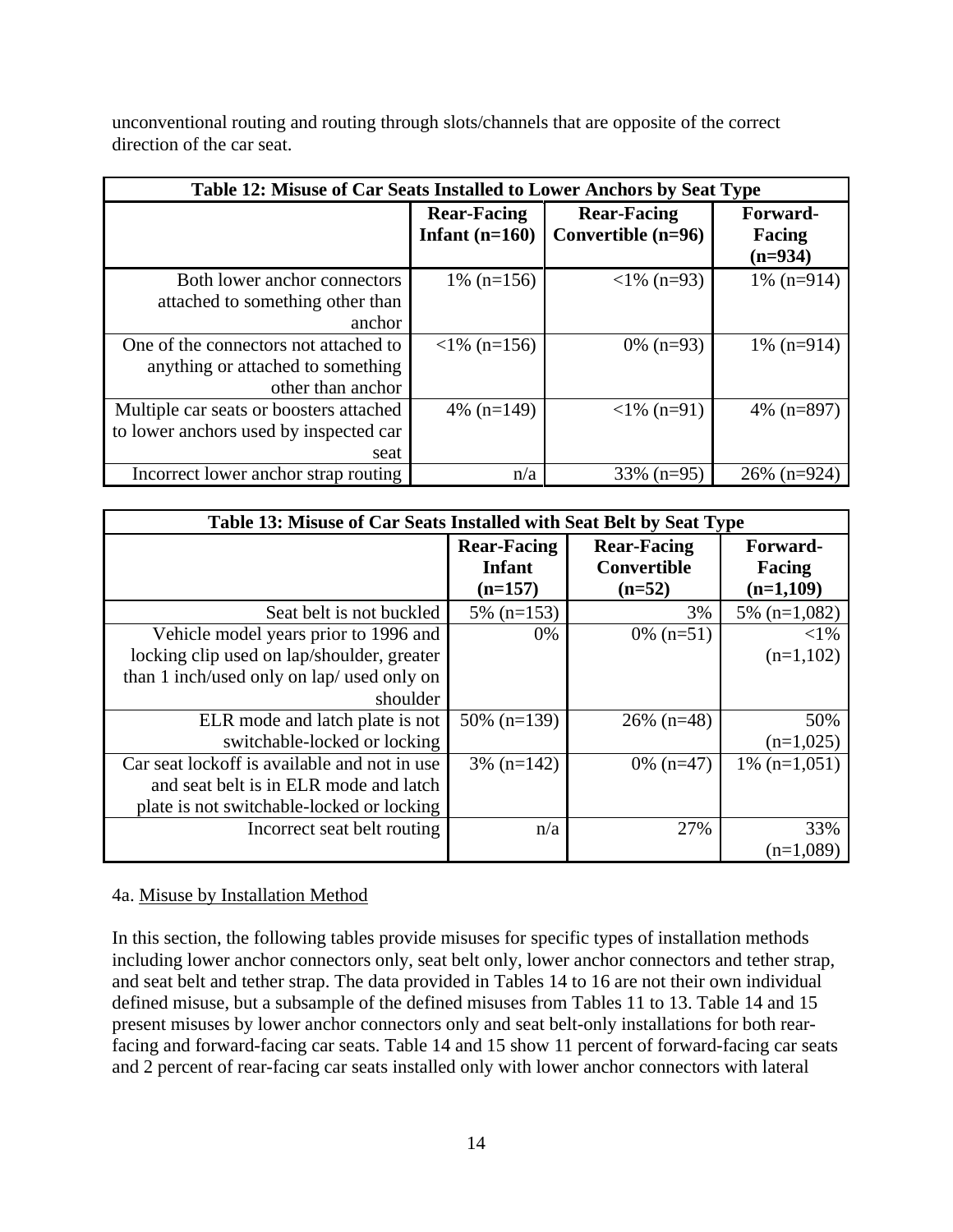unconventional routing and routing through slots/channels that are opposite of the correct direction of the car seat.

**Table 12: Misuse of Car Seats Installed to Lower Anchors by Seat Type**

| | Rear-Facing Infant (n=160) | Rear-Facing Convertible (n=96) | Forward-Facing (n=934) |
|---|---|---|---|
| Both lower anchor connectors attached to something other than anchor | 1% (n=156) | <1% (n=93) | 1% (n=914) |
| One of the connectors not attached to anything or attached to something other than anchor | <1% (n=156) | 0% (n=93) | 1% (n=914) |
| Multiple car seats or boosters attached to lower anchors used by inspected car seat | 4% (n=149) | <1% (n=91) | 4% (n=897) |
| Incorrect lower anchor strap routing | n/a | 33% (n=95) | 26% (n=924) |

**Table 13: Misuse of Car Seats Installed with Seat Belt by Seat Type**

| | Rear-Facing Infant (n=157) | Rear-Facing Convertible (n=52) | Forward-Facing (n=1,109) |
|---|---|---|---|
| Seat belt is not buckled | 5% (n=153) | 3% | 5% (n=1,082) |
| Vehicle model years prior to 1996 and locking clip used on lap/shoulder, greater than 1 inch/used only on lap/ used only on shoulder | 0% | 0% (n=51) | <1% (n=1,102) |
| ELR mode and latch plate is not switchable-locked or locking | 50% (n=139) | 26% (n=48) | 50% (n=1,025) |
| Car seat lockoff is available and not in use and seat belt is in ELR mode and latch plate is not switchable-locked or locking | 3% (n=142) | 0% (n=47) | 1% (n=1,051) |
| Incorrect seat belt routing | n/a | 27% | 33% (n=1,089) |

4a. Misuse by Installation Method

In this section, the following tables provide misuses for specific types of installation methods including lower anchor connectors only, seat belt only, lower anchor connectors and tether strap, and seat belt and tether strap. The data provided in Tables 14 to 16 are not their own individual defined misuse, but a subsample of the defined misuses from Tables 11 to 13. Table 14 and 15 present misuses by lower anchor connectors only and seat belt-only installations for both rear-facing and forward-facing car seats. Table 14 and 15 show 11 percent of forward-facing car seats and 2 percent of rear-facing car seats installed only with lower anchor connectors with lateral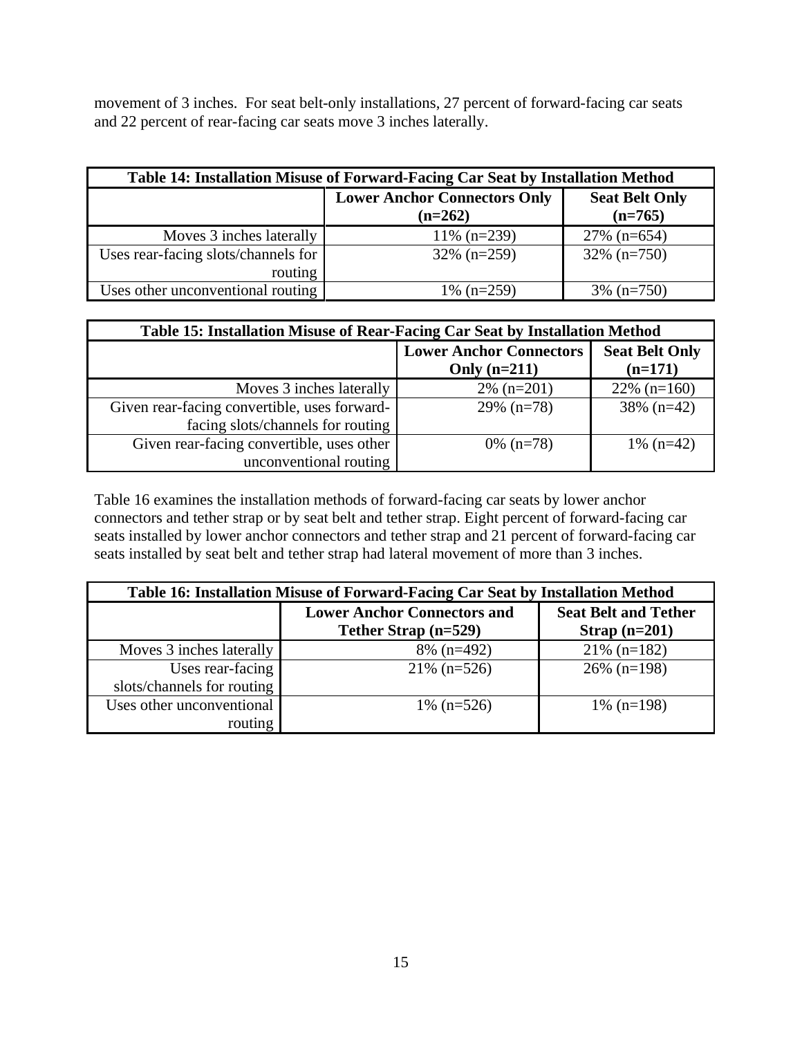movement of 3 inches. For seat belt-only installations, 27 percent of forward-facing car seats and 22 percent of rear-facing car seats move 3 inches laterally.

| Table 14: Installation Misuse of Forward-Facing Car Seat by Installation Method | | |
|---|---|---|
| | **Lower Anchor Connectors Only (n=262)** | **Seat Belt Only (n=765)** |
| Moves 3 inches laterally | 11% (n=239) | 27% (n=654) |
| Uses rear-facing slots/channels for routing | 32% (n=259) | 32% (n=750) |
| Uses other unconventional routing | 1% (n=259) | 3% (n=750) |

| Table 15: Installation Misuse of Rear-Facing Car Seat by Installation Method | | |
|---|---|---|
| | **Lower Anchor Connectors Only (n=211)** | **Seat Belt Only (n=171)** |
| Moves 3 inches laterally | 2% (n=201) | 22% (n=160) |
| Given rear-facing convertible, uses forward-facing slots/channels for routing | 29% (n=78) | 38% (n=42) |
| Given rear-facing convertible, uses other unconventional routing | 0% (n=78) | 1% (n=42) |

Table 16 examines the installation methods of forward-facing car seats by lower anchor connectors and tether strap or by seat belt and tether strap. Eight percent of forward-facing car seats installed by lower anchor connectors and tether strap and 21 percent of forward-facing car seats installed by seat belt and tether strap had lateral movement of more than 3 inches.

| Table 16: Installation Misuse of Forward-Facing Car Seat by Installation Method | | |
|---|---|---|
| | **Lower Anchor Connectors and Tether Strap (n=529)** | **Seat Belt and Tether Strap (n=201)** |
| Moves 3 inches laterally | 8% (n=492) | 21% (n=182) |
| Uses rear-facing slots/channels for routing | 21% (n=526) | 26% (n=198) |
| Uses other unconventional routing | 1% (n=526) | 1% (n=198) |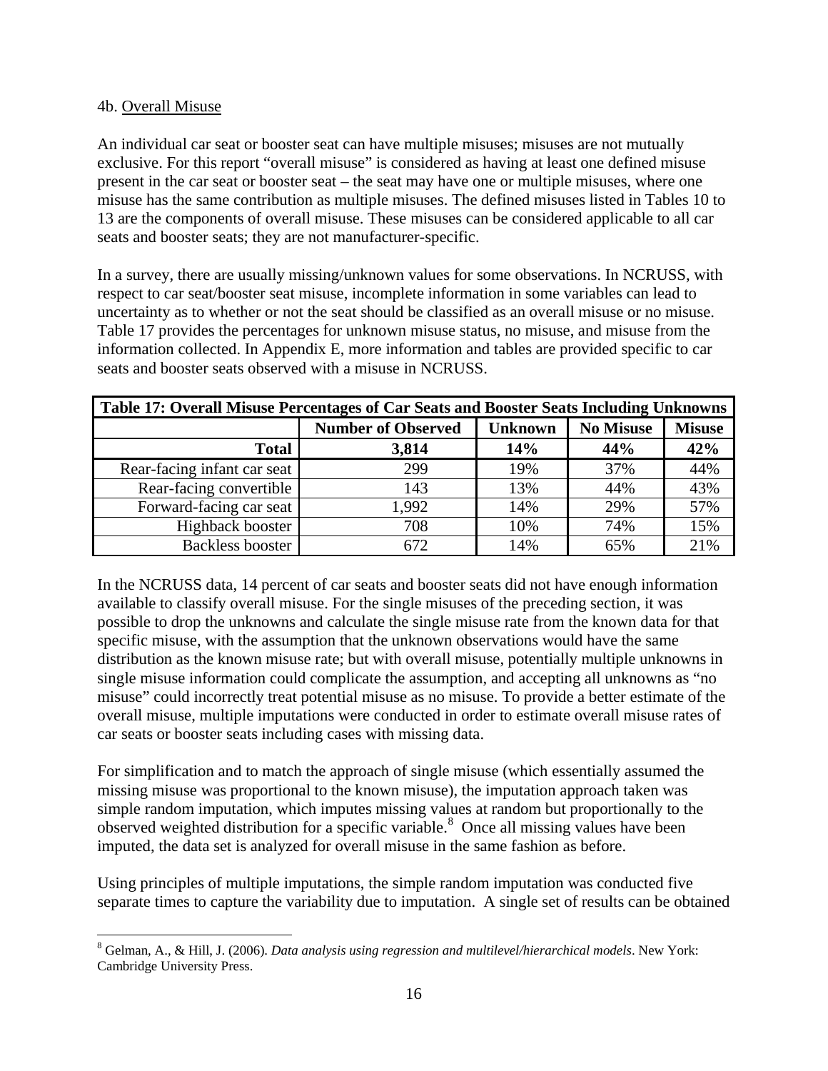4b. Overall Misuse

An individual car seat or booster seat can have multiple misuses; misuses are not mutually exclusive. For this report "overall misuse" is considered as having at least one defined misuse present in the car seat or booster seat – the seat may have one or multiple misuses, where one misuse has the same contribution as multiple misuses. The defined misuses listed in Tables 10 to 13 are the components of overall misuse. These misuses can be considered applicable to all car seats and booster seats; they are not manufacturer-specific.

In a survey, there are usually missing/unknown values for some observations. In NCRUSS, with respect to car seat/booster seat misuse, incomplete information in some variables can lead to uncertainty as to whether or not the seat should be classified as an overall misuse or no misuse. Table 17 provides the percentages for unknown misuse status, no misuse, and misuse from the information collected. In Appendix E, more information and tables are provided specific to car seats and booster seats observed with a misuse in NCRUSS.

**Table 17: Overall Misuse Percentages of Car Seats and Booster Seats Including Unknowns**

| | Number of Observed | Unknown | No Misuse | Misuse |
|---|---|---|---|---|
| **Total** | **3,814** | **14%** | **44%** | **42%** |
| Rear-facing infant car seat | 299 | 19% | 37% | 44% |
| Rear-facing convertible | 143 | 13% | 44% | 43% |
| Forward-facing car seat | 1,992 | 14% | 29% | 57% |
| Highback booster | 708 | 10% | 74% | 15% |
| Backless booster | 672 | 14% | 65% | 21% |

In the NCRUSS data, 14 percent of car seats and booster seats did not have enough information available to classify overall misuse. For the single misuses of the preceding section, it was possible to drop the unknowns and calculate the single misuse rate from the known data for that specific misuse, with the assumption that the unknown observations would have the same distribution as the known misuse rate; but with overall misuse, potentially multiple unknowns in single misuse information could complicate the assumption, and accepting all unknowns as "no misuse" could incorrectly treat potential misuse as no misuse. To provide a better estimate of the overall misuse, multiple imputations were conducted in order to estimate overall misuse rates of car seats or booster seats including cases with missing data.

For simplification and to match the approach of single misuse (which essentially assumed the missing misuse was proportional to the known misuse), the imputation approach taken was simple random imputation, which imputes missing values at random but proportionally to the observed weighted distribution for a specific variable.[8] Once all missing values have been imputed, the data set is analyzed for overall misuse in the same fashion as before.

Using principles of multiple imputations, the simple random imputation was conducted five separate times to capture the variability due to imputation. A single set of results can be obtained

[8] Gelman, A., & Hill, J. (2006). *Data analysis using regression and multilevel/hierarchical models*. New York: Cambridge University Press.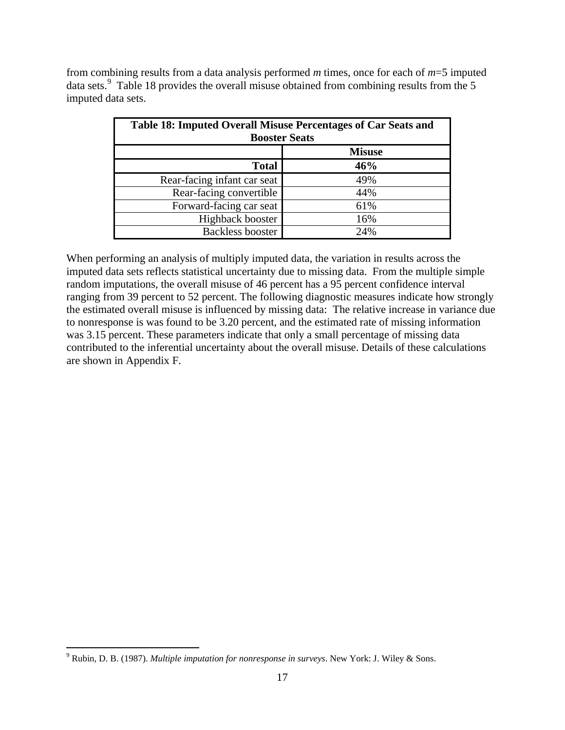from combining results from a data analysis performed *m* times, once for each of *m*=5 imputed data sets.[9] Table 18 provides the overall misuse obtained from combining results from the 5 imputed data sets.

**Table 18: Imputed Overall Misuse Percentages of Car Seats and Booster Seats**

| | **Misuse** |
|---:|:---:|
| **Total** | **46%** |
| Rear-facing infant car seat | 49% |
| Rear-facing convertible | 44% |
| Forward-facing car seat | 61% |
| Highback booster | 16% |
| Backless booster | 24% |

When performing an analysis of multiply imputed data, the variation in results across the imputed data sets reflects statistical uncertainty due to missing data. From the multiple simple random imputations, the overall misuse of 46 percent has a 95 percent confidence interval ranging from 39 percent to 52 percent. The following diagnostic measures indicate how strongly the estimated overall misuse is influenced by missing data: The relative increase in variance due to nonresponse is was found to be 3.20 percent, and the estimated rate of missing information was 3.15 percent. These parameters indicate that only a small percentage of missing data contributed to the inferential uncertainty about the overall misuse. Details of these calculations are shown in Appendix F.

---

[9] Rubin, D. B. (1987). *Multiple imputation for nonresponse in surveys*. New York: J. Wiley & Sons.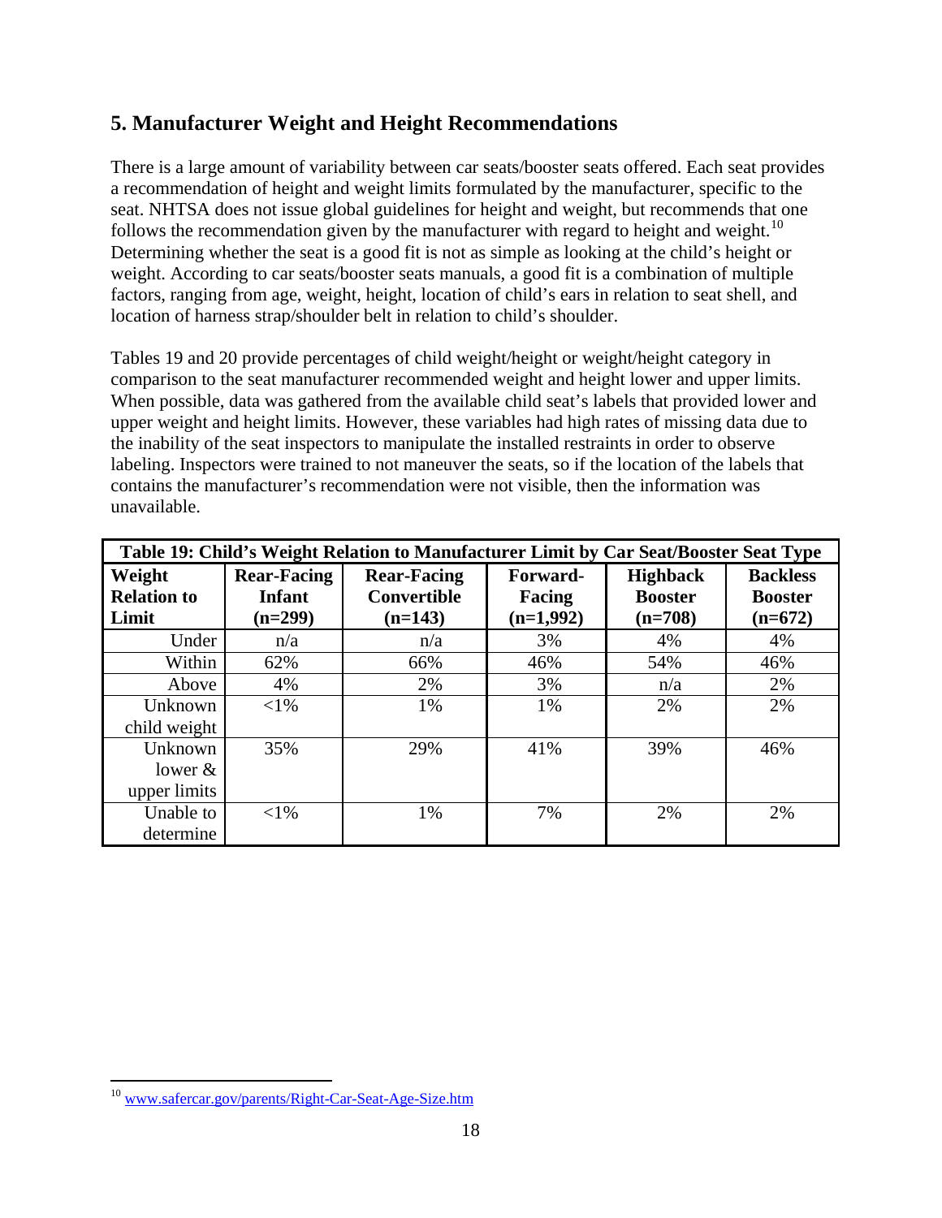## 5. Manufacturer Weight and Height Recommendations

There is a large amount of variability between car seats/booster seats offered. Each seat provides a recommendation of height and weight limits formulated by the manufacturer, specific to the seat. NHTSA does not issue global guidelines for height and weight, but recommends that one follows the recommendation given by the manufacturer with regard to height and weight.[10] Determining whether the seat is a good fit is not as simple as looking at the child's height or weight. According to car seats/booster seats manuals, a good fit is a combination of multiple factors, ranging from age, weight, height, location of child's ears in relation to seat shell, and location of harness strap/shoulder belt in relation to child's shoulder.

Tables 19 and 20 provide percentages of child weight/height or weight/height category in comparison to the seat manufacturer recommended weight and height lower and upper limits. When possible, data was gathered from the available child seat's labels that provided lower and upper weight and height limits. However, these variables had high rates of missing data due to the inability of the seat inspectors to manipulate the installed restraints in order to observe labeling. Inspectors were trained to not maneuver the seats, so if the location of the labels that contains the manufacturer's recommendation were not visible, then the information was unavailable.

**Table 19: Child's Weight Relation to Manufacturer Limit by Car Seat/Booster Seat Type**

| Weight Relation to Limit | Rear-Facing Infant (n=299) | Rear-Facing Convertible (n=143) | Forward-Facing (n=1,992) | Highback Booster (n=708) | Backless Booster (n=672) |
|---|---|---|---|---|---|
| Under | n/a | n/a | 3% | 4% | 4% |
| Within | 62% | 66% | 46% | 54% | 46% |
| Above | 4% | 2% | 3% | n/a | 2% |
| Unknown child weight | <1% | 1% | 1% | 2% | 2% |
| Unknown lower & upper limits | 35% | 29% | 41% | 39% | 46% |
| Unable to determine | <1% | 1% | 7% | 2% | 2% |

[10] www.safercar.gov/parents/Right-Car-Seat-Age-Size.htm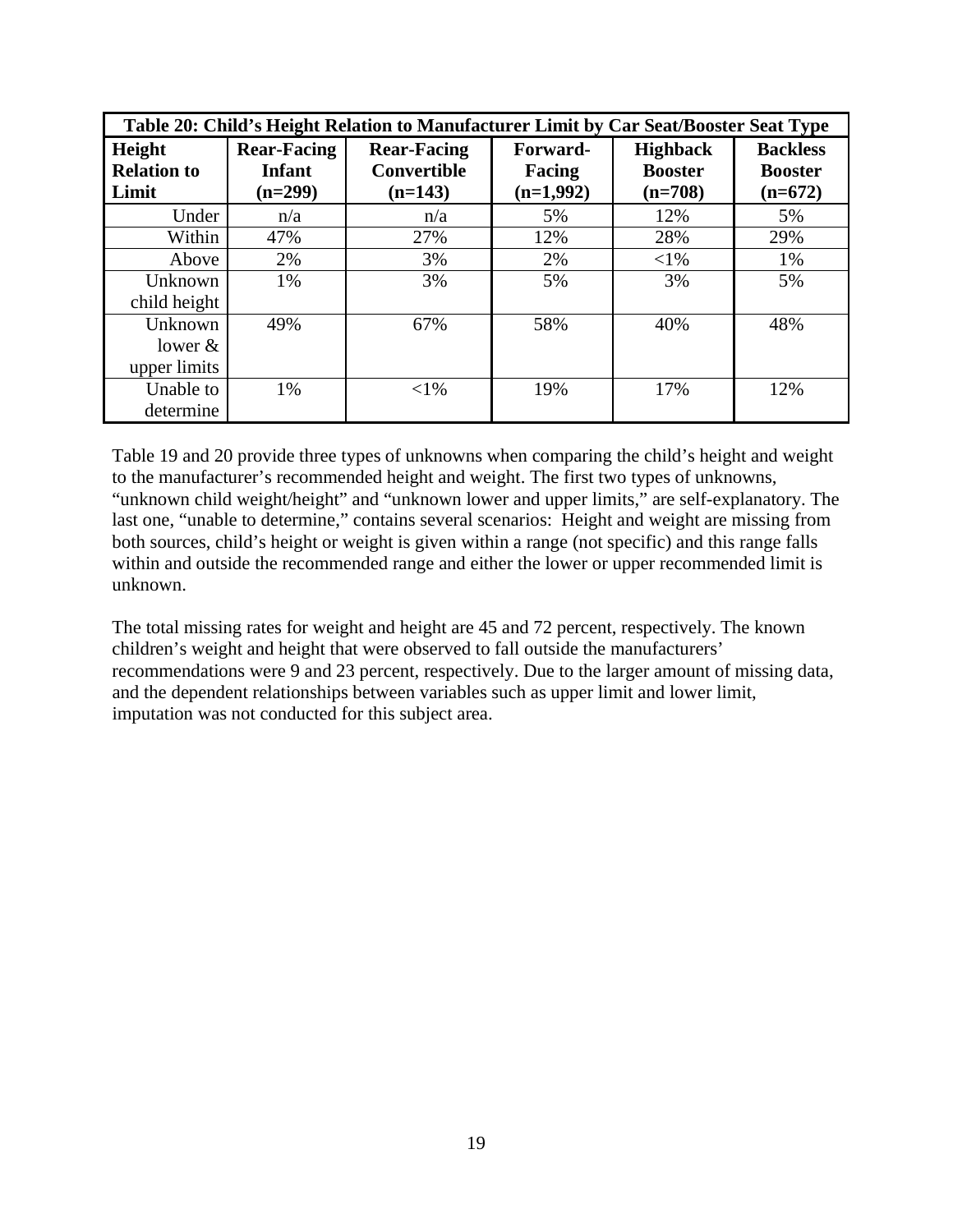**Table 20: Child's Height Relation to Manufacturer Limit by Car Seat/Booster Seat Type**

| Height Relation to Limit | Rear-Facing Infant (n=299) | Rear-Facing Convertible (n=143) | Forward-Facing (n=1,992) | Highback Booster (n=708) | Backless Booster (n=672) |
|---|---|---|---|---|---|
| Under | n/a | n/a | 5% | 12% | 5% |
| Within | 47% | 27% | 12% | 28% | 29% |
| Above | 2% | 3% | 2% | <1% | 1% |
| Unknown child height | 1% | 3% | 5% | 3% | 5% |
| Unknown lower & upper limits | 49% | 67% | 58% | 40% | 48% |
| Unable to determine | 1% | <1% | 19% | 17% | 12% |

Table 19 and 20 provide three types of unknowns when comparing the child's height and weight to the manufacturer's recommended height and weight. The first two types of unknowns, "unknown child weight/height" and "unknown lower and upper limits," are self-explanatory. The last one, "unable to determine," contains several scenarios: Height and weight are missing from both sources, child's height or weight is given within a range (not specific) and this range falls within and outside the recommended range and either the lower or upper recommended limit is unknown.

The total missing rates for weight and height are 45 and 72 percent, respectively. The known children's weight and height that were observed to fall outside the manufacturers' recommendations were 9 and 23 percent, respectively. Due to the larger amount of missing data, and the dependent relationships between variables such as upper limit and lower limit, imputation was not conducted for this subject area.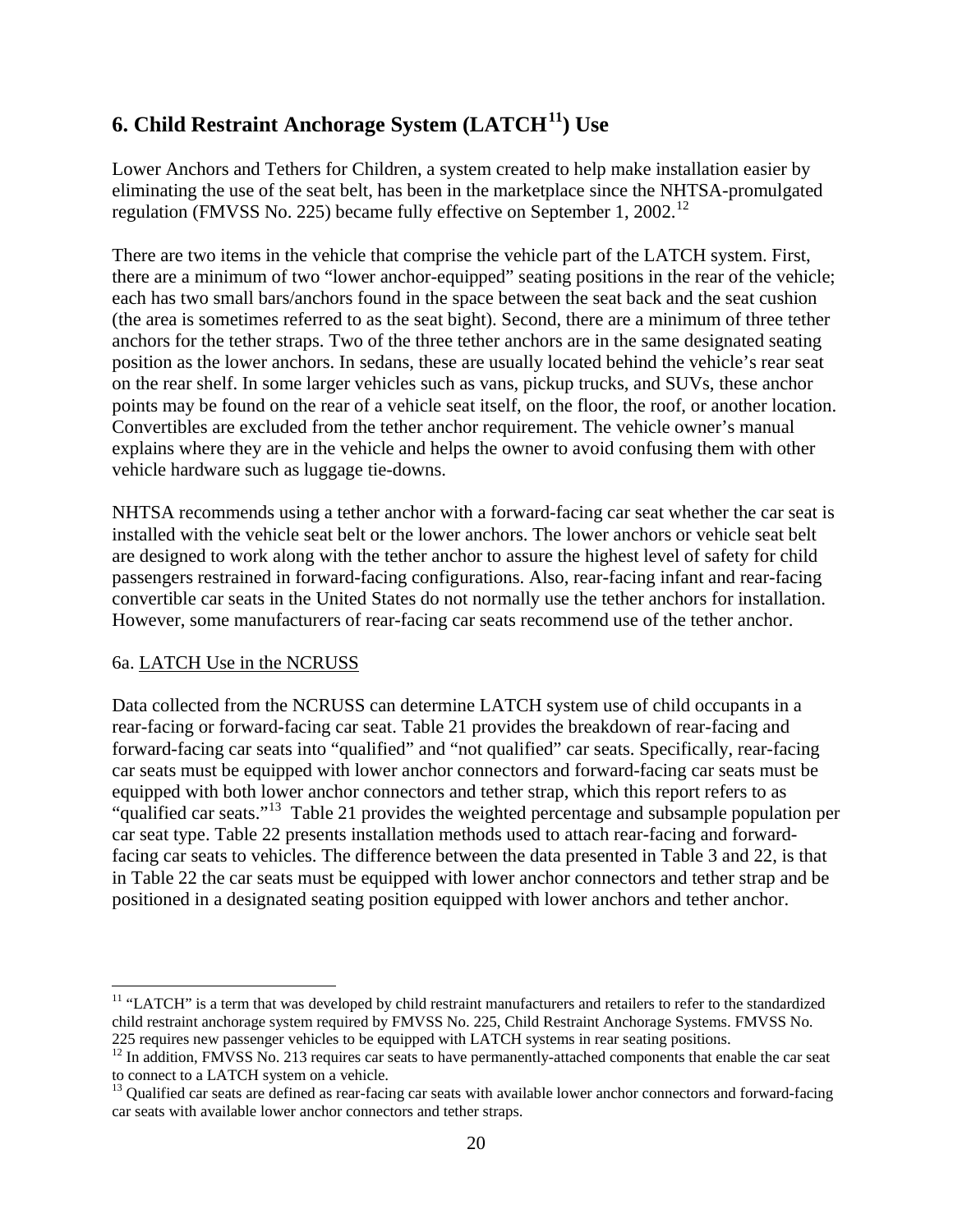## 6. Child Restraint Anchorage System (LATCH[11]) Use

Lower Anchors and Tethers for Children, a system created to help make installation easier by eliminating the use of the seat belt, has been in the marketplace since the NHTSA-promulgated regulation (FMVSS No. 225) became fully effective on September 1, 2002.[12]

There are two items in the vehicle that comprise the vehicle part of the LATCH system. First, there are a minimum of two "lower anchor-equipped" seating positions in the rear of the vehicle; each has two small bars/anchors found in the space between the seat back and the seat cushion (the area is sometimes referred to as the seat bight). Second, there are a minimum of three tether anchors for the tether straps. Two of the three tether anchors are in the same designated seating position as the lower anchors. In sedans, these are usually located behind the vehicle's rear seat on the rear shelf. In some larger vehicles such as vans, pickup trucks, and SUVs, these anchor points may be found on the rear of a vehicle seat itself, on the floor, the roof, or another location. Convertibles are excluded from the tether anchor requirement. The vehicle owner's manual explains where they are in the vehicle and helps the owner to avoid confusing them with other vehicle hardware such as luggage tie-downs.

NHTSA recommends using a tether anchor with a forward-facing car seat whether the car seat is installed with the vehicle seat belt or the lower anchors. The lower anchors or vehicle seat belt are designed to work along with the tether anchor to assure the highest level of safety for child passengers restrained in forward-facing configurations. Also, rear-facing infant and rear-facing convertible car seats in the United States do not normally use the tether anchors for installation. However, some manufacturers of rear-facing car seats recommend use of the tether anchor.

### 6a. LATCH Use in the NCRUSS

Data collected from the NCRUSS can determine LATCH system use of child occupants in a rear-facing or forward-facing car seat. Table 21 provides the breakdown of rear-facing and forward-facing car seats into "qualified" and "not qualified" car seats. Specifically, rear-facing car seats must be equipped with lower anchor connectors and forward-facing car seats must be equipped with both lower anchor connectors and tether strap, which this report refers to as "qualified car seats."[13] Table 21 provides the weighted percentage and subsample population per car seat type. Table 22 presents installation methods used to attach rear-facing and forward-facing car seats to vehicles. The difference between the data presented in Table 3 and 22, is that in Table 22 the car seats must be equipped with lower anchor connectors and tether strap and be positioned in a designated seating position equipped with lower anchors and tether anchor.

---

[11] "LATCH" is a term that was developed by child restraint manufacturers and retailers to refer to the standardized child restraint anchorage system required by FMVSS No. 225, Child Restraint Anchorage Systems. FMVSS No. 225 requires new passenger vehicles to be equipped with LATCH systems in rear seating positions.

[12] In addition, FMVSS No. 213 requires car seats to have permanently-attached components that enable the car seat to connect to a LATCH system on a vehicle.

[13] Qualified car seats are defined as rear-facing car seats with available lower anchor connectors and forward-facing car seats with available lower anchor connectors and tether straps.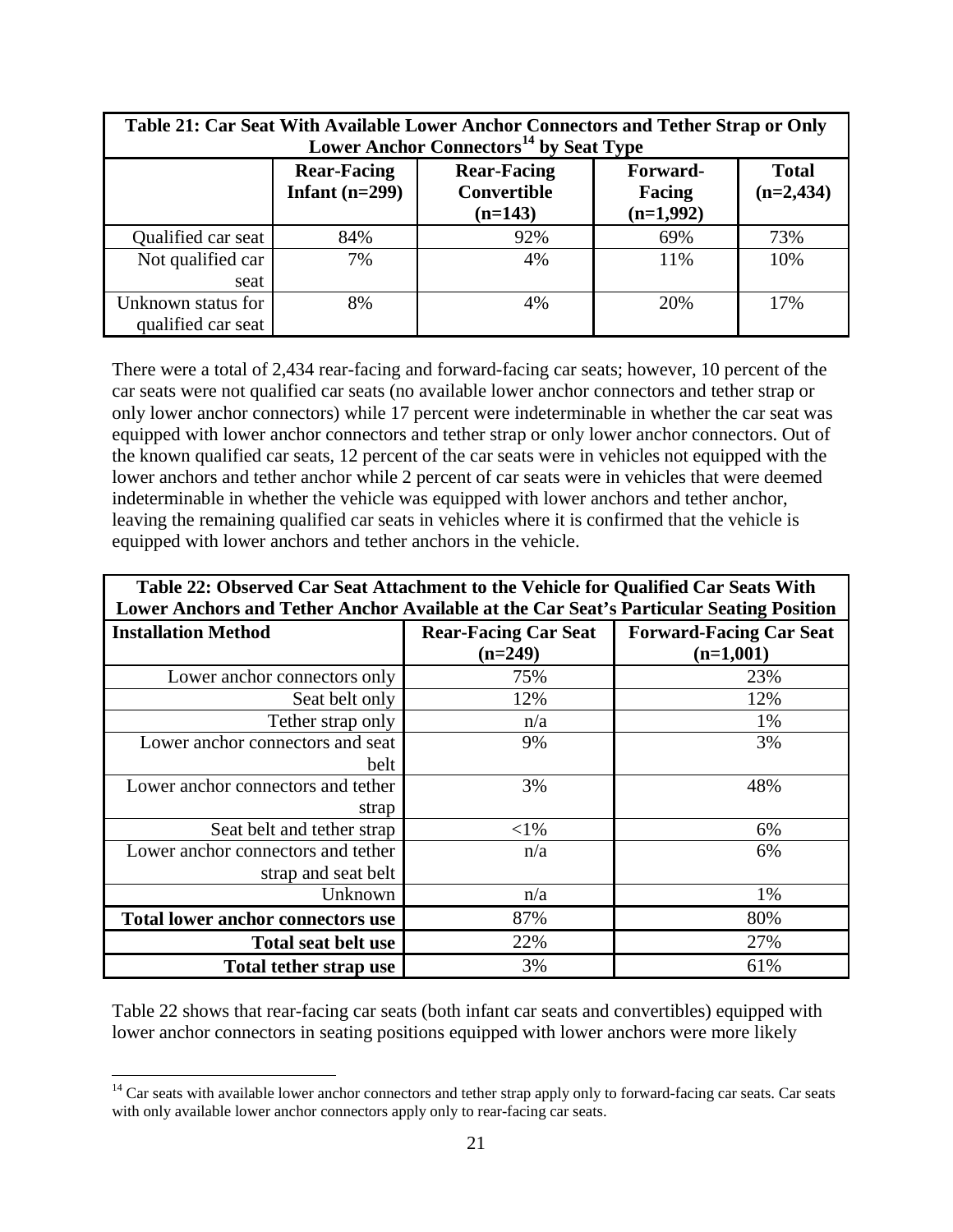| Table 21: Car Seat With Available Lower Anchor Connectors and Tether Strap or Only Lower Anchor Connectors[14] by Seat Type | | | | |
|---|---|---|---|---|
| | Rear-Facing Infant (n=299) | Rear-Facing Convertible (n=143) | Forward-Facing (n=1,992) | Total (n=2,434) |
| Qualified car seat | 84% | 92% | 69% | 73% |
| Not qualified car seat | 7% | 4% | 11% | 10% |
| Unknown status for qualified car seat | 8% | 4% | 20% | 17% |

There were a total of 2,434 rear-facing and forward-facing car seats; however, 10 percent of the car seats were not qualified car seats (no available lower anchor connectors and tether strap or only lower anchor connectors) while 17 percent were indeterminable in whether the car seat was equipped with lower anchor connectors and tether strap or only lower anchor connectors. Out of the known qualified car seats, 12 percent of the car seats were in vehicles not equipped with the lower anchors and tether anchor while 2 percent of car seats were in vehicles that were deemed indeterminable in whether the vehicle was equipped with lower anchors and tether anchor, leaving the remaining qualified car seats in vehicles where it is confirmed that the vehicle is equipped with lower anchors and tether anchors in the vehicle.

| Table 22: Observed Car Seat Attachment to the Vehicle for Qualified Car Seats With Lower Anchors and Tether Anchor Available at the Car Seat's Particular Seating Position | | |
|---|---|---|
| **Installation Method** | **Rear-Facing Car Seat (n=249)** | **Forward-Facing Car Seat (n=1,001)** |
| Lower anchor connectors only | 75% | 23% |
| Seat belt only | 12% | 12% |
| Tether strap only | n/a | 1% |
| Lower anchor connectors and seat belt | 9% | 3% |
| Lower anchor connectors and tether strap | 3% | 48% |
| Seat belt and tether strap | <1% | 6% |
| Lower anchor connectors and tether strap and seat belt | n/a | 6% |
| Unknown | n/a | 1% |
| **Total lower anchor connectors use** | 87% | 80% |
| **Total seat belt use** | 22% | 27% |
| **Total tether strap use** | 3% | 61% |

Table 22 shows that rear-facing car seats (both infant car seats and convertibles) equipped with lower anchor connectors in seating positions equipped with lower anchors were more likely

[14] Car seats with available lower anchor connectors and tether strap apply only to forward-facing car seats. Car seats with only available lower anchor connectors apply only to rear-facing car seats.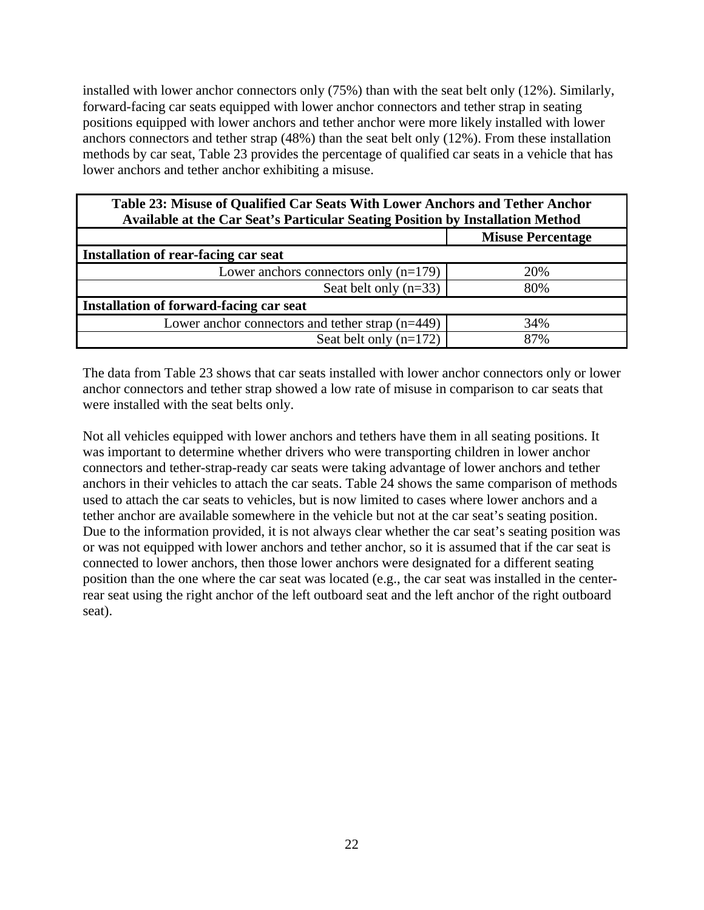installed with lower anchor connectors only (75%) than with the seat belt only (12%). Similarly, forward-facing car seats equipped with lower anchor connectors and tether strap in seating positions equipped with lower anchors and tether anchor were more likely installed with lower anchors connectors and tether strap (48%) than the seat belt only (12%). From these installation methods by car seat, Table 23 provides the percentage of qualified car seats in a vehicle that has lower anchors and tether anchor exhibiting a misuse.

| Table 23: Misuse of Qualified Car Seats With Lower Anchors and Tether Anchor Available at the Car Seat's Particular Seating Position by Installation Method | |
|---|---|
| | **Misuse Percentage** |
| **Installation of rear-facing car seat** | |
| Lower anchors connectors only (n=179) | 20% |
| Seat belt only (n=33) | 80% |
| **Installation of forward-facing car seat** | |
| Lower anchor connectors and tether strap (n=449) | 34% |
| Seat belt only (n=172) | 87% |

The data from Table 23 shows that car seats installed with lower anchor connectors only or lower anchor connectors and tether strap showed a low rate of misuse in comparison to car seats that were installed with the seat belts only.

Not all vehicles equipped with lower anchors and tethers have them in all seating positions. It was important to determine whether drivers who were transporting children in lower anchor connectors and tether-strap-ready car seats were taking advantage of lower anchors and tether anchors in their vehicles to attach the car seats. Table 24 shows the same comparison of methods used to attach the car seats to vehicles, but is now limited to cases where lower anchors and a tether anchor are available somewhere in the vehicle but not at the car seat's seating position. Due to the information provided, it is not always clear whether the car seat's seating position was or was not equipped with lower anchors and tether anchor, so it is assumed that if the car seat is connected to lower anchors, then those lower anchors were designated for a different seating position than the one where the car seat was located (e.g., the car seat was installed in the center-rear seat using the right anchor of the left outboard seat and the left anchor of the right outboard seat).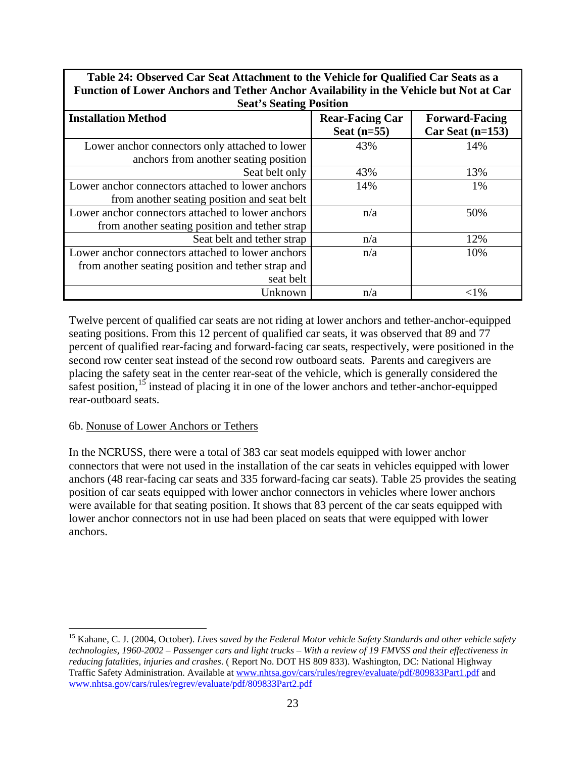**Table 24: Observed Car Seat Attachment to the Vehicle for Qualified Car Seats as a Function of Lower Anchors and Tether Anchor Availability in the Vehicle but Not at Car Seat's Seating Position**

| Installation Method | Rear-Facing Car Seat (n=55) | Forward-Facing Car Seat (n=153) |
|---|---|---|
| Lower anchor connectors only attached to lower anchors from another seating position | 43% | 14% |
| Seat belt only | 43% | 13% |
| Lower anchor connectors attached to lower anchors from another seating position and seat belt | 14% | 1% |
| Lower anchor connectors attached to lower anchors from another seating position and tether strap | n/a | 50% |
| Seat belt and tether strap | n/a | 12% |
| Lower anchor connectors attached to lower anchors from another seating position and tether strap and seat belt | n/a | 10% |
| Unknown | n/a | <1% |

Twelve percent of qualified car seats are not riding at lower anchors and tether-anchor-equipped seating positions. From this 12 percent of qualified car seats, it was observed that 89 and 77 percent of qualified rear-facing and forward-facing car seats, respectively, were positioned in the second row center seat instead of the second row outboard seats. Parents and caregivers are placing the safety seat in the center rear-seat of the vehicle, which is generally considered the safest position,[15] instead of placing it in one of the lower anchors and tether-anchor-equipped rear-outboard seats.

6b. Nonuse of Lower Anchors or Tethers

In the NCRUSS, there were a total of 383 car seat models equipped with lower anchor connectors that were not used in the installation of the car seats in vehicles equipped with lower anchors (48 rear-facing car seats and 335 forward-facing car seats). Table 25 provides the seating position of car seats equipped with lower anchor connectors in vehicles where lower anchors were available for that seating position. It shows that 83 percent of the car seats equipped with lower anchor connectors not in use had been placed on seats that were equipped with lower anchors.

[15] Kahane, C. J. (2004, October). *Lives saved by the Federal Motor vehicle Safety Standards and other vehicle safety technologies, 1960-2002 – Passenger cars and light trucks – With a review of 19 FMVSS and their effectiveness in reducing fatalities, injuries and crashes.* ( Report No. DOT HS 809 833). Washington, DC: National Highway Traffic Safety Administration. Available at www.nhtsa.gov/cars/rules/regrev/evaluate/pdf/809833Part1.pdf and www.nhtsa.gov/cars/rules/regrev/evaluate/pdf/809833Part2.pdf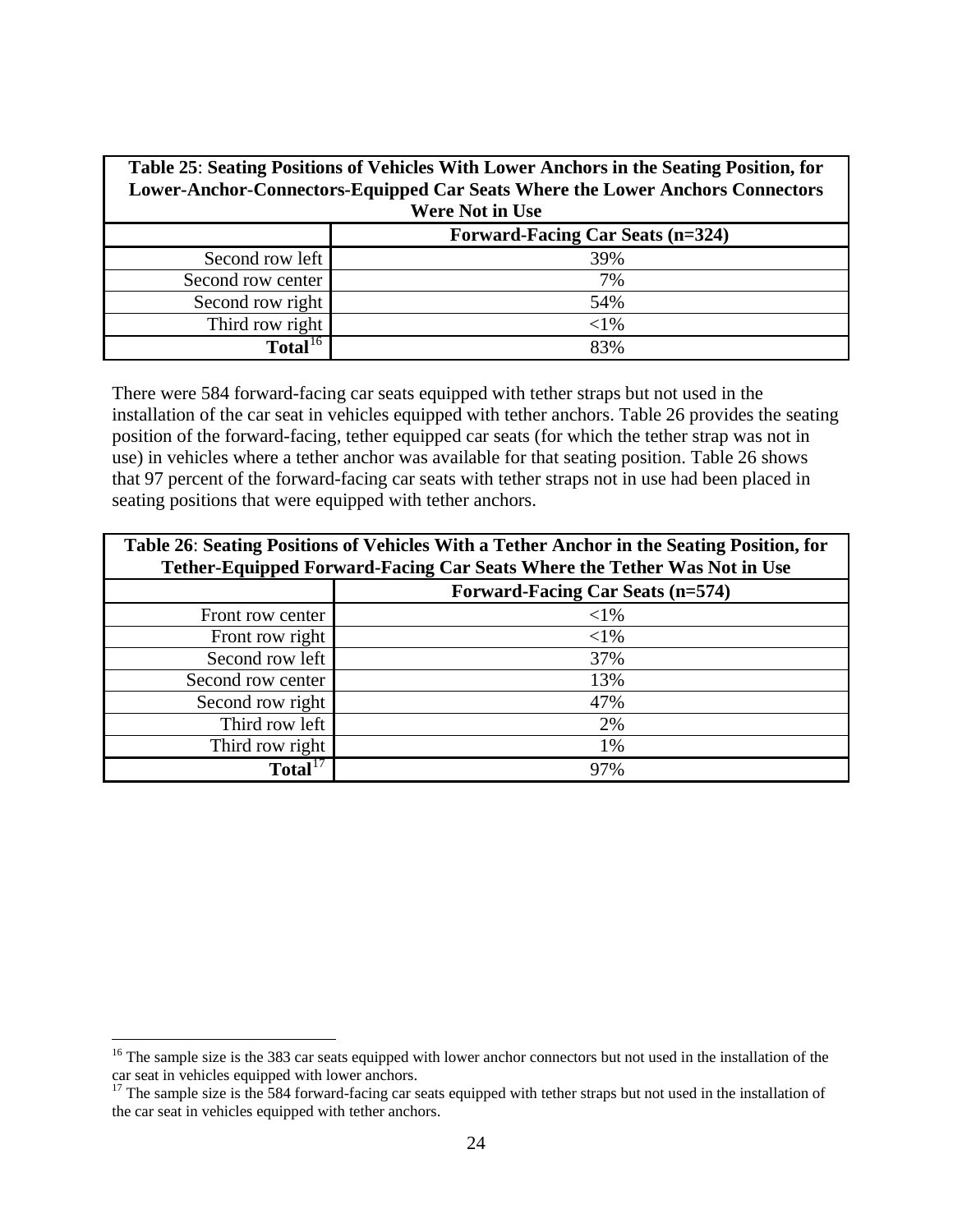| **Table 25**: **Seating Positions of Vehicles With Lower Anchors in the Seating Position, for Lower-Anchor-Connectors-Equipped Car Seats Where the Lower Anchors Connectors Were Not in Use** | |
|---|---|
| | **Forward-Facing Car Seats (n=324)** |
| Second row left | 39% |
| Second row center | 7% |
| Second row right | 54% |
| Third row right | <1% |
| **Total**[16] | 83% |

There were 584 forward-facing car seats equipped with tether straps but not used in the installation of the car seat in vehicles equipped with tether anchors. Table 26 provides the seating position of the forward-facing, tether equipped car seats (for which the tether strap was not in use) in vehicles where a tether anchor was available for that seating position. Table 26 shows that 97 percent of the forward-facing car seats with tether straps not in use had been placed in seating positions that were equipped with tether anchors.

| **Table 26**: **Seating Positions of Vehicles With a Tether Anchor in the Seating Position, for Tether-Equipped Forward-Facing Car Seats Where the Tether Was Not in Use** | |
|---|---|
| | **Forward-Facing Car Seats (n=574)** |
| Front row center | <1% |
| Front row right | <1% |
| Second row left | 37% |
| Second row center | 13% |
| Second row right | 47% |
| Third row left | 2% |
| Third row right | 1% |
| **Total**[17] | 97% |

[16] The sample size is the 383 car seats equipped with lower anchor connectors but not used in the installation of the car seat in vehicles equipped with lower anchors.

[17] The sample size is the 584 forward-facing car seats equipped with tether straps but not used in the installation of the car seat in vehicles equipped with tether anchors.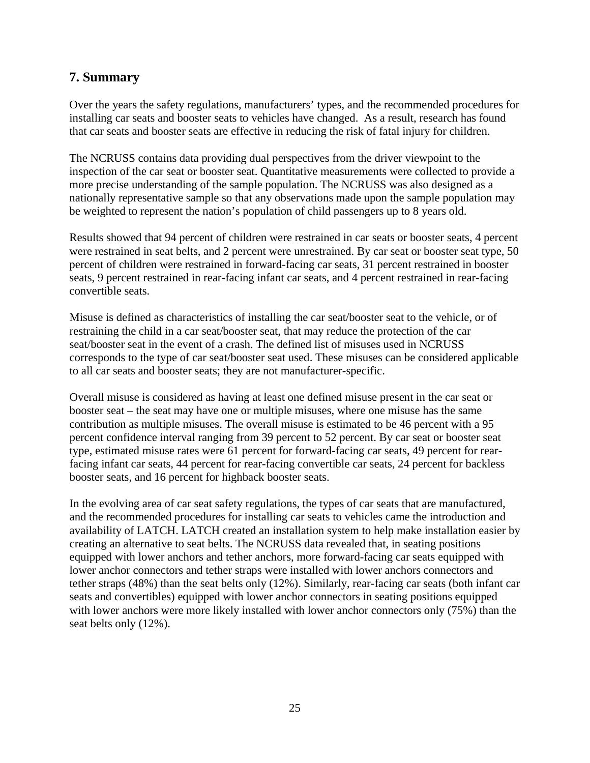## 7. Summary

Over the years the safety regulations, manufacturers' types, and the recommended procedures for installing car seats and booster seats to vehicles have changed. As a result, research has found that car seats and booster seats are effective in reducing the risk of fatal injury for children.

The NCRUSS contains data providing dual perspectives from the driver viewpoint to the inspection of the car seat or booster seat. Quantitative measurements were collected to provide a more precise understanding of the sample population. The NCRUSS was also designed as a nationally representative sample so that any observations made upon the sample population may be weighted to represent the nation's population of child passengers up to 8 years old.

Results showed that 94 percent of children were restrained in car seats or booster seats, 4 percent were restrained in seat belts, and 2 percent were unrestrained. By car seat or booster seat type, 50 percent of children were restrained in forward-facing car seats, 31 percent restrained in booster seats, 9 percent restrained in rear-facing infant car seats, and 4 percent restrained in rear-facing convertible seats.

Misuse is defined as characteristics of installing the car seat/booster seat to the vehicle, or of restraining the child in a car seat/booster seat, that may reduce the protection of the car seat/booster seat in the event of a crash. The defined list of misuses used in NCRUSS corresponds to the type of car seat/booster seat used. These misuses can be considered applicable to all car seats and booster seats; they are not manufacturer-specific.

Overall misuse is considered as having at least one defined misuse present in the car seat or booster seat – the seat may have one or multiple misuses, where one misuse has the same contribution as multiple misuses. The overall misuse is estimated to be 46 percent with a 95 percent confidence interval ranging from 39 percent to 52 percent. By car seat or booster seat type, estimated misuse rates were 61 percent for forward-facing car seats, 49 percent for rear-facing infant car seats, 44 percent for rear-facing convertible car seats, 24 percent for backless booster seats, and 16 percent for highback booster seats.

In the evolving area of car seat safety regulations, the types of car seats that are manufactured, and the recommended procedures for installing car seats to vehicles came the introduction and availability of LATCH. LATCH created an installation system to help make installation easier by creating an alternative to seat belts. The NCRUSS data revealed that, in seating positions equipped with lower anchors and tether anchors, more forward-facing car seats equipped with lower anchor connectors and tether straps were installed with lower anchors connectors and tether straps (48%) than the seat belts only (12%). Similarly, rear-facing car seats (both infant car seats and convertibles) equipped with lower anchor connectors in seating positions equipped with lower anchors were more likely installed with lower anchor connectors only (75%) than the seat belts only (12%).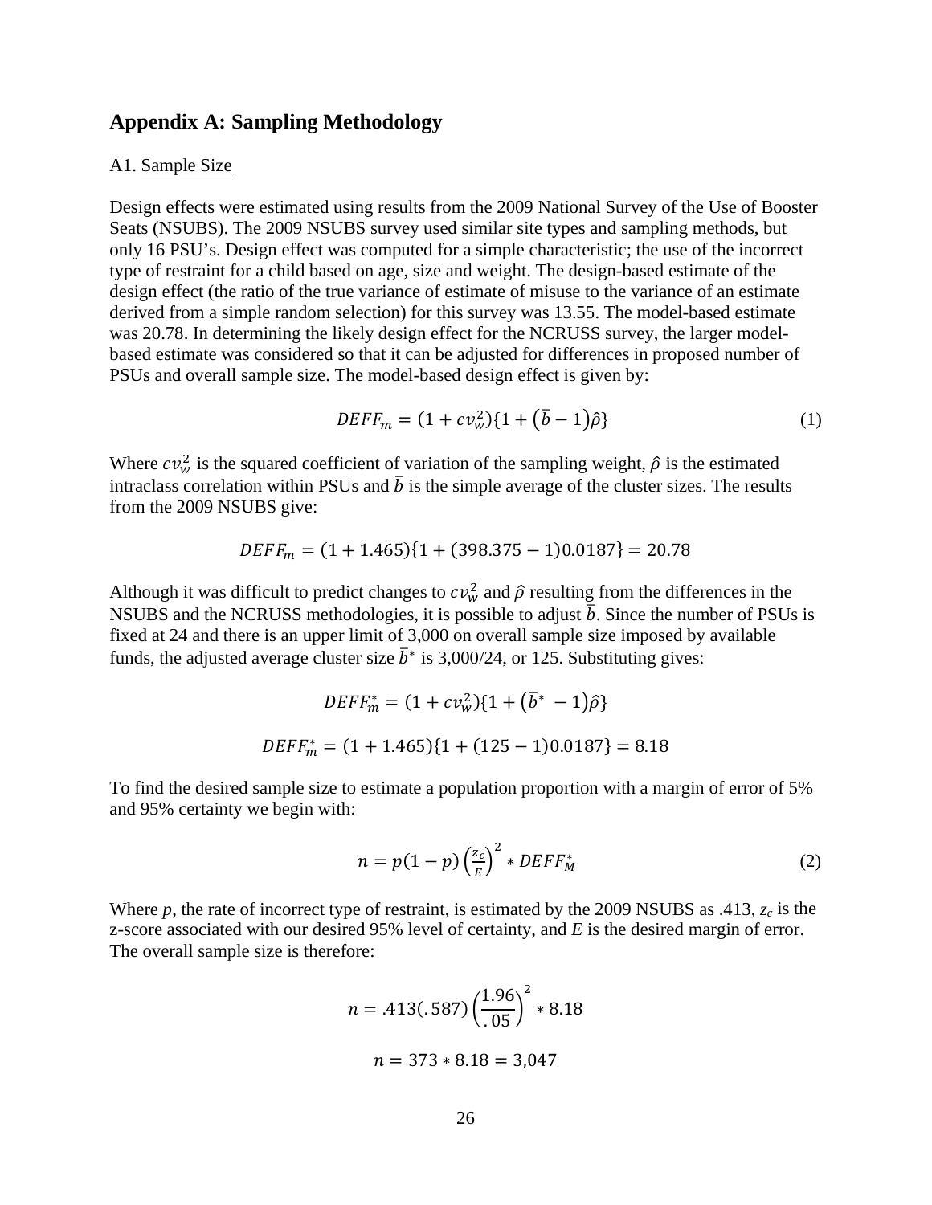## Appendix A: Sampling Methodology

A1. Sample Size

Design effects were estimated using results from the 2009 National Survey of the Use of Booster Seats (NSUBS). The 2009 NSUBS survey used similar site types and sampling methods, but only 16 PSU's. Design effect was computed for a simple characteristic; the use of the incorrect type of restraint for a child based on age, size and weight. The design-based estimate of the design effect (the ratio of the true variance of estimate of misuse to the variance of an estimate derived from a simple random selection) for this survey was 13.55. The model-based estimate was 20.78. In determining the likely design effect for the NCRUSS survey, the larger model-based estimate was considered so that it can be adjusted for differences in proposed number of PSUs and overall sample size. The model-based design effect is given by:

$$DEFF_m = (1 + cv_w^2)\{1 + (\bar{b} - 1)\hat{\rho}\} \tag{1}$$

Where $cv_w^2$ is the squared coefficient of variation of the sampling weight, $\hat{\rho}$ is the estimated intraclass correlation within PSUs and $\bar{b}$ is the simple average of the cluster sizes. The results from the 2009 NSUBS give:

$$DEFF_m = (1 + 1.465)\{1 + (398.375 - 1)0.0187\} = 20.78$$

Although it was difficult to predict changes to $cv_w^2$ and $\hat{\rho}$ resulting from the differences in the NSUBS and the NCRUSS methodologies, it is possible to adjust $\bar{b}$. Since the number of PSUs is fixed at 24 and there is an upper limit of 3,000 on overall sample size imposed by available funds, the adjusted average cluster size $\bar{b}^*$ is 3,000/24, or 125. Substituting gives:

$$DEFF_m^* = (1 + cv_w^2)\{1 + (\bar{b}^* - 1)\hat{\rho}\}$$

$$DEFF_m^* = (1 + 1.465)\{1 + (125 - 1)0.0187\} = 8.18$$

To find the desired sample size to estimate a population proportion with a margin of error of 5% and 95% certainty we begin with:

$$n = p(1 - p)\left(\frac{z_c}{E}\right)^2 * DEFF_M^* \tag{2}$$

Where $p$, the rate of incorrect type of restraint, is estimated by the 2009 NSUBS as .413, $z_c$ is the z-score associated with our desired 95% level of certainty, and $E$ is the desired margin of error. The overall sample size is therefore:

$$n = .413(.587)\left(\frac{1.96}{.05}\right)^2 * 8.18$$

$$n = 373 * 8.18 = 3{,}047$$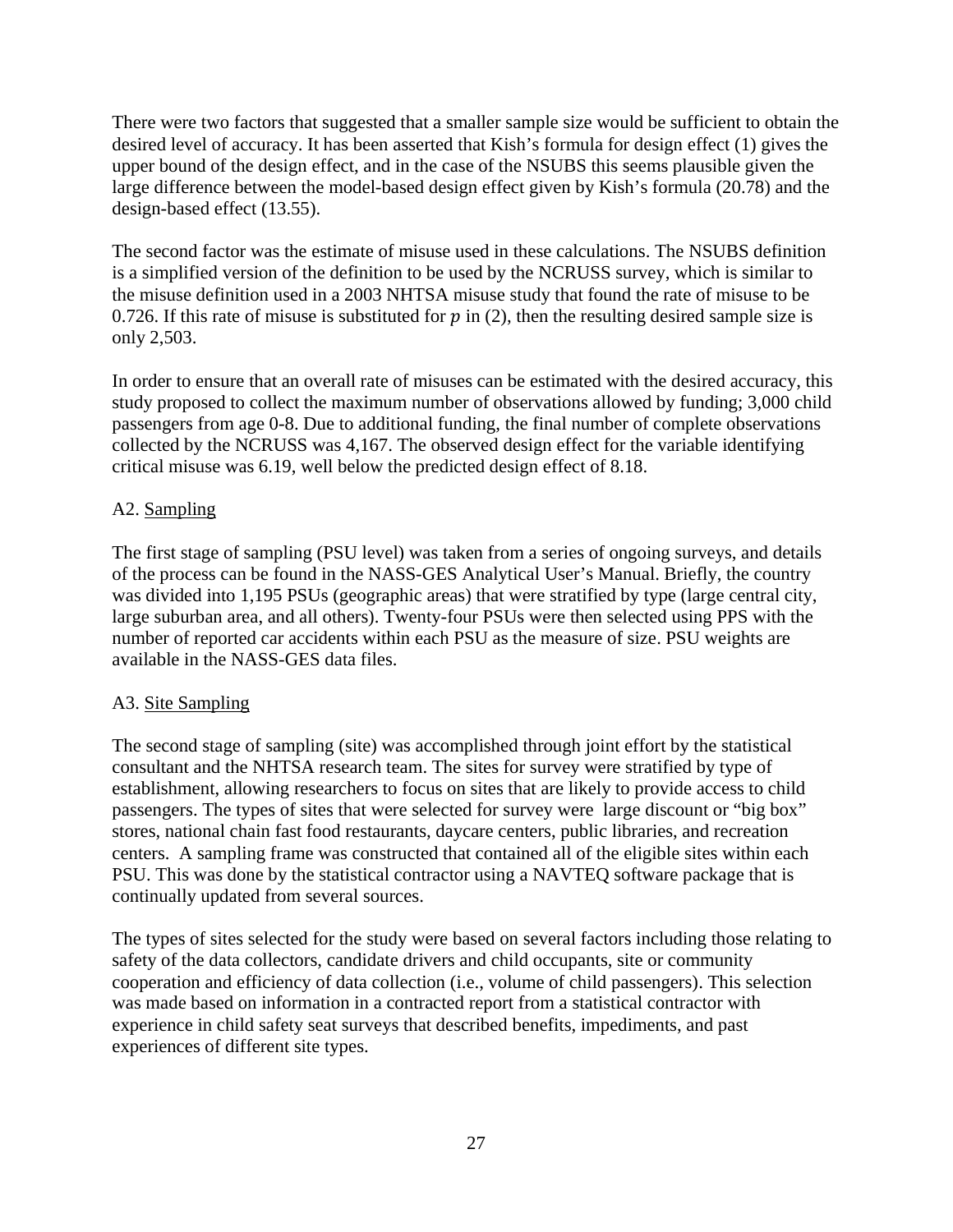There were two factors that suggested that a smaller sample size would be sufficient to obtain the desired level of accuracy. It has been asserted that Kish's formula for design effect (1) gives the upper bound of the design effect, and in the case of the NSUBS this seems plausible given the large difference between the model-based design effect given by Kish's formula (20.78) and the design-based effect (13.55).

The second factor was the estimate of misuse used in these calculations. The NSUBS definition is a simplified version of the definition to be used by the NCRUSS survey, which is similar to the misuse definition used in a 2003 NHTSA misuse study that found the rate of misuse to be 0.726. If this rate of misuse is substituted for $p$ in (2), then the resulting desired sample size is only 2,503.

In order to ensure that an overall rate of misuses can be estimated with the desired accuracy, this study proposed to collect the maximum number of observations allowed by funding; 3,000 child passengers from age 0-8. Due to additional funding, the final number of complete observations collected by the NCRUSS was 4,167. The observed design effect for the variable identifying critical misuse was 6.19, well below the predicted design effect of 8.18.

A2. Sampling

The first stage of sampling (PSU level) was taken from a series of ongoing surveys, and details of the process can be found in the NASS-GES Analytical User's Manual. Briefly, the country was divided into 1,195 PSUs (geographic areas) that were stratified by type (large central city, large suburban area, and all others). Twenty-four PSUs were then selected using PPS with the number of reported car accidents within each PSU as the measure of size. PSU weights are available in the NASS-GES data files.

A3. Site Sampling

The second stage of sampling (site) was accomplished through joint effort by the statistical consultant and the NHTSA research team. The sites for survey were stratified by type of establishment, allowing researchers to focus on sites that are likely to provide access to child passengers. The types of sites that were selected for survey were large discount or "big box" stores, national chain fast food restaurants, daycare centers, public libraries, and recreation centers. A sampling frame was constructed that contained all of the eligible sites within each PSU. This was done by the statistical contractor using a NAVTEQ software package that is continually updated from several sources.

The types of sites selected for the study were based on several factors including those relating to safety of the data collectors, candidate drivers and child occupants, site or community cooperation and efficiency of data collection (i.e., volume of child passengers). This selection was made based on information in a contracted report from a statistical contractor with experience in child safety seat surveys that described benefits, impediments, and past experiences of different site types.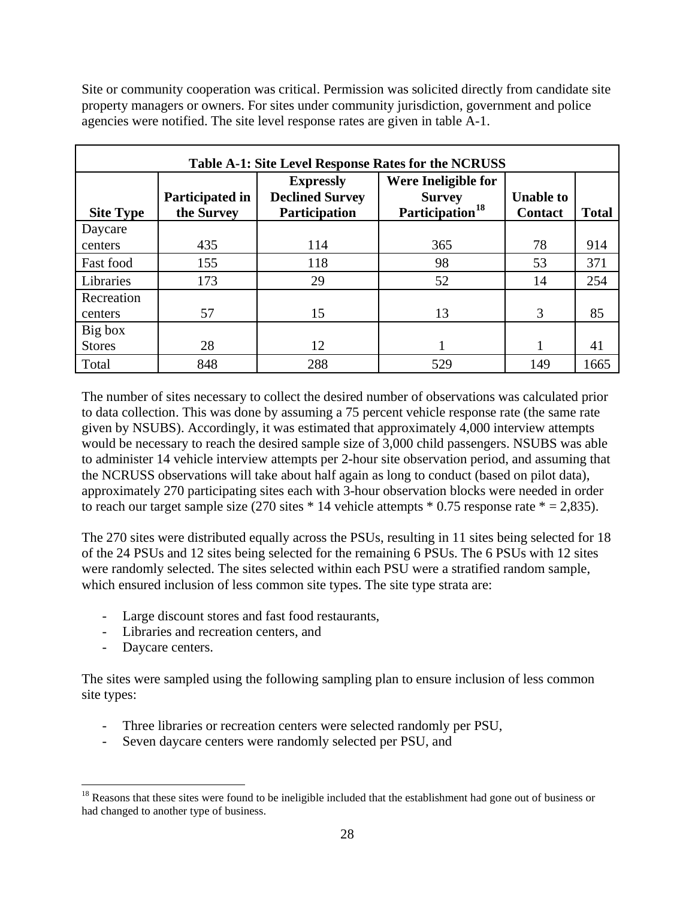Site or community cooperation was critical. Permission was solicited directly from candidate site property managers or owners. For sites under community jurisdiction, government and police agencies were notified. The site level response rates are given in table A-1.

**Table A-1: Site Level Response Rates for the NCRUSS**

| Site Type | Participated in the Survey | Expressly Declined Survey Participation | Were Ineligible for Survey Participation[18] | Unable to Contact | Total |
|---|---|---|---|---|---|
| Daycare centers | 435 | 114 | 365 | 78 | 914 |
| Fast food | 155 | 118 | 98 | 53 | 371 |
| Libraries | 173 | 29 | 52 | 14 | 254 |
| Recreation centers | 57 | 15 | 13 | 3 | 85 |
| Big box Stores | 28 | 12 | 1 | 1 | 41 |
| Total | 848 | 288 | 529 | 149 | 1665 |

The number of sites necessary to collect the desired number of observations was calculated prior to data collection. This was done by assuming a 75 percent vehicle response rate (the same rate given by NSUBS). Accordingly, it was estimated that approximately 4,000 interview attempts would be necessary to reach the desired sample size of 3,000 child passengers. NSUBS was able to administer 14 vehicle interview attempts per 2-hour site observation period, and assuming that the NCRUSS observations will take about half again as long to conduct (based on pilot data), approximately 270 participating sites each with 3-hour observation blocks were needed in order to reach our target sample size (270 sites * 14 vehicle attempts * 0.75 response rate * = 2,835).

The 270 sites were distributed equally across the PSUs, resulting in 11 sites being selected for 18 of the 24 PSUs and 12 sites being selected for the remaining 6 PSUs. The 6 PSUs with 12 sites were randomly selected. The sites selected within each PSU were a stratified random sample, which ensured inclusion of less common site types. The site type strata are:

- Large discount stores and fast food restaurants,
- Libraries and recreation centers, and
- Daycare centers.

The sites were sampled using the following sampling plan to ensure inclusion of less common site types:

- Three libraries or recreation centers were selected randomly per PSU,
- Seven daycare centers were randomly selected per PSU, and

[18] Reasons that these sites were found to be ineligible included that the establishment had gone out of business or had changed to another type of business.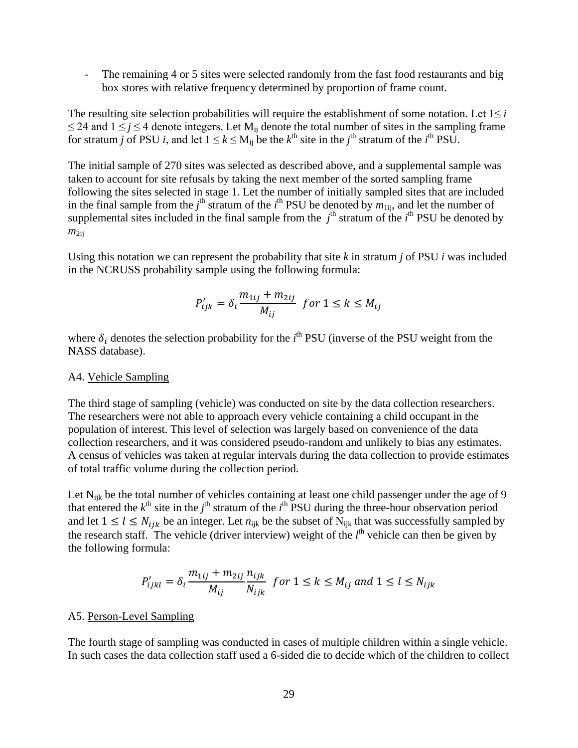- The remaining 4 or 5 sites were selected randomly from the fast food restaurants and big box stores with relative frequency determined by proportion of frame count.

The resulting site selection probabilities will require the establishment of some notation. Let $1 \leq i \leq 24$ and $1 \leq j \leq 4$ denote integers. Let $M_{ij}$ denote the total number of sites in the sampling frame for stratum *j* of PSU *i*, and let $1 \leq k \leq M_{ij}$ be the $k^{th}$ site in the $j^{th}$ stratum of the $i^{th}$ PSU.

The initial sample of 270 sites was selected as described above, and a supplemental sample was taken to account for site refusals by taking the next member of the sorted sampling frame following the sites selected in stage 1. Let the number of initially sampled sites that are included in the final sample from the $j^{th}$ stratum of the $i^{th}$ PSU be denoted by $m_{1ij}$, and let the number of supplemental sites included in the final sample from the $j^{th}$ stratum of the $i^{th}$ PSU be denoted by $m_{2ij}$

Using this notation we can represent the probability that site *k* in stratum *j* of PSU *i* was included in the NCRUSS probability sample using the following formula:

$$P'_{ijk} = \delta_i \frac{m_{1ij} + m_{2ij}}{M_{ij}} \quad for\ 1 \leq k \leq M_{ij}$$

where $\delta_i$ denotes the selection probability for the $i^{th}$ PSU (inverse of the PSU weight from the NASS database).

A4. Vehicle Sampling

The third stage of sampling (vehicle) was conducted on site by the data collection researchers. The researchers were not able to approach every vehicle containing a child occupant in the population of interest. This level of selection was largely based on convenience of the data collection researchers, and it was considered pseudo-random and unlikely to bias any estimates. A census of vehicles was taken at regular intervals during the data collection to provide estimates of total traffic volume during the collection period.

Let $N_{ijk}$ be the total number of vehicles containing at least one child passenger under the age of 9 that entered the $k^{th}$ site in the $j^{th}$ stratum of the $i^{th}$ PSU during the three-hour observation period and let $1 \leq l \leq N_{ijk}$ be an integer. Let $n_{ijk}$ be the subset of $N_{ijk}$ that was successfully sampled by the research staff. The vehicle (driver interview) weight of the $l^{th}$ vehicle can then be given by the following formula:

$$P'_{ijkl} = \delta_i \frac{m_{1ij} + m_{2ij}}{M_{ij}} \frac{n_{ijk}}{N_{ijk}} \quad for\ 1 \leq k \leq M_{ij}\ and\ 1 \leq l \leq N_{ijk}$$

A5. Person-Level Sampling

The fourth stage of sampling was conducted in cases of multiple children within a single vehicle. In such cases the data collection staff used a 6-sided die to decide which of the children to collect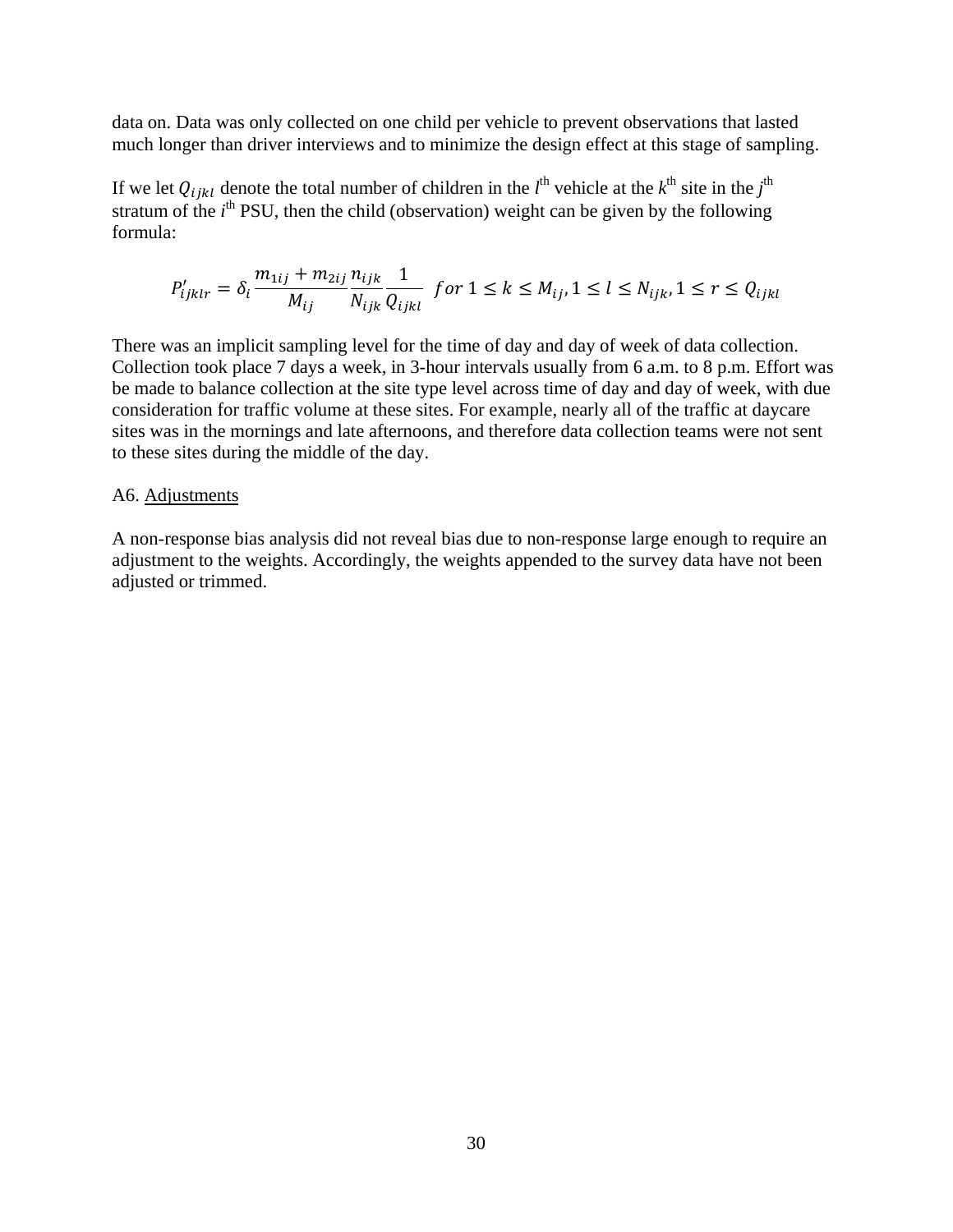data on. Data was only collected on one child per vehicle to prevent observations that lasted much longer than driver interviews and to minimize the design effect at this stage of sampling.

If we let $Q_{ijkl}$ denote the total number of children in the $l^{th}$ vehicle at the $k^{th}$ site in the $j^{th}$ stratum of the $i^{th}$ PSU, then the child (observation) weight can be given by the following formula:

$$P'_{ijklr} = \delta_i \frac{m_{1ij} + m_{2ij}}{M_{ij}} \frac{n_{ijk}}{N_{ijk}} \frac{1}{Q_{ijkl}} \quad for\ 1 \leq k \leq M_{ij}, 1 \leq l \leq N_{ijk}, 1 \leq r \leq Q_{ijkl}$$

There was an implicit sampling level for the time of day and day of week of data collection. Collection took place 7 days a week, in 3-hour intervals usually from 6 a.m. to 8 p.m. Effort was be made to balance collection at the site type level across time of day and day of week, with due consideration for traffic volume at these sites. For example, nearly all of the traffic at daycare sites was in the mornings and late afternoons, and therefore data collection teams were not sent to these sites during the middle of the day.

A6. Adjustments

A non-response bias analysis did not reveal bias due to non-response large enough to require an adjustment to the weights. Accordingly, the weights appended to the survey data have not been adjusted or trimmed.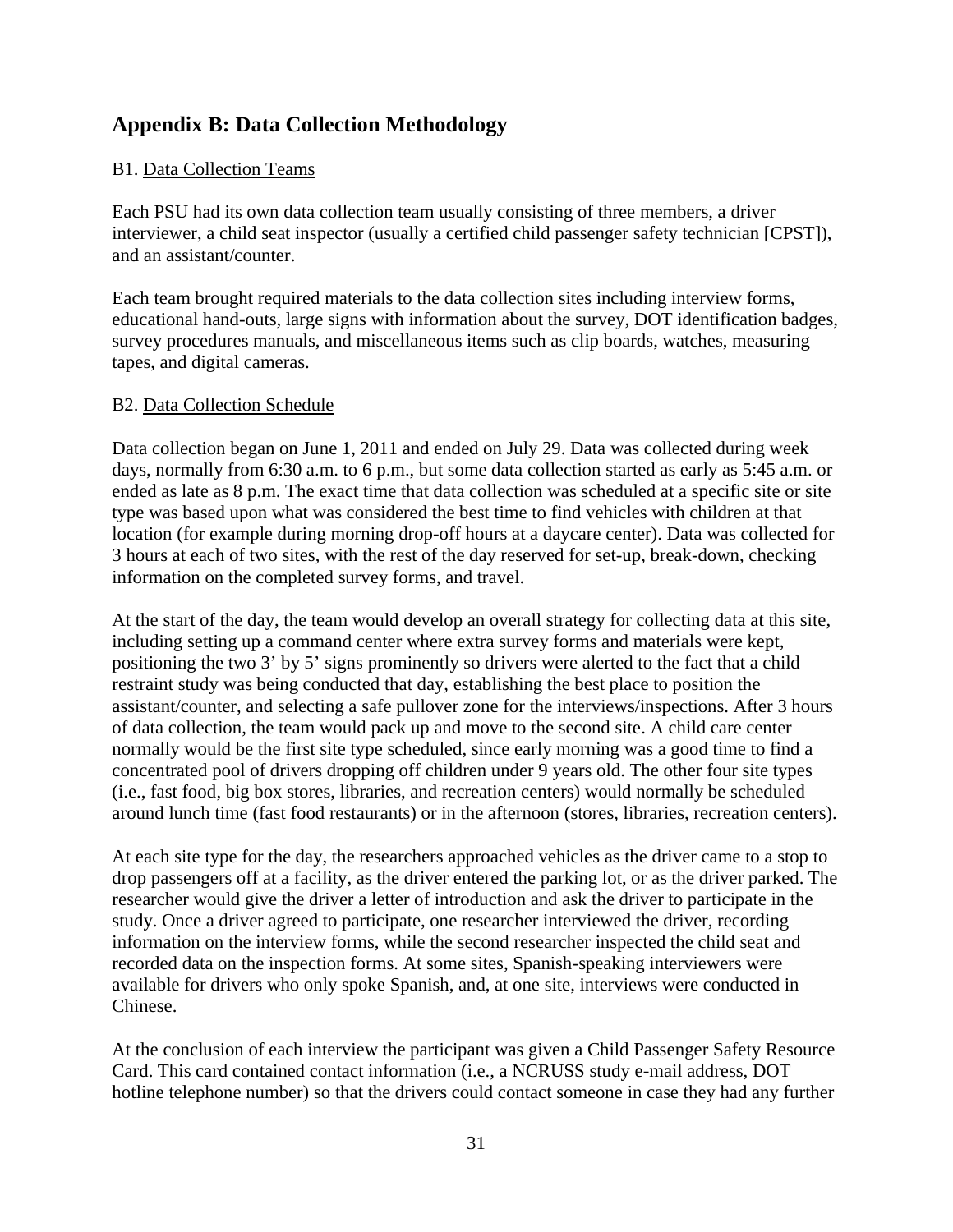## Appendix B: Data Collection Methodology

B1. Data Collection Teams

Each PSU had its own data collection team usually consisting of three members, a driver interviewer, a child seat inspector (usually a certified child passenger safety technician [CPST]), and an assistant/counter.

Each team brought required materials to the data collection sites including interview forms, educational hand-outs, large signs with information about the survey, DOT identification badges, survey procedures manuals, and miscellaneous items such as clip boards, watches, measuring tapes, and digital cameras.

B2. Data Collection Schedule

Data collection began on June 1, 2011 and ended on July 29. Data was collected during week days, normally from 6:30 a.m. to 6 p.m., but some data collection started as early as 5:45 a.m. or ended as late as 8 p.m. The exact time that data collection was scheduled at a specific site or site type was based upon what was considered the best time to find vehicles with children at that location (for example during morning drop-off hours at a daycare center). Data was collected for 3 hours at each of two sites, with the rest of the day reserved for set-up, break-down, checking information on the completed survey forms, and travel.

At the start of the day, the team would develop an overall strategy for collecting data at this site, including setting up a command center where extra survey forms and materials were kept, positioning the two 3' by 5' signs prominently so drivers were alerted to the fact that a child restraint study was being conducted that day, establishing the best place to position the assistant/counter, and selecting a safe pullover zone for the interviews/inspections. After 3 hours of data collection, the team would pack up and move to the second site. A child care center normally would be the first site type scheduled, since early morning was a good time to find a concentrated pool of drivers dropping off children under 9 years old. The other four site types (i.e., fast food, big box stores, libraries, and recreation centers) would normally be scheduled around lunch time (fast food restaurants) or in the afternoon (stores, libraries, recreation centers).

At each site type for the day, the researchers approached vehicles as the driver came to a stop to drop passengers off at a facility, as the driver entered the parking lot, or as the driver parked. The researcher would give the driver a letter of introduction and ask the driver to participate in the study. Once a driver agreed to participate, one researcher interviewed the driver, recording information on the interview forms, while the second researcher inspected the child seat and recorded data on the inspection forms. At some sites, Spanish-speaking interviewers were available for drivers who only spoke Spanish, and, at one site, interviews were conducted in Chinese.

At the conclusion of each interview the participant was given a Child Passenger Safety Resource Card. This card contained contact information (i.e., a NCRUSS study e-mail address, DOT hotline telephone number) so that the drivers could contact someone in case they had any further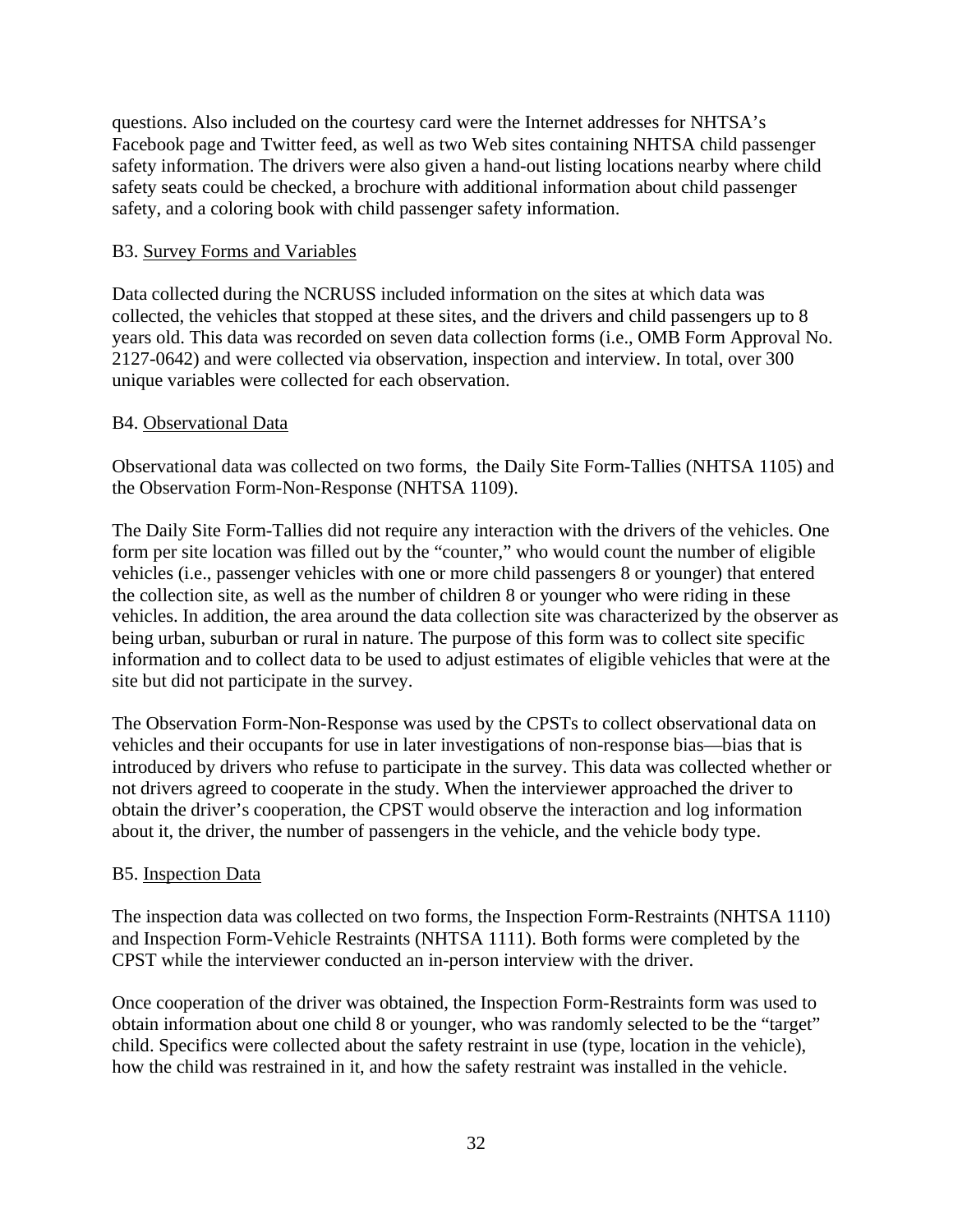questions. Also included on the courtesy card were the Internet addresses for NHTSA's Facebook page and Twitter feed, as well as two Web sites containing NHTSA child passenger safety information. The drivers were also given a hand-out listing locations nearby where child safety seats could be checked, a brochure with additional information about child passenger safety, and a coloring book with child passenger safety information.

### B3. Survey Forms and Variables

Data collected during the NCRUSS included information on the sites at which data was collected, the vehicles that stopped at these sites, and the drivers and child passengers up to 8 years old. This data was recorded on seven data collection forms (i.e., OMB Form Approval No. 2127-0642) and were collected via observation, inspection and interview. In total, over 300 unique variables were collected for each observation.

### B4. Observational Data

Observational data was collected on two forms, the Daily Site Form-Tallies (NHTSA 1105) and the Observation Form-Non-Response (NHTSA 1109).

The Daily Site Form-Tallies did not require any interaction with the drivers of the vehicles. One form per site location was filled out by the "counter," who would count the number of eligible vehicles (i.e., passenger vehicles with one or more child passengers 8 or younger) that entered the collection site, as well as the number of children 8 or younger who were riding in these vehicles. In addition, the area around the data collection site was characterized by the observer as being urban, suburban or rural in nature. The purpose of this form was to collect site specific information and to collect data to be used to adjust estimates of eligible vehicles that were at the site but did not participate in the survey.

The Observation Form-Non-Response was used by the CPSTs to collect observational data on vehicles and their occupants for use in later investigations of non-response bias—bias that is introduced by drivers who refuse to participate in the survey. This data was collected whether or not drivers agreed to cooperate in the study. When the interviewer approached the driver to obtain the driver's cooperation, the CPST would observe the interaction and log information about it, the driver, the number of passengers in the vehicle, and the vehicle body type.

### B5. Inspection Data

The inspection data was collected on two forms, the Inspection Form-Restraints (NHTSA 1110) and Inspection Form-Vehicle Restraints (NHTSA 1111). Both forms were completed by the CPST while the interviewer conducted an in-person interview with the driver.

Once cooperation of the driver was obtained, the Inspection Form-Restraints form was used to obtain information about one child 8 or younger, who was randomly selected to be the "target" child. Specifics were collected about the safety restraint in use (type, location in the vehicle), how the child was restrained in it, and how the safety restraint was installed in the vehicle.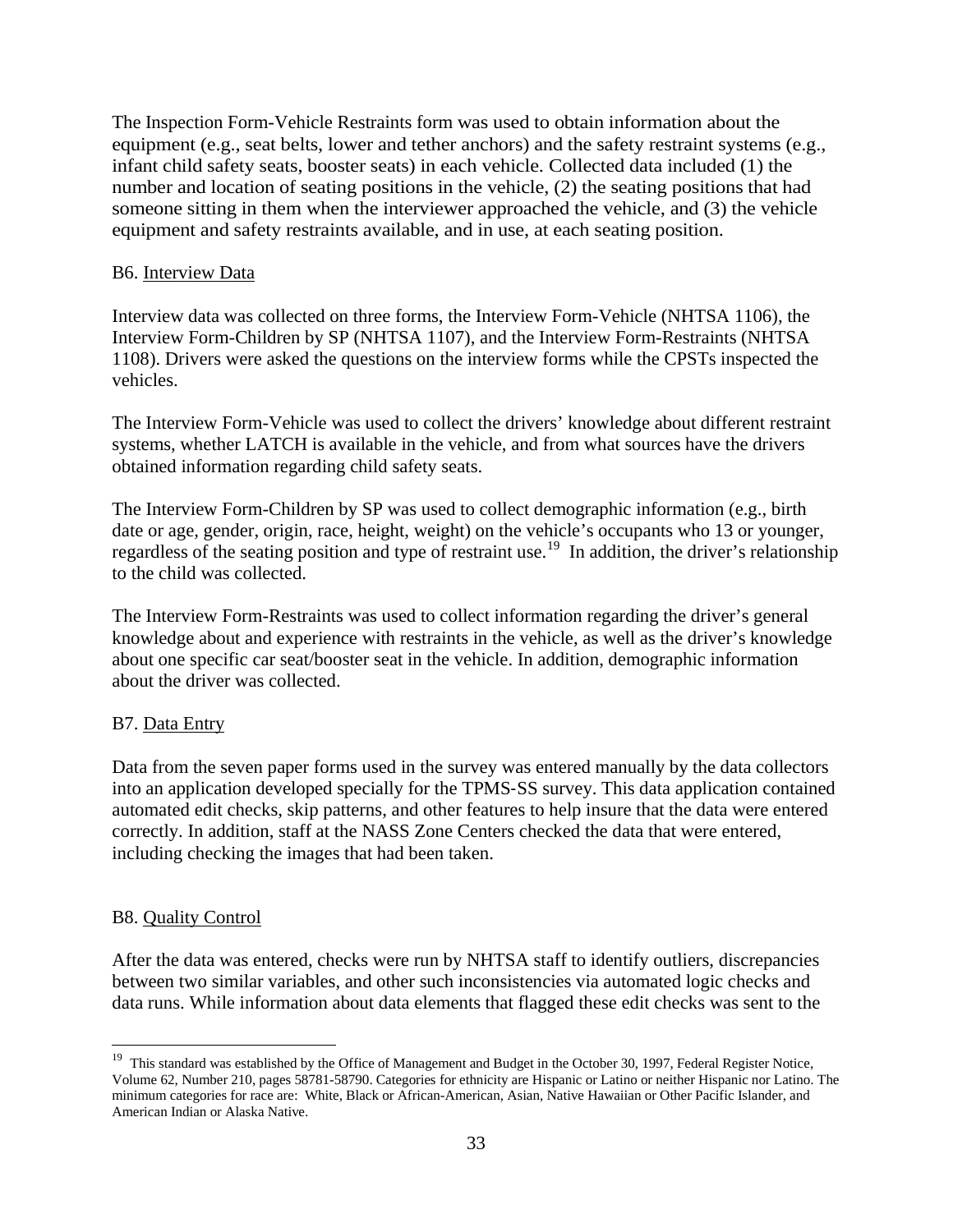The Inspection Form-Vehicle Restraints form was used to obtain information about the equipment (e.g., seat belts, lower and tether anchors) and the safety restraint systems (e.g., infant child safety seats, booster seats) in each vehicle. Collected data included (1) the number and location of seating positions in the vehicle, (2) the seating positions that had someone sitting in them when the interviewer approached the vehicle, and (3) the vehicle equipment and safety restraints available, and in use, at each seating position.

### B6. Interview Data

Interview data was collected on three forms, the Interview Form-Vehicle (NHTSA 1106), the Interview Form-Children by SP (NHTSA 1107), and the Interview Form-Restraints (NHTSA 1108). Drivers were asked the questions on the interview forms while the CPSTs inspected the vehicles.

The Interview Form-Vehicle was used to collect the drivers' knowledge about different restraint systems, whether LATCH is available in the vehicle, and from what sources have the drivers obtained information regarding child safety seats.

The Interview Form-Children by SP was used to collect demographic information (e.g., birth date or age, gender, origin, race, height, weight) on the vehicle's occupants who 13 or younger, regardless of the seating position and type of restraint use.[19] In addition, the driver's relationship to the child was collected.

The Interview Form-Restraints was used to collect information regarding the driver's general knowledge about and experience with restraints in the vehicle, as well as the driver's knowledge about one specific car seat/booster seat in the vehicle. In addition, demographic information about the driver was collected.

### B7. Data Entry

Data from the seven paper forms used in the survey was entered manually by the data collectors into an application developed specially for the TPMS-SS survey. This data application contained automated edit checks, skip patterns, and other features to help insure that the data were entered correctly. In addition, staff at the NASS Zone Centers checked the data that were entered, including checking the images that had been taken.

### B8. Quality Control

After the data was entered, checks were run by NHTSA staff to identify outliers, discrepancies between two similar variables, and other such inconsistencies via automated logic checks and data runs. While information about data elements that flagged these edit checks was sent to the

---

[19] This standard was established by the Office of Management and Budget in the October 30, 1997, Federal Register Notice, Volume 62, Number 210, pages 58781-58790. Categories for ethnicity are Hispanic or Latino or neither Hispanic nor Latino. The minimum categories for race are: White, Black or African-American, Asian, Native Hawaiian or Other Pacific Islander, and American Indian or Alaska Native.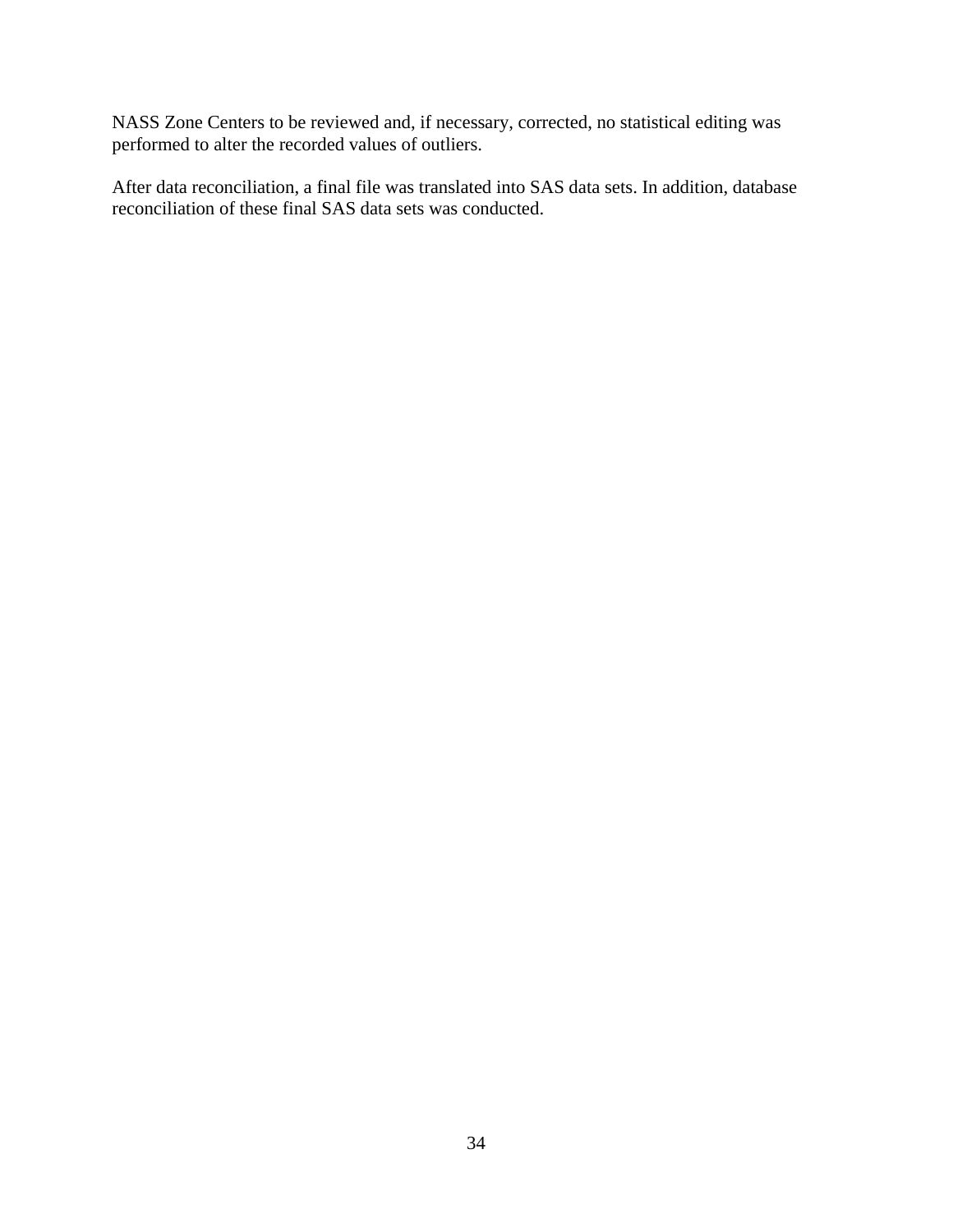NASS Zone Centers to be reviewed and, if necessary, corrected, no statistical editing was performed to alter the recorded values of outliers.

After data reconciliation, a final file was translated into SAS data sets. In addition, database reconciliation of these final SAS data sets was conducted.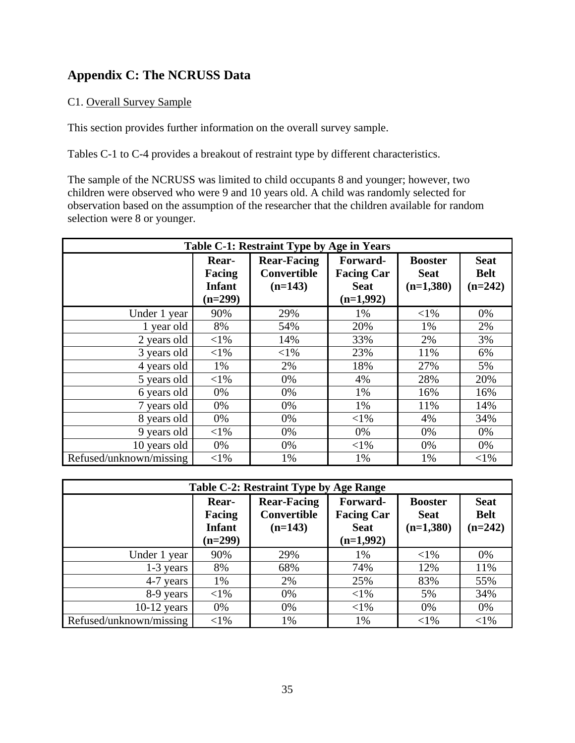## Appendix C: The NCRUSS Data

C1. Overall Survey Sample

This section provides further information on the overall survey sample.

Tables C-1 to C-4 provides a breakout of restraint type by different characteristics.

The sample of the NCRUSS was limited to child occupants 8 and younger; however, two children were observed who were 9 and 10 years old. A child was randomly selected for observation based on the assumption of the researcher that the children available for random selection were 8 or younger.

**Table C-1: Restraint Type by Age in Years**

| | Rear-Facing Infant (n=299) | Rear-Facing Convertible (n=143) | Forward-Facing Car Seat (n=1,992) | Booster Seat (n=1,380) | Seat Belt (n=242) |
|---|---|---|---|---|---|
| Under 1 year | 90% | 29% | 1% | <1% | 0% |
| 1 year old | 8% | 54% | 20% | 1% | 2% |
| 2 years old | <1% | 14% | 33% | 2% | 3% |
| 3 years old | <1% | <1% | 23% | 11% | 6% |
| 4 years old | 1% | 2% | 18% | 27% | 5% |
| 5 years old | <1% | 0% | 4% | 28% | 20% |
| 6 years old | 0% | 0% | 1% | 16% | 16% |
| 7 years old | 0% | 0% | 1% | 11% | 14% |
| 8 years old | 0% | 0% | <1% | 4% | 34% |
| 9 years old | <1% | 0% | 0% | 0% | 0% |
| 10 years old | 0% | 0% | <1% | 0% | 0% |
| Refused/unknown/missing | <1% | 1% | 1% | 1% | <1% |

**Table C-2: Restraint Type by Age Range**

| | Rear-Facing Infant (n=299) | Rear-Facing Convertible (n=143) | Forward-Facing Car Seat (n=1,992) | Booster Seat (n=1,380) | Seat Belt (n=242) |
|---|---|---|---|---|---|
| Under 1 year | 90% | 29% | 1% | <1% | 0% |
| 1-3 years | 8% | 68% | 74% | 12% | 11% |
| 4-7 years | 1% | 2% | 25% | 83% | 55% |
| 8-9 years | <1% | 0% | <1% | 5% | 34% |
| 10-12 years | 0% | 0% | <1% | 0% | 0% |
| Refused/unknown/missing | <1% | 1% | 1% | <1% | <1% |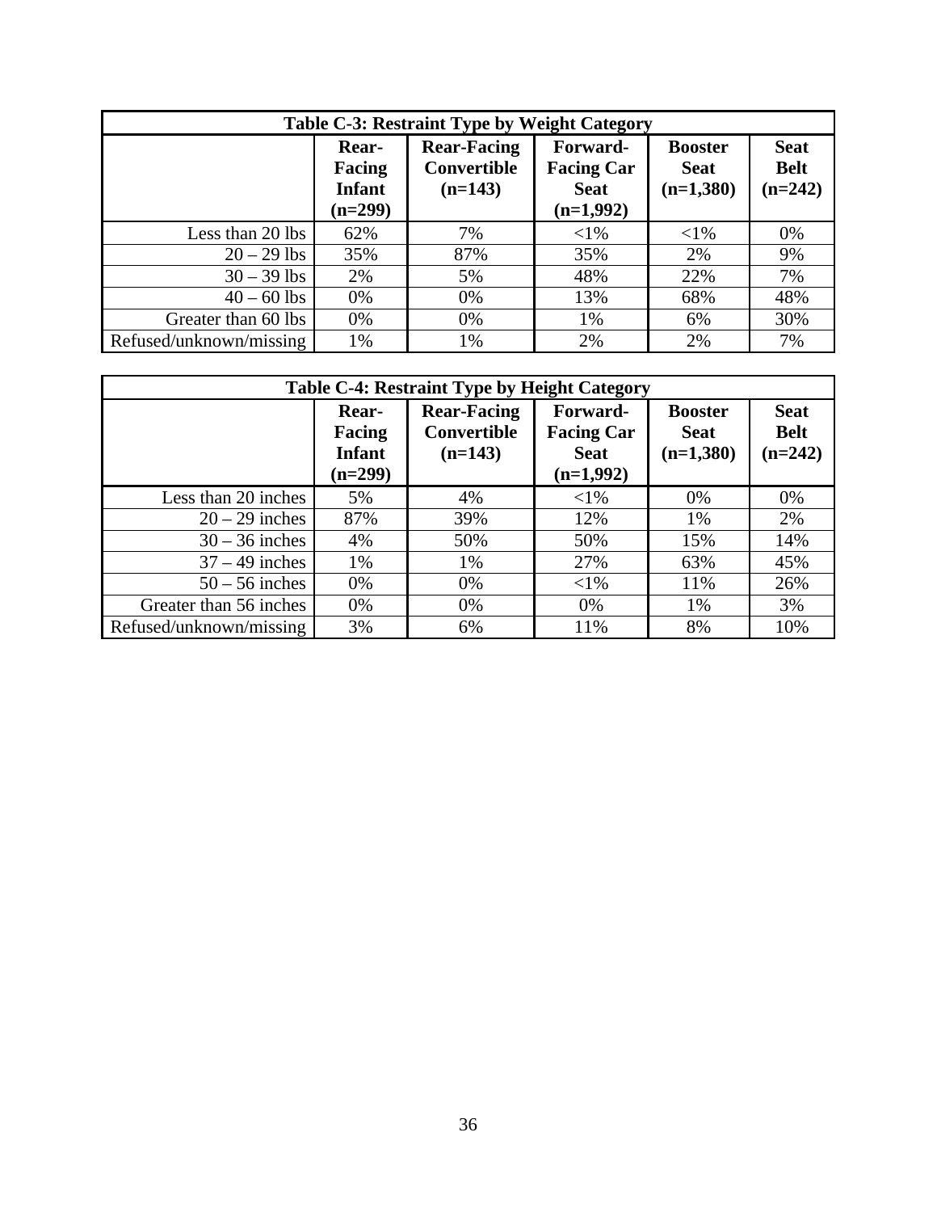| Table C-3: Restraint Type by Weight Category | | | | | |
|---|---|---|---|---|---|
| | **Rear-Facing Infant (n=299)** | **Rear-Facing Convertible (n=143)** | **Forward-Facing Car Seat (n=1,992)** | **Booster Seat (n=1,380)** | **Seat Belt (n=242)** |
| Less than 20 lbs | 62% | 7% | <1% | <1% | 0% |
| 20 – 29 lbs | 35% | 87% | 35% | 2% | 9% |
| 30 – 39 lbs | 2% | 5% | 48% | 22% | 7% |
| 40 – 60 lbs | 0% | 0% | 13% | 68% | 48% |
| Greater than 60 lbs | 0% | 0% | 1% | 6% | 30% |
| Refused/unknown/missing | 1% | 1% | 2% | 2% | 7% |

| Table C-4: Restraint Type by Height Category | | | | | |
|---|---|---|---|---|---|
| | **Rear-Facing Infant (n=299)** | **Rear-Facing Convertible (n=143)** | **Forward-Facing Car Seat (n=1,992)** | **Booster Seat (n=1,380)** | **Seat Belt (n=242)** |
| Less than 20 inches | 5% | 4% | <1% | 0% | 0% |
| 20 – 29 inches | 87% | 39% | 12% | 1% | 2% |
| 30 – 36 inches | 4% | 50% | 50% | 15% | 14% |
| 37 – 49 inches | 1% | 1% | 27% | 63% | 45% |
| 50 – 56 inches | 0% | 0% | <1% | 11% | 26% |
| Greater than 56 inches | 0% | 0% | 0% | 1% | 3% |
| Refused/unknown/missing | 3% | 6% | 11% | 8% | 10% |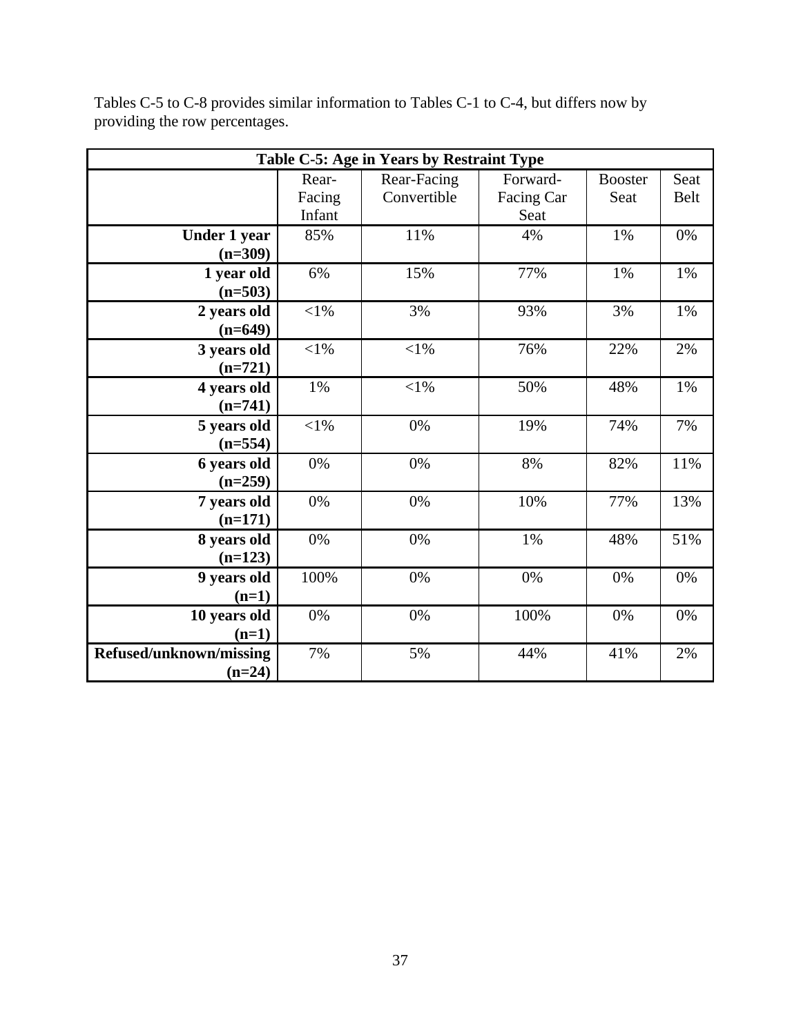Tables C-5 to C-8 provides similar information to Tables C-1 to C-4, but differs now by providing the row percentages.

**Table C-5: Age in Years by Restraint Type**

| | Rear-Facing Infant | Rear-Facing Convertible | Forward-Facing Car Seat | Booster Seat | Seat Belt |
|---|---|---|---|---|---|
| **Under 1 year (n=309)** | 85% | 11% | 4% | 1% | 0% |
| **1 year old (n=503)** | 6% | 15% | 77% | 1% | 1% |
| **2 years old (n=649)** | <1% | 3% | 93% | 3% | 1% |
| **3 years old (n=721)** | <1% | <1% | 76% | 22% | 2% |
| **4 years old (n=741)** | 1% | <1% | 50% | 48% | 1% |
| **5 years old (n=554)** | <1% | 0% | 19% | 74% | 7% |
| **6 years old (n=259)** | 0% | 0% | 8% | 82% | 11% |
| **7 years old (n=171)** | 0% | 0% | 10% | 77% | 13% |
| **8 years old (n=123)** | 0% | 0% | 1% | 48% | 51% |
| **9 years old (n=1)** | 100% | 0% | 0% | 0% | 0% |
| **10 years old (n=1)** | 0% | 0% | 100% | 0% | 0% |
| **Refused/unknown/missing (n=24)** | 7% | 5% | 44% | 41% | 2% |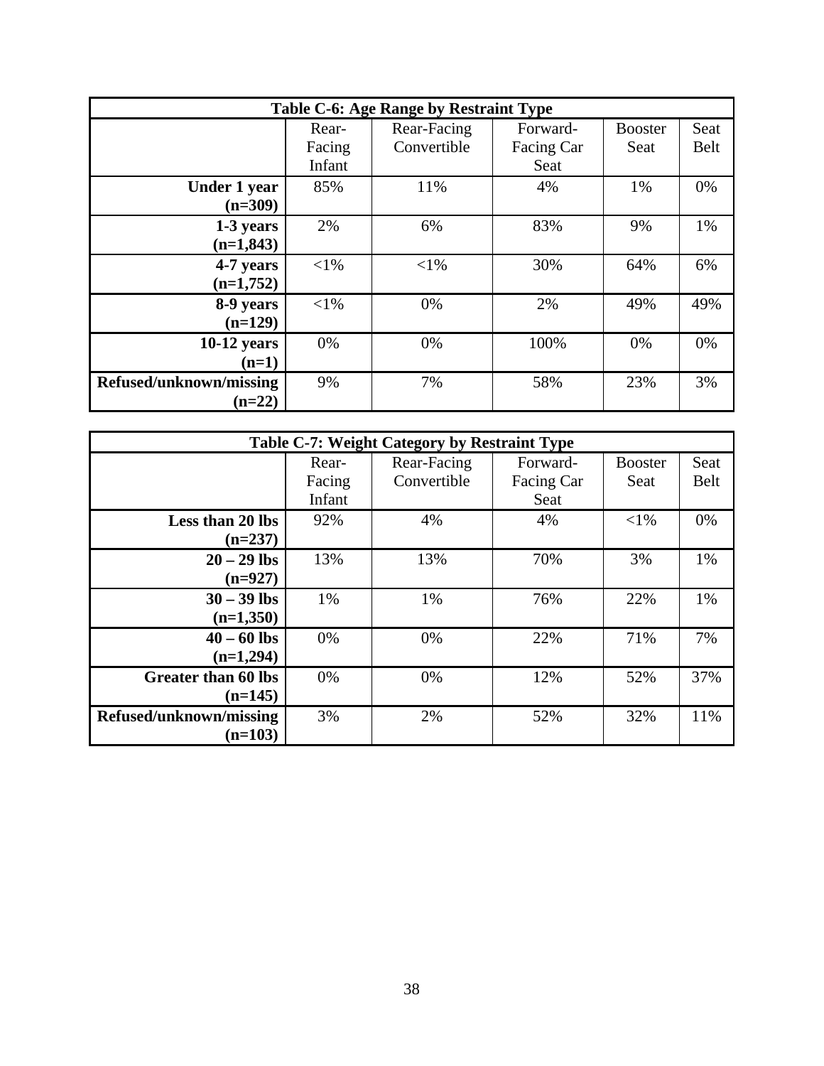| Table C-6: Age Range by Restraint Type | | | | | |
|---|---|---|---|---|---|
| | Rear-Facing Infant | Rear-Facing Convertible | Forward-Facing Car Seat | Booster Seat | Seat Belt |
| **Under 1 year (n=309)** | 85% | 11% | 4% | 1% | 0% |
| **1-3 years (n=1,843)** | 2% | 6% | 83% | 9% | 1% |
| **4-7 years (n=1,752)** | <1% | <1% | 30% | 64% | 6% |
| **8-9 years (n=129)** | <1% | 0% | 2% | 49% | 49% |
| **10-12 years (n=1)** | 0% | 0% | 100% | 0% | 0% |
| **Refused/unknown/missing (n=22)** | 9% | 7% | 58% | 23% | 3% |

| Table C-7: Weight Category by Restraint Type | | | | | |
|---|---|---|---|---|---|
| | Rear-Facing Infant | Rear-Facing Convertible | Forward-Facing Car Seat | Booster Seat | Seat Belt |
| **Less than 20 lbs (n=237)** | 92% | 4% | 4% | <1% | 0% |
| **20 – 29 lbs (n=927)** | 13% | 13% | 70% | 3% | 1% |
| **30 – 39 lbs (n=1,350)** | 1% | 1% | 76% | 22% | 1% |
| **40 – 60 lbs (n=1,294)** | 0% | 0% | 22% | 71% | 7% |
| **Greater than 60 lbs (n=145)** | 0% | 0% | 12% | 52% | 37% |
| **Refused/unknown/missing (n=103)** | 3% | 2% | 52% | 32% | 11% |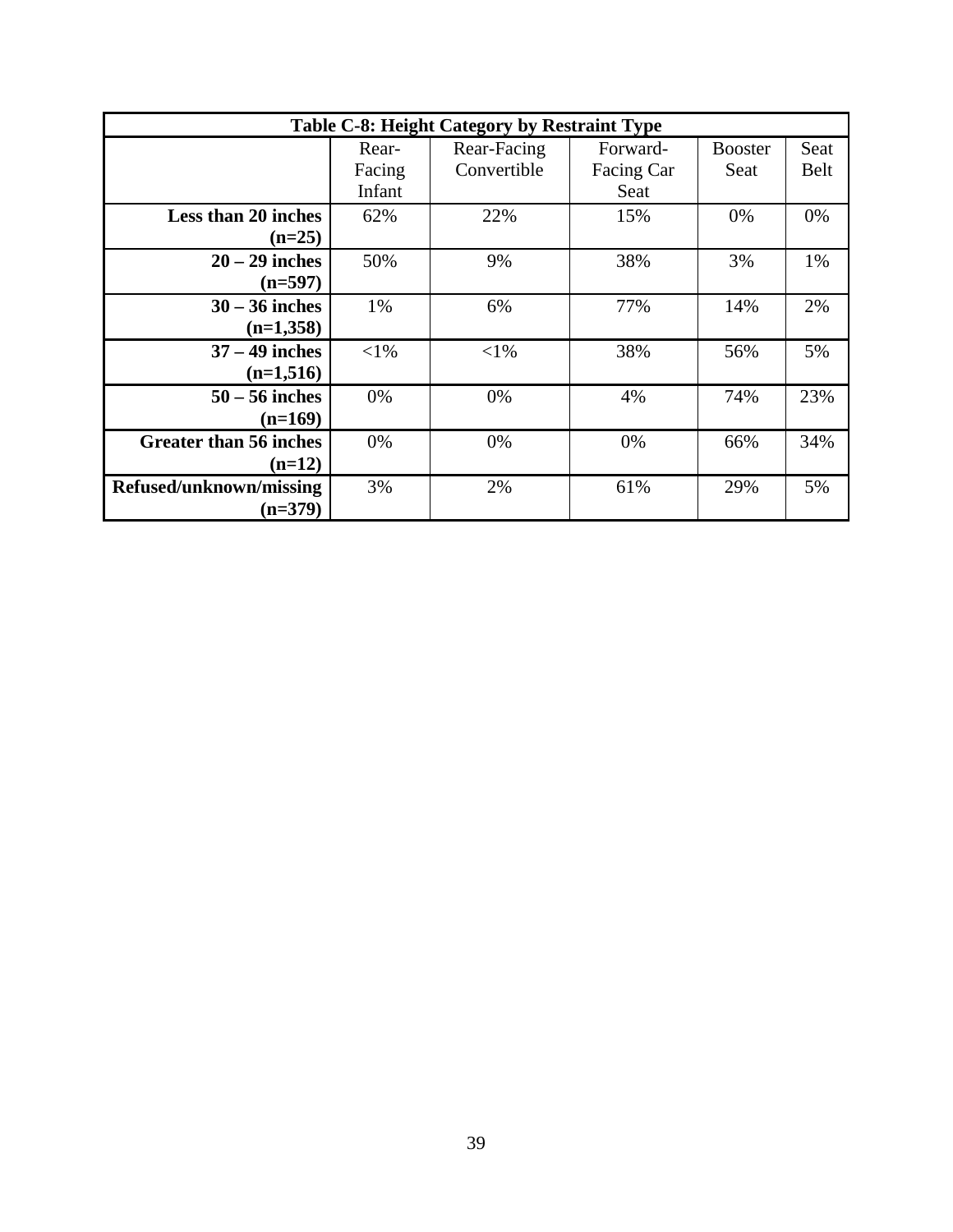**Table C-8: Height Category by Restraint Type**

| | Rear-Facing Infant | Rear-Facing Convertible | Forward-Facing Car Seat | Booster Seat | Seat Belt |
|---|---|---|---|---|---|
| **Less than 20 inches (n=25)** | 62% | 22% | 15% | 0% | 0% |
| **20 – 29 inches (n=597)** | 50% | 9% | 38% | 3% | 1% |
| **30 – 36 inches (n=1,358)** | 1% | 6% | 77% | 14% | 2% |
| **37 – 49 inches (n=1,516)** | <1% | <1% | 38% | 56% | 5% |
| **50 – 56 inches (n=169)** | 0% | 0% | 4% | 74% | 23% |
| **Greater than 56 inches (n=12)** | 0% | 0% | 0% | 66% | 34% |
| **Refused/unknown/missing (n=379)** | 3% | 2% | 61% | 29% | 5% |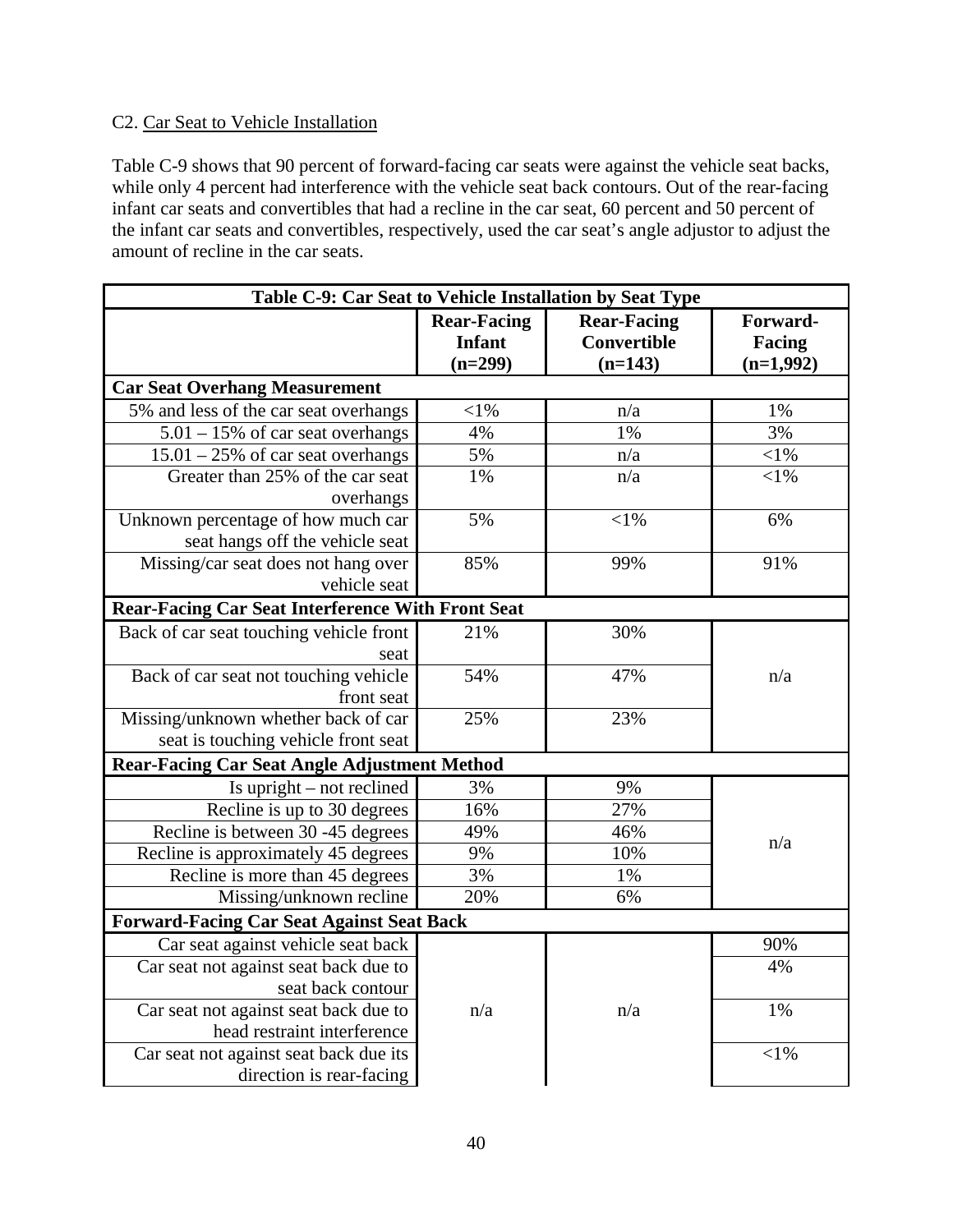C2. Car Seat to Vehicle Installation

Table C-9 shows that 90 percent of forward-facing car seats were against the vehicle seat backs, while only 4 percent had interference with the vehicle seat back contours. Out of the rear-facing infant car seats and convertibles that had a recline in the car seat, 60 percent and 50 percent of the infant car seats and convertibles, respectively, used the car seat's angle adjustor to adjust the amount of recline in the car seats.

| Table C-9: Car Seat to Vehicle Installation by Seat Type | | | |
|---|---|---|---|
| | **Rear-Facing Infant (n=299)** | **Rear-Facing Convertible (n=143)** | **Forward-Facing (n=1,992)** |
| **Car Seat Overhang Measurement** | | | |
| 5% and less of the car seat overhangs | <1% | n/a | 1% |
| 5.01 – 15% of car seat overhangs | 4% | 1% | 3% |
| 15.01 – 25% of car seat overhangs | 5% | n/a | <1% |
| Greater than 25% of the car seat overhangs | 1% | n/a | <1% |
| Unknown percentage of how much car seat hangs off the vehicle seat | 5% | <1% | 6% |
| Missing/car seat does not hang over vehicle seat | 85% | 99% | 91% |
| **Rear-Facing Car Seat Interference With Front Seat** | | | |
| Back of car seat touching vehicle front seat | 21% | 30% | n/a |
| Back of car seat not touching vehicle front seat | 54% | 47% | n/a |
| Missing/unknown whether back of car seat is touching vehicle front seat | 25% | 23% | n/a |
| **Rear-Facing Car Seat Angle Adjustment Method** | | | |
| Is upright – not reclined | 3% | 9% | n/a |
| Recline is up to 30 degrees | 16% | 27% | n/a |
| Recline is between 30 -45 degrees | 49% | 46% | n/a |
| Recline is approximately 45 degrees | 9% | 10% | n/a |
| Recline is more than 45 degrees | 3% | 1% | n/a |
| Missing/unknown recline | 20% | 6% | n/a |
| **Forward-Facing Car Seat Against Seat Back** | | | |
| Car seat against vehicle seat back | n/a | n/a | 90% |
| Car seat not against seat back due to seat back contour | n/a | n/a | 4% |
| Car seat not against seat back due to head restraint interference | n/a | n/a | 1% |
| Car seat not against seat back due its direction is rear-facing | n/a | n/a | <1% |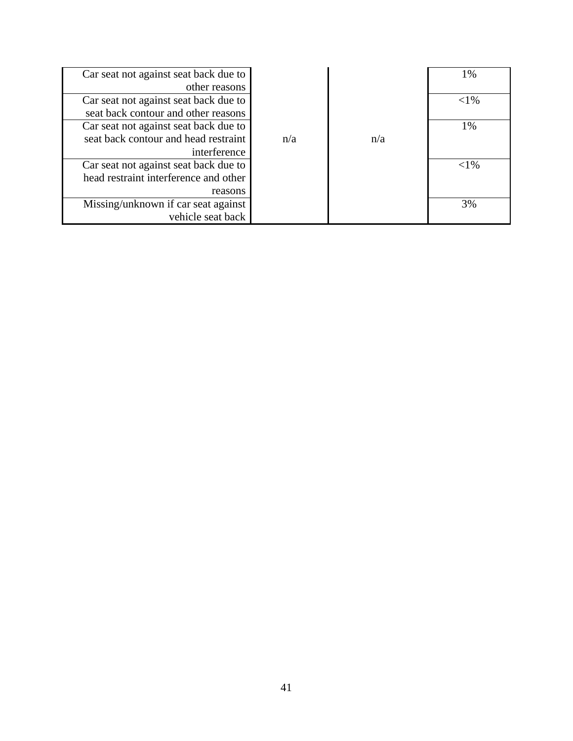| | | | |
|---|---|---|---|
| Car seat not against seat back due to other reasons | n/a | n/a | 1% |
| Car seat not against seat back due to seat back contour and other reasons | | | <1% |
| Car seat not against seat back due to seat back contour and head restraint interference | | | 1% |
| Car seat not against seat back due to head restraint interference and other reasons | | | <1% |
| Missing/unknown if car seat against vehicle seat back | | | 3% |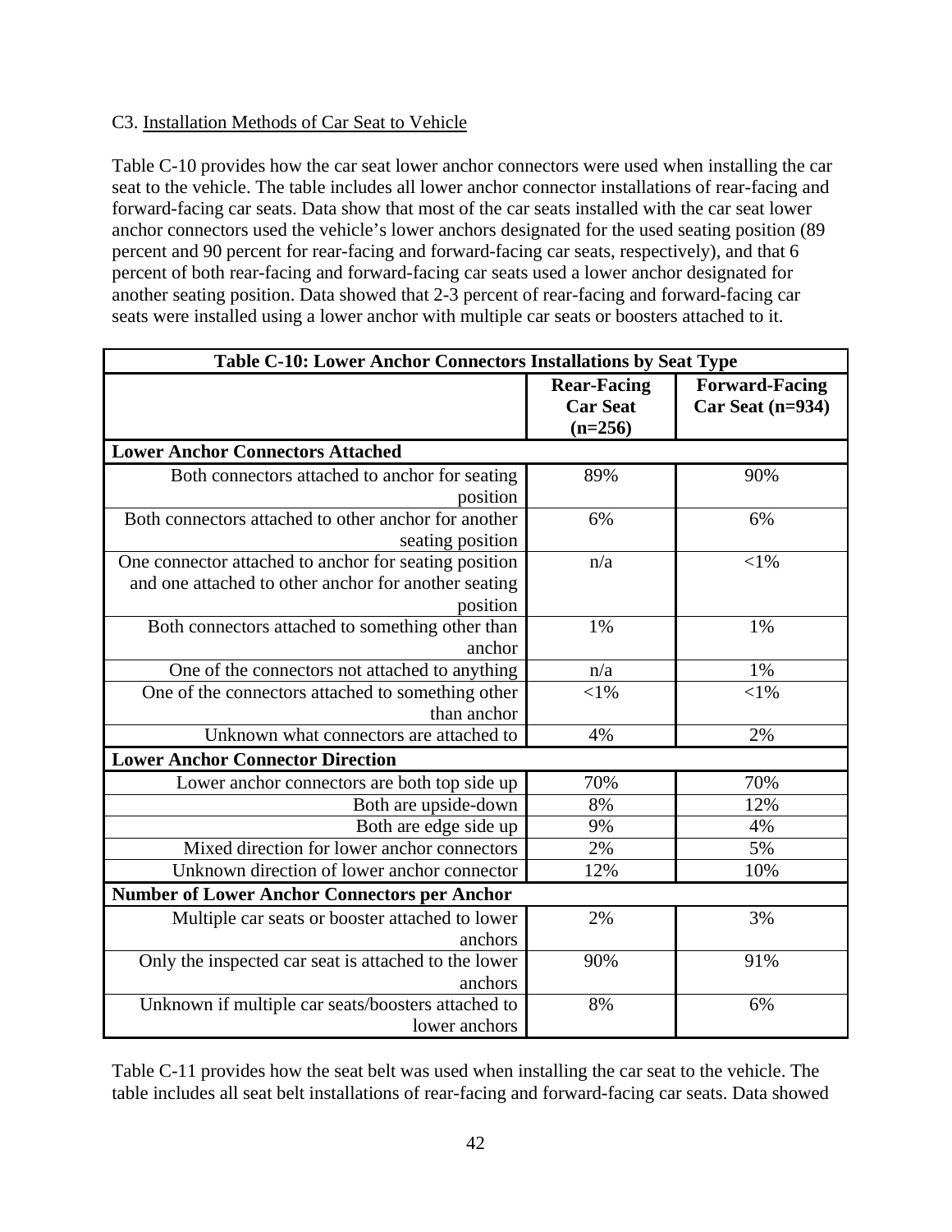C3. Installation Methods of Car Seat to Vehicle

Table C-10 provides how the car seat lower anchor connectors were used when installing the car seat to the vehicle. The table includes all lower anchor connector installations of rear-facing and forward-facing car seats. Data show that most of the car seats installed with the car seat lower anchor connectors used the vehicle's lower anchors designated for the used seating position (89 percent and 90 percent for rear-facing and forward-facing car seats, respectively), and that 6 percent of both rear-facing and forward-facing car seats used a lower anchor designated for another seating position. Data showed that 2-3 percent of rear-facing and forward-facing car seats were installed using a lower anchor with multiple car seats or boosters attached to it.

**Table C-10: Lower Anchor Connectors Installations by Seat Type**

| | Rear-Facing Car Seat (n=256) | Forward-Facing Car Seat (n=934) |
|---|---|---|
| **Lower Anchor Connectors Attached** | | |
| Both connectors attached to anchor for seating position | 89% | 90% |
| Both connectors attached to other anchor for another seating position | 6% | 6% |
| One connector attached to anchor for seating position and one attached to other anchor for another seating position | n/a | <1% |
| Both connectors attached to something other than anchor | 1% | 1% |
| One of the connectors not attached to anything | n/a | 1% |
| One of the connectors attached to something other than anchor | <1% | <1% |
| Unknown what connectors are attached to | 4% | 2% |
| **Lower Anchor Connector Direction** | | |
| Lower anchor connectors are both top side up | 70% | 70% |
| Both are upside-down | 8% | 12% |
| Both are edge side up | 9% | 4% |
| Mixed direction for lower anchor connectors | 2% | 5% |
| Unknown direction of lower anchor connector | 12% | 10% |
| **Number of Lower Anchor Connectors per Anchor** | | |
| Multiple car seats or booster attached to lower anchors | 2% | 3% |
| Only the inspected car seat is attached to the lower anchors | 90% | 91% |
| Unknown if multiple car seats/boosters attached to lower anchors | 8% | 6% |

Table C-11 provides how the seat belt was used when installing the car seat to the vehicle. The table includes all seat belt installations of rear-facing and forward-facing car seats. Data showed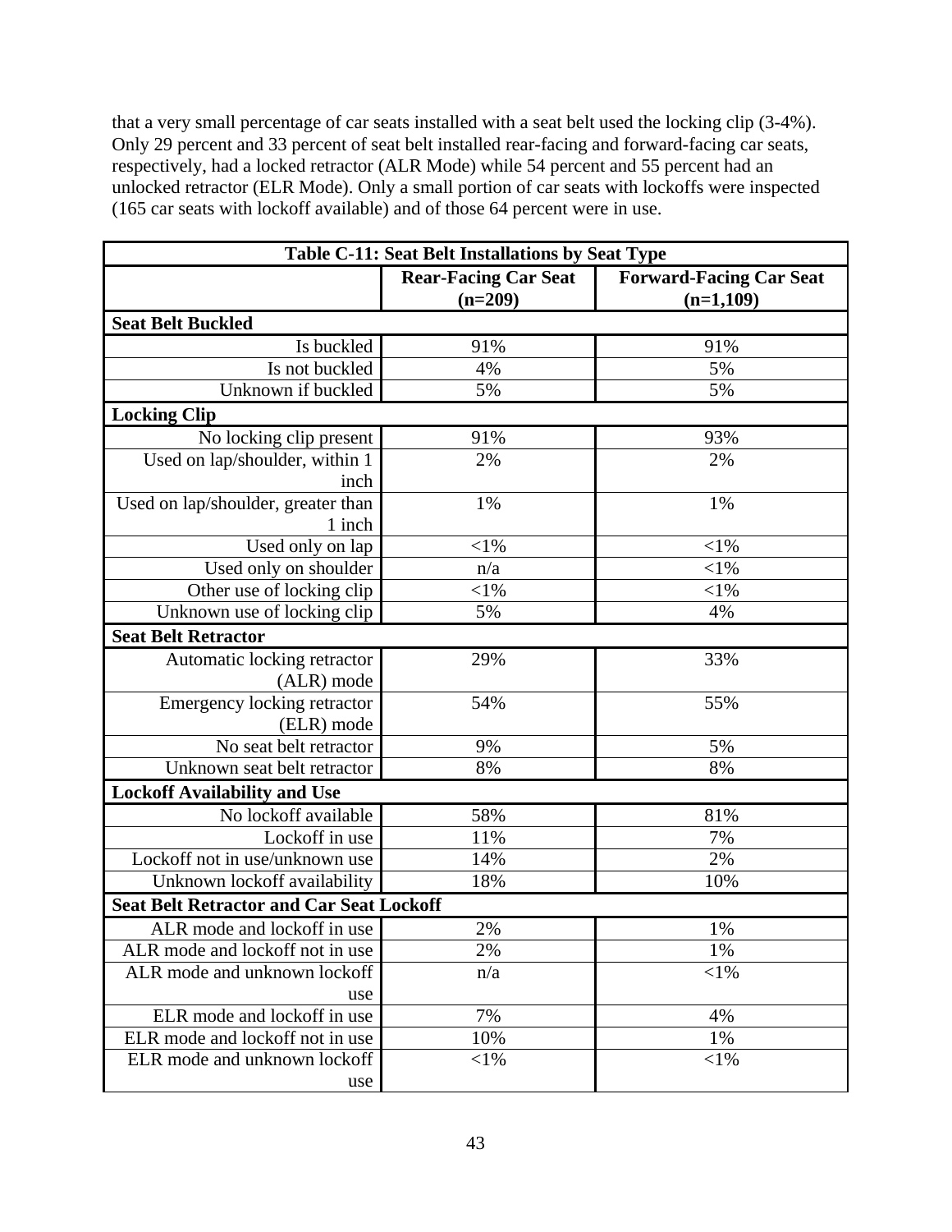that a very small percentage of car seats installed with a seat belt used the locking clip (3-4%). Only 29 percent and 33 percent of seat belt installed rear-facing and forward-facing car seats, respectively, had a locked retractor (ALR Mode) while 54 percent and 55 percent had an unlocked retractor (ELR Mode). Only a small portion of car seats with lockoffs were inspected (165 car seats with lockoff available) and of those 64 percent were in use.

| Table C-11: Seat Belt Installations by Seat Type | | |
|---|---|---|
| | **Rear-Facing Car Seat (n=209)** | **Forward-Facing Car Seat (n=1,109)** |
| **Seat Belt Buckled** | | |
| Is buckled | 91% | 91% |
| Is not buckled | 4% | 5% |
| Unknown if buckled | 5% | 5% |
| **Locking Clip** | | |
| No locking clip present | 91% | 93% |
| Used on lap/shoulder, within 1 inch | 2% | 2% |
| Used on lap/shoulder, greater than 1 inch | 1% | 1% |
| Used only on lap | <1% | <1% |
| Used only on shoulder | n/a | <1% |
| Other use of locking clip | <1% | <1% |
| Unknown use of locking clip | 5% | 4% |
| **Seat Belt Retractor** | | |
| Automatic locking retractor (ALR) mode | 29% | 33% |
| Emergency locking retractor (ELR) mode | 54% | 55% |
| No seat belt retractor | 9% | 5% |
| Unknown seat belt retractor | 8% | 8% |
| **Lockoff Availability and Use** | | |
| No lockoff available | 58% | 81% |
| Lockoff in use | 11% | 7% |
| Lockoff not in use/unknown use | 14% | 2% |
| Unknown lockoff availability | 18% | 10% |
| **Seat Belt Retractor and Car Seat Lockoff** | | |
| ALR mode and lockoff in use | 2% | 1% |
| ALR mode and lockoff not in use | 2% | 1% |
| ALR mode and unknown lockoff use | n/a | <1% |
| ELR mode and lockoff in use | 7% | 4% |
| ELR mode and lockoff not in use | 10% | 1% |
| ELR mode and unknown lockoff use | <1% | <1% |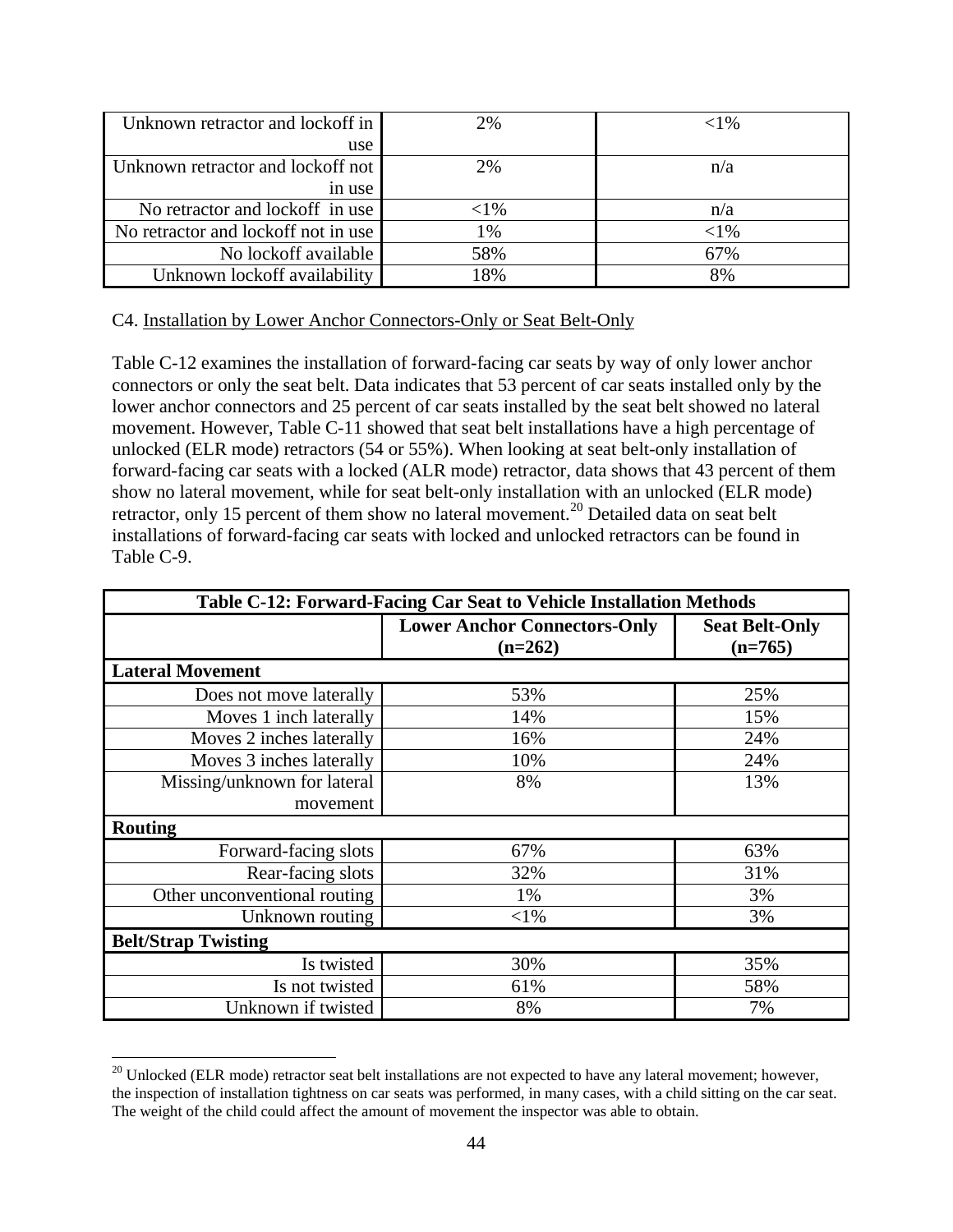| | | |
|---|---|---|
| Unknown retractor and lockoff in use | 2% | <1% |
| Unknown retractor and lockoff not in use | 2% | n/a |
| No retractor and lockoff in use | <1% | n/a |
| No retractor and lockoff not in use | 1% | <1% |
| No lockoff available | 58% | 67% |
| Unknown lockoff availability | 18% | 8% |

C4. Installation by Lower Anchor Connectors-Only or Seat Belt-Only

Table C-12 examines the installation of forward-facing car seats by way of only lower anchor connectors or only the seat belt. Data indicates that 53 percent of car seats installed only by the lower anchor connectors and 25 percent of car seats installed by the seat belt showed no lateral movement. However, Table C-11 showed that seat belt installations have a high percentage of unlocked (ELR mode) retractors (54 or 55%). When looking at seat belt-only installation of forward-facing car seats with a locked (ALR mode) retractor, data shows that 43 percent of them show no lateral movement, while for seat belt-only installation with an unlocked (ELR mode) retractor, only 15 percent of them show no lateral movement.[20] Detailed data on seat belt installations of forward-facing car seats with locked and unlocked retractors can be found in Table C-9.

**Table C-12: Forward-Facing Car Seat to Vehicle Installation Methods**

| | Lower Anchor Connectors-Only (n=262) | Seat Belt-Only (n=765) |
|---|---|---|
| **Lateral Movement** | | |
| Does not move laterally | 53% | 25% |
| Moves 1 inch laterally | 14% | 15% |
| Moves 2 inches laterally | 16% | 24% |
| Moves 3 inches laterally | 10% | 24% |
| Missing/unknown for lateral movement | 8% | 13% |
| **Routing** | | |
| Forward-facing slots | 67% | 63% |
| Rear-facing slots | 32% | 31% |
| Other unconventional routing | 1% | 3% |
| Unknown routing | <1% | 3% |
| **Belt/Strap Twisting** | | |
| Is twisted | 30% | 35% |
| Is not twisted | 61% | 58% |
| Unknown if twisted | 8% | 7% |

[20] Unlocked (ELR mode) retractor seat belt installations are not expected to have any lateral movement; however, the inspection of installation tightness on car seats was performed, in many cases, with a child sitting on the car seat. The weight of the child could affect the amount of movement the inspector was able to obtain.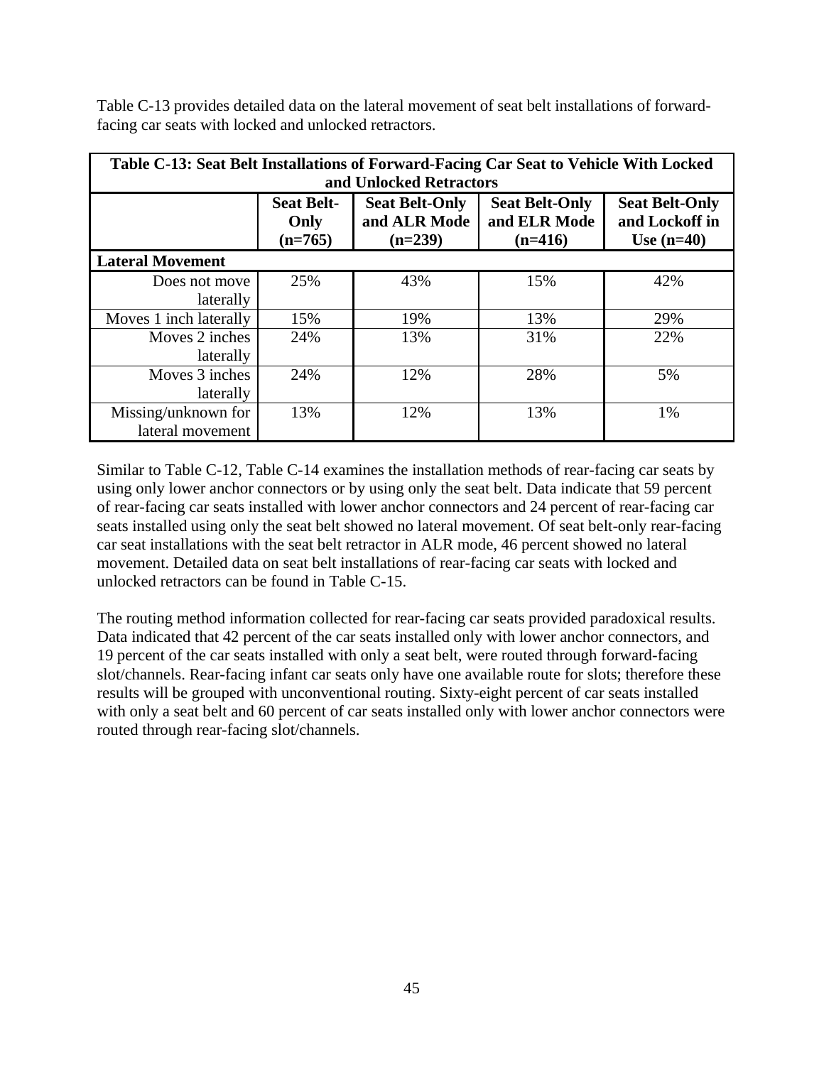Table C-13 provides detailed data on the lateral movement of seat belt installations of forward-facing car seats with locked and unlocked retractors.

**Table C-13: Seat Belt Installations of Forward-Facing Car Seat to Vehicle With Locked and Unlocked Retractors**

| | Seat Belt-Only (n=765) | Seat Belt-Only and ALR Mode (n=239) | Seat Belt-Only and ELR Mode (n=416) | Seat Belt-Only and Lockoff in Use (n=40) |
|---|---|---|---|---|
| **Lateral Movement** | | | | |
| Does not move laterally | 25% | 43% | 15% | 42% |
| Moves 1 inch laterally | 15% | 19% | 13% | 29% |
| Moves 2 inches laterally | 24% | 13% | 31% | 22% |
| Moves 3 inches laterally | 24% | 12% | 28% | 5% |
| Missing/unknown for lateral movement | 13% | 12% | 13% | 1% |

Similar to Table C-12, Table C-14 examines the installation methods of rear-facing car seats by using only lower anchor connectors or by using only the seat belt. Data indicate that 59 percent of rear-facing car seats installed with lower anchor connectors and 24 percent of rear-facing car seats installed using only the seat belt showed no lateral movement. Of seat belt-only rear-facing car seat installations with the seat belt retractor in ALR mode, 46 percent showed no lateral movement. Detailed data on seat belt installations of rear-facing car seats with locked and unlocked retractors can be found in Table C-15.

The routing method information collected for rear-facing car seats provided paradoxical results. Data indicated that 42 percent of the car seats installed only with lower anchor connectors, and 19 percent of the car seats installed with only a seat belt, were routed through forward-facing slot/channels. Rear-facing infant car seats only have one available route for slots; therefore these results will be grouped with unconventional routing. Sixty-eight percent of car seats installed with only a seat belt and 60 percent of car seats installed only with lower anchor connectors were routed through rear-facing slot/channels.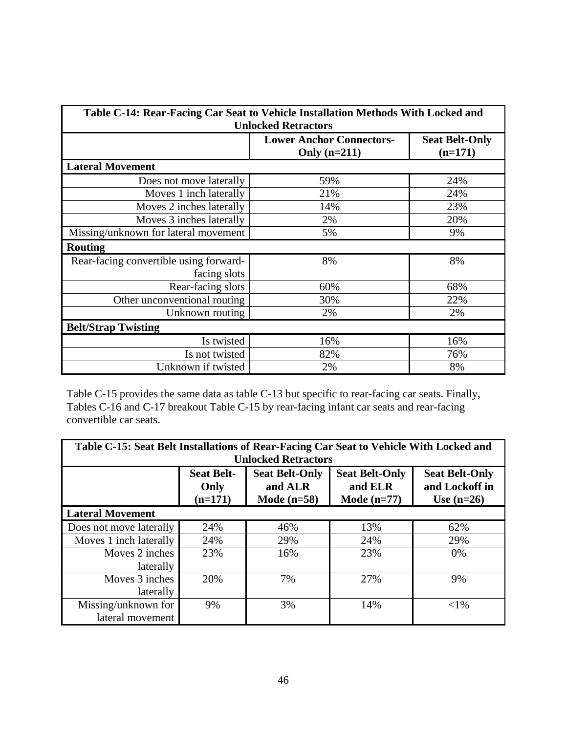| Table C-14: Rear-Facing Car Seat to Vehicle Installation Methods With Locked and Unlocked Retractors | | |
|---|---|---|
| | **Lower Anchor Connectors-Only (n=211)** | **Seat Belt-Only (n=171)** |
| **Lateral Movement** | | |
| Does not move laterally | 59% | 24% |
| Moves 1 inch laterally | 21% | 24% |
| Moves 2 inches laterally | 14% | 23% |
| Moves 3 inches laterally | 2% | 20% |
| Missing/unknown for lateral movement | 5% | 9% |
| **Routing** | | |
| Rear-facing convertible using forward-facing slots | 8% | 8% |
| Rear-facing slots | 60% | 68% |
| Other unconventional routing | 30% | 22% |
| Unknown routing | 2% | 2% |
| **Belt/Strap Twisting** | | |
| Is twisted | 16% | 16% |
| Is not twisted | 82% | 76% |
| Unknown if twisted | 2% | 8% |

Table C-15 provides the same data as table C-13 but specific to rear-facing car seats. Finally, Tables C-16 and C-17 breakout Table C-15 by rear-facing infant car seats and rear-facing convertible car seats.

| Table C-15: Seat Belt Installations of Rear-Facing Car Seat to Vehicle With Locked and Unlocked Retractors | | | | |
|---|---|---|---|---|
| | **Seat Belt-Only (n=171)** | **Seat Belt-Only and ALR Mode (n=58)** | **Seat Belt-Only and ELR Mode (n=77)** | **Seat Belt-Only and Lockoff in Use (n=26)** |
| **Lateral Movement** | | | | |
| Does not move laterally | 24% | 46% | 13% | 62% |
| Moves 1 inch laterally | 24% | 29% | 24% | 29% |
| Moves 2 inches laterally | 23% | 16% | 23% | 0% |
| Moves 3 inches laterally | 20% | 7% | 27% | 9% |
| Missing/unknown for lateral movement | 9% | 3% | 14% | <1% |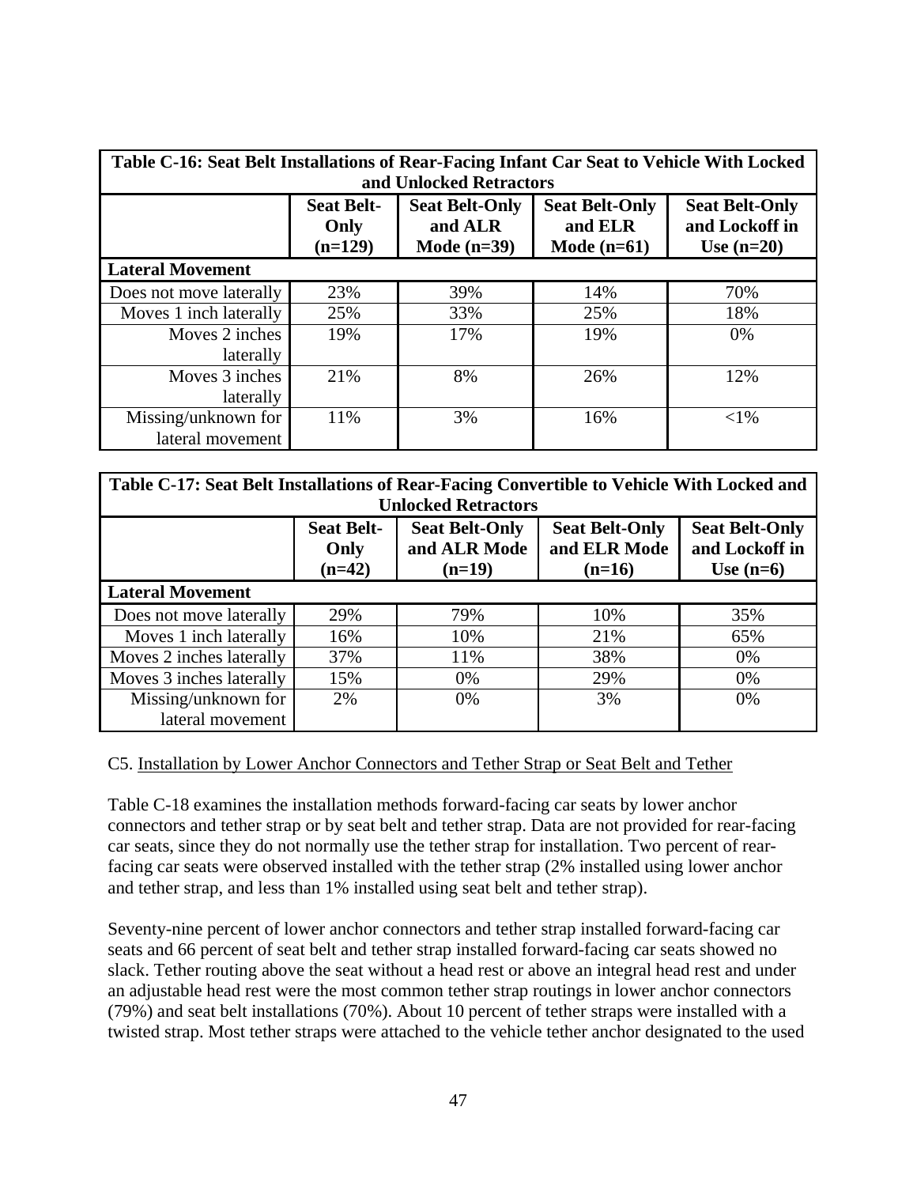**Table C-16: Seat Belt Installations of Rear-Facing Infant Car Seat to Vehicle With Locked and Unlocked Retractors**

| | Seat Belt-Only (n=129) | Seat Belt-Only and ALR Mode (n=39) | Seat Belt-Only and ELR Mode (n=61) | Seat Belt-Only and Lockoff in Use (n=20) |
|---|---|---|---|---|
| **Lateral Movement** | | | | |
| Does not move laterally | 23% | 39% | 14% | 70% |
| Moves 1 inch laterally | 25% | 33% | 25% | 18% |
| Moves 2 inches laterally | 19% | 17% | 19% | 0% |
| Moves 3 inches laterally | 21% | 8% | 26% | 12% |
| Missing/unknown for lateral movement | 11% | 3% | 16% | <1% |

**Table C-17: Seat Belt Installations of Rear-Facing Convertible to Vehicle With Locked and Unlocked Retractors**

| | Seat Belt-Only (n=42) | Seat Belt-Only and ALR Mode (n=19) | Seat Belt-Only and ELR Mode (n=16) | Seat Belt-Only and Lockoff in Use (n=6) |
|---|---|---|---|---|
| **Lateral Movement** | | | | |
| Does not move laterally | 29% | 79% | 10% | 35% |
| Moves 1 inch laterally | 16% | 10% | 21% | 65% |
| Moves 2 inches laterally | 37% | 11% | 38% | 0% |
| Moves 3 inches laterally | 15% | 0% | 29% | 0% |
| Missing/unknown for lateral movement | 2% | 0% | 3% | 0% |

C5. Installation by Lower Anchor Connectors and Tether Strap or Seat Belt and Tether

Table C-18 examines the installation methods forward-facing car seats by lower anchor connectors and tether strap or by seat belt and tether strap. Data are not provided for rear-facing car seats, since they do not normally use the tether strap for installation. Two percent of rear-facing car seats were observed installed with the tether strap (2% installed using lower anchor and tether strap, and less than 1% installed using seat belt and tether strap).

Seventy-nine percent of lower anchor connectors and tether strap installed forward-facing car seats and 66 percent of seat belt and tether strap installed forward-facing car seats showed no slack. Tether routing above the seat without a head rest or above an integral head rest and under an adjustable head rest were the most common tether strap routings in lower anchor connectors (79%) and seat belt installations (70%). About 10 percent of tether straps were installed with a twisted strap. Most tether straps were attached to the vehicle tether anchor designated to the used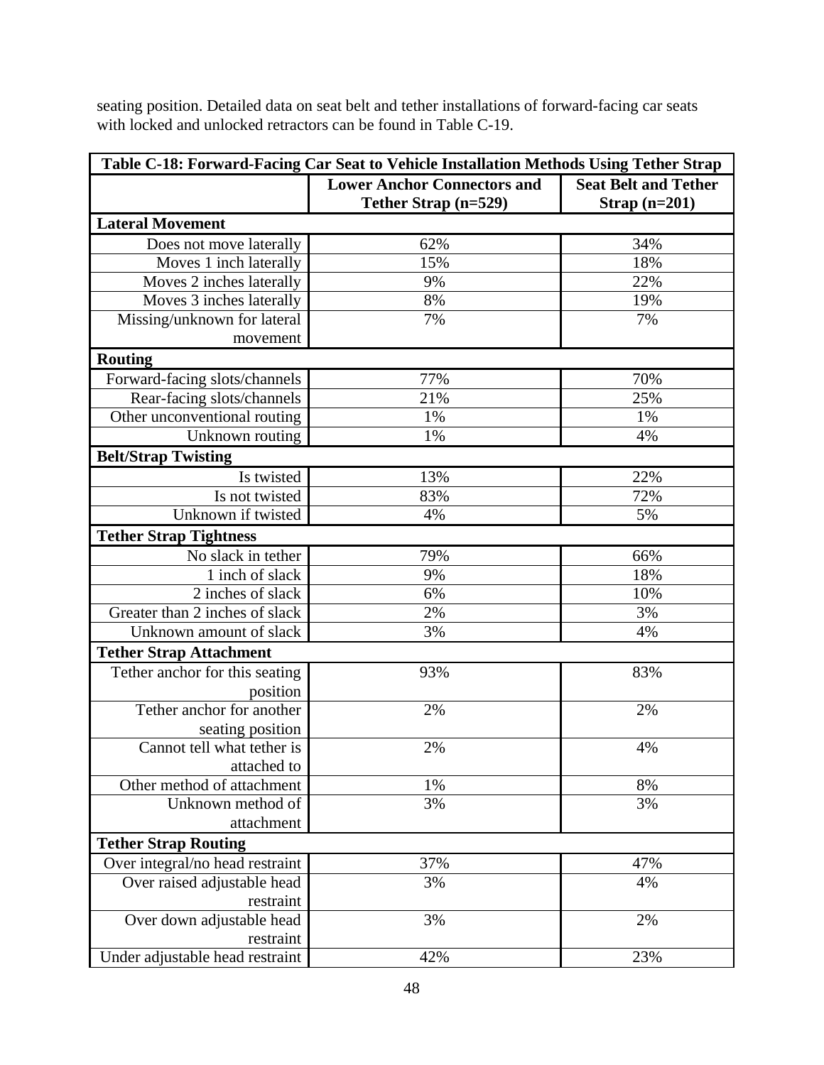seating position. Detailed data on seat belt and tether installations of forward-facing car seats with locked and unlocked retractors can be found in Table C-19.

**Table C-18: Forward-Facing Car Seat to Vehicle Installation Methods Using Tether Strap**

| | Lower Anchor Connectors and Tether Strap (n=529) | Seat Belt and Tether Strap (n=201) |
|---|---|---|
| **Lateral Movement** | | |
| Does not move laterally | 62% | 34% |
| Moves 1 inch laterally | 15% | 18% |
| Moves 2 inches laterally | 9% | 22% |
| Moves 3 inches laterally | 8% | 19% |
| Missing/unknown for lateral movement | 7% | 7% |
| **Routing** | | |
| Forward-facing slots/channels | 77% | 70% |
| Rear-facing slots/channels | 21% | 25% |
| Other unconventional routing | 1% | 1% |
| Unknown routing | 1% | 4% |
| **Belt/Strap Twisting** | | |
| Is twisted | 13% | 22% |
| Is not twisted | 83% | 72% |
| Unknown if twisted | 4% | 5% |
| **Tether Strap Tightness** | | |
| No slack in tether | 79% | 66% |
| 1 inch of slack | 9% | 18% |
| 2 inches of slack | 6% | 10% |
| Greater than 2 inches of slack | 2% | 3% |
| Unknown amount of slack | 3% | 4% |
| **Tether Strap Attachment** | | |
| Tether anchor for this seating position | 93% | 83% |
| Tether anchor for another seating position | 2% | 2% |
| Cannot tell what tether is attached to | 2% | 4% |
| Other method of attachment | 1% | 8% |
| Unknown method of attachment | 3% | 3% |
| **Tether Strap Routing** | | |
| Over integral/no head restraint | 37% | 47% |
| Over raised adjustable head restraint | 3% | 4% |
| Over down adjustable head restraint | 3% | 2% |
| Under adjustable head restraint | 42% | 23% |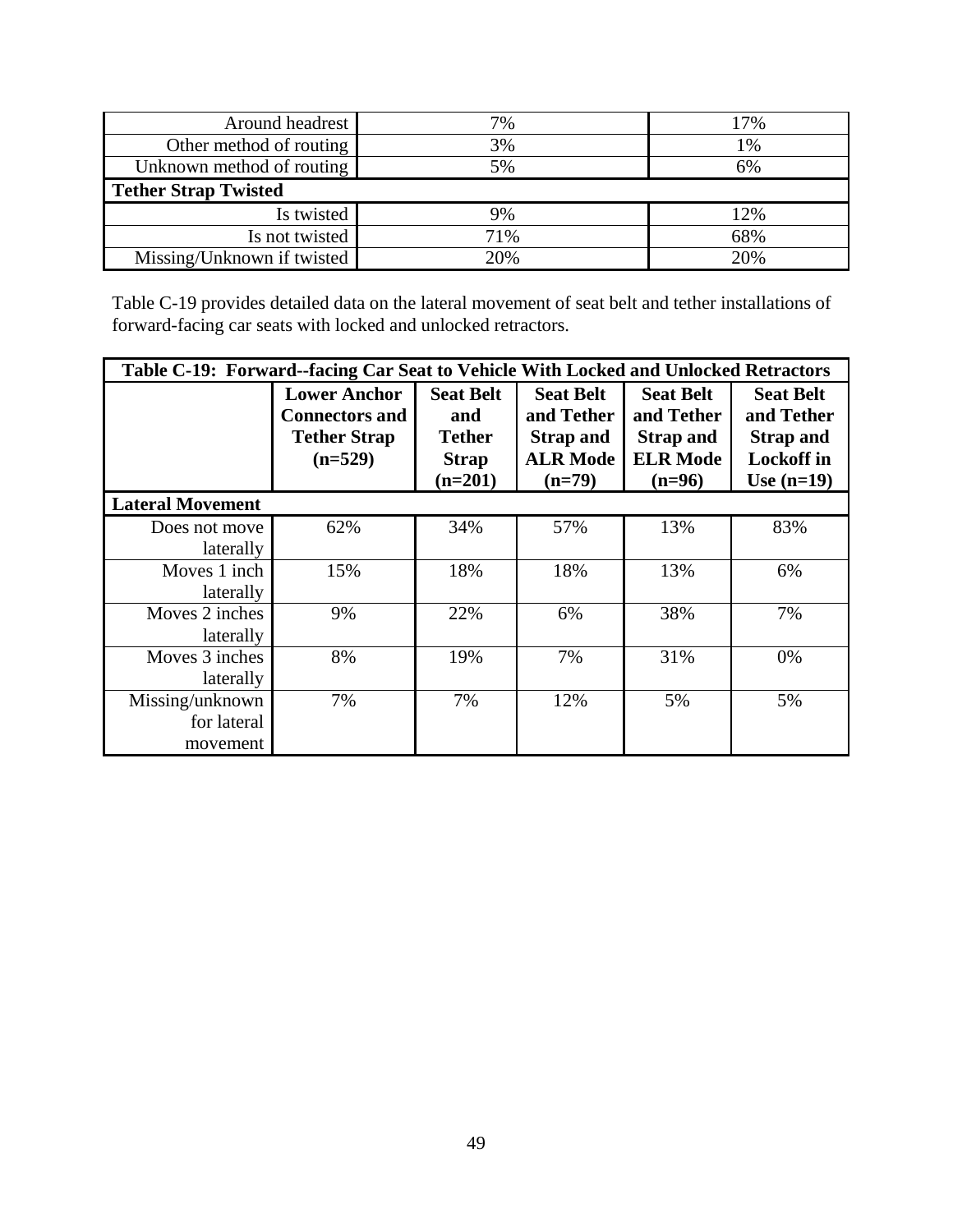| | | |
|---|---|---|
| Around headrest | 7% | 17% |
| Other method of routing | 3% | 1% |
| Unknown method of routing | 5% | 6% |
| **Tether Strap Twisted** | | |
| Is twisted | 9% | 12% |
| Is not twisted | 71% | 68% |
| Missing/Unknown if twisted | 20% | 20% |

Table C-19 provides detailed data on the lateral movement of seat belt and tether installations of forward-facing car seats with locked and unlocked retractors.

| **Table C-19: Forward--facing Car Seat to Vehicle With Locked and Unlocked Retractors** | | | | | |
|---|---|---|---|---|---|
| | **Lower Anchor Connectors and Tether Strap (n=529)** | **Seat Belt and Tether Strap (n=201)** | **Seat Belt and Tether Strap and ALR Mode (n=79)** | **Seat Belt and Tether Strap and ELR Mode (n=96)** | **Seat Belt and Tether Strap and Lockoff in Use (n=19)** |
| **Lateral Movement** | | | | | |
| Does not move laterally | 62% | 34% | 57% | 13% | 83% |
| Moves 1 inch laterally | 15% | 18% | 18% | 13% | 6% |
| Moves 2 inches laterally | 9% | 22% | 6% | 38% | 7% |
| Moves 3 inches laterally | 8% | 19% | 7% | 31% | 0% |
| Missing/unknown for lateral movement | 7% | 7% | 12% | 5% | 5% |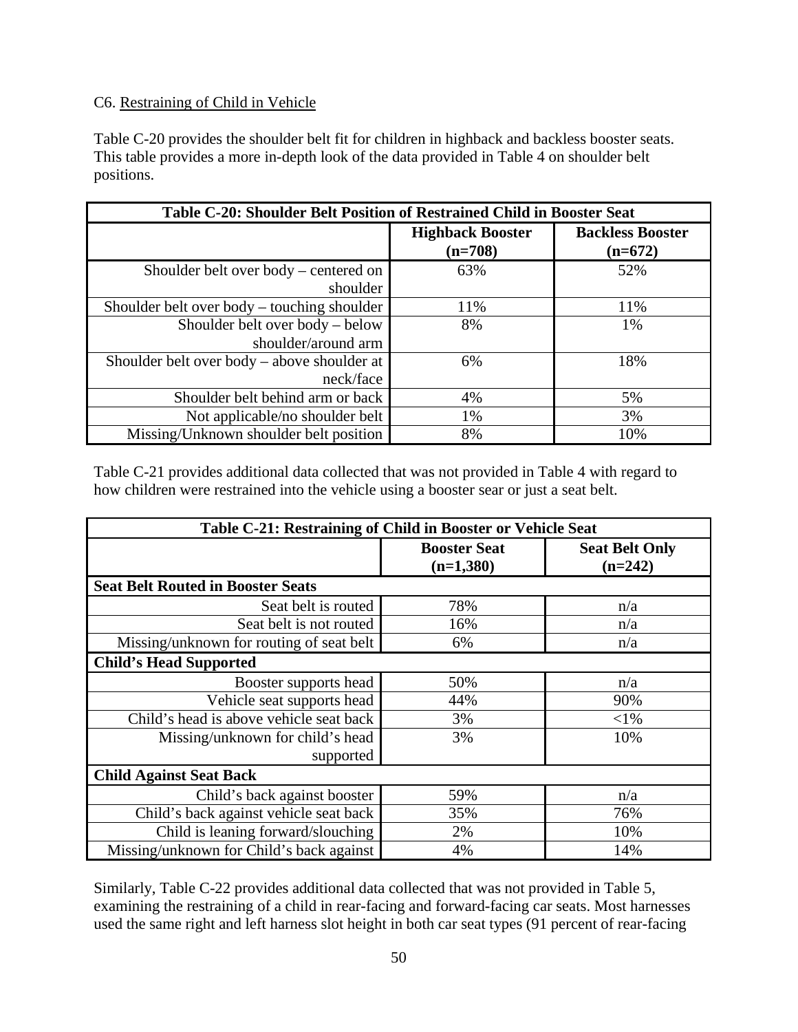C6. Restraining of Child in Vehicle

Table C-20 provides the shoulder belt fit for children in highback and backless booster seats. This table provides a more in-depth look of the data provided in Table 4 on shoulder belt positions.

| Table C-20: Shoulder Belt Position of Restrained Child in Booster Seat | | |
|---|---|---|
| | **Highback Booster (n=708)** | **Backless Booster (n=672)** |
| Shoulder belt over body – centered on shoulder | 63% | 52% |
| Shoulder belt over body – touching shoulder | 11% | 11% |
| Shoulder belt over body – below shoulder/around arm | 8% | 1% |
| Shoulder belt over body – above shoulder at neck/face | 6% | 18% |
| Shoulder belt behind arm or back | 4% | 5% |
| Not applicable/no shoulder belt | 1% | 3% |
| Missing/Unknown shoulder belt position | 8% | 10% |

Table C-21 provides additional data collected that was not provided in Table 4 with regard to how children were restrained into the vehicle using a booster sear or just a seat belt.

| Table C-21: Restraining of Child in Booster or Vehicle Seat | | |
|---|---|---|
| | **Booster Seat (n=1,380)** | **Seat Belt Only (n=242)** |
| **Seat Belt Routed in Booster Seats** | | |
| Seat belt is routed | 78% | n/a |
| Seat belt is not routed | 16% | n/a |
| Missing/unknown for routing of seat belt | 6% | n/a |
| **Child's Head Supported** | | |
| Booster supports head | 50% | n/a |
| Vehicle seat supports head | 44% | 90% |
| Child's head is above vehicle seat back | 3% | <1% |
| Missing/unknown for child's head supported | 3% | 10% |
| **Child Against Seat Back** | | |
| Child's back against booster | 59% | n/a |
| Child's back against vehicle seat back | 35% | 76% |
| Child is leaning forward/slouching | 2% | 10% |
| Missing/unknown for Child's back against | 4% | 14% |

Similarly, Table C-22 provides additional data collected that was not provided in Table 5, examining the restraining of a child in rear-facing and forward-facing car seats. Most harnesses used the same right and left harness slot height in both car seat types (91 percent of rear-facing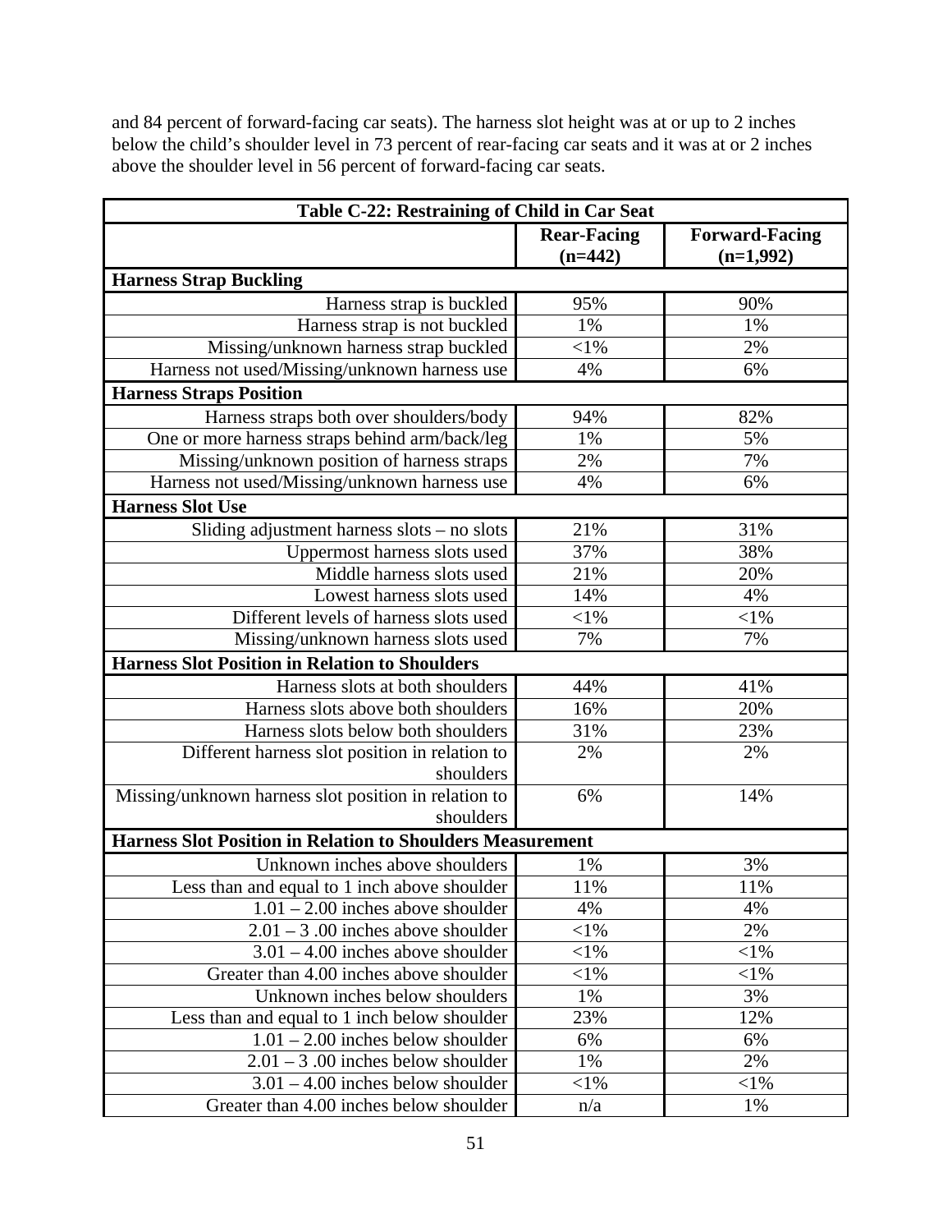and 84 percent of forward-facing car seats). The harness slot height was at or up to 2 inches below the child's shoulder level in 73 percent of rear-facing car seats and it was at or 2 inches above the shoulder level in 56 percent of forward-facing car seats.

| Table C-22: Restraining of Child in Car Seat | | |
|---|---|---|
| | **Rear-Facing (n=442)** | **Forward-Facing (n=1,992)** |
| **Harness Strap Buckling** | | |
| Harness strap is buckled | 95% | 90% |
| Harness strap is not buckled | 1% | 1% |
| Missing/unknown harness strap buckled | <1% | 2% |
| Harness not used/Missing/unknown harness use | 4% | 6% |
| **Harness Straps Position** | | |
| Harness straps both over shoulders/body | 94% | 82% |
| One or more harness straps behind arm/back/leg | 1% | 5% |
| Missing/unknown position of harness straps | 2% | 7% |
| Harness not used/Missing/unknown harness use | 4% | 6% |
| **Harness Slot Use** | | |
| Sliding adjustment harness slots – no slots | 21% | 31% |
| Uppermost harness slots used | 37% | 38% |
| Middle harness slots used | 21% | 20% |
| Lowest harness slots used | 14% | 4% |
| Different levels of harness slots used | <1% | <1% |
| Missing/unknown harness slots used | 7% | 7% |
| **Harness Slot Position in Relation to Shoulders** | | |
| Harness slots at both shoulders | 44% | 41% |
| Harness slots above both shoulders | 16% | 20% |
| Harness slots below both shoulders | 31% | 23% |
| Different harness slot position in relation to shoulders | 2% | 2% |
| Missing/unknown harness slot position in relation to shoulders | 6% | 14% |
| **Harness Slot Position in Relation to Shoulders Measurement** | | |
| Unknown inches above shoulders | 1% | 3% |
| Less than and equal to 1 inch above shoulder | 11% | 11% |
| 1.01 – 2.00 inches above shoulder | 4% | 4% |
| 2.01 – 3 .00 inches above shoulder | <1% | 2% |
| 3.01 – 4.00 inches above shoulder | <1% | <1% |
| Greater than 4.00 inches above shoulder | <1% | <1% |
| Unknown inches below shoulders | 1% | 3% |
| Less than and equal to 1 inch below shoulder | 23% | 12% |
| 1.01 – 2.00 inches below shoulder | 6% | 6% |
| 2.01 – 3 .00 inches below shoulder | 1% | 2% |
| 3.01 – 4.00 inches below shoulder | <1% | <1% |
| Greater than 4.00 inches below shoulder | n/a | 1% |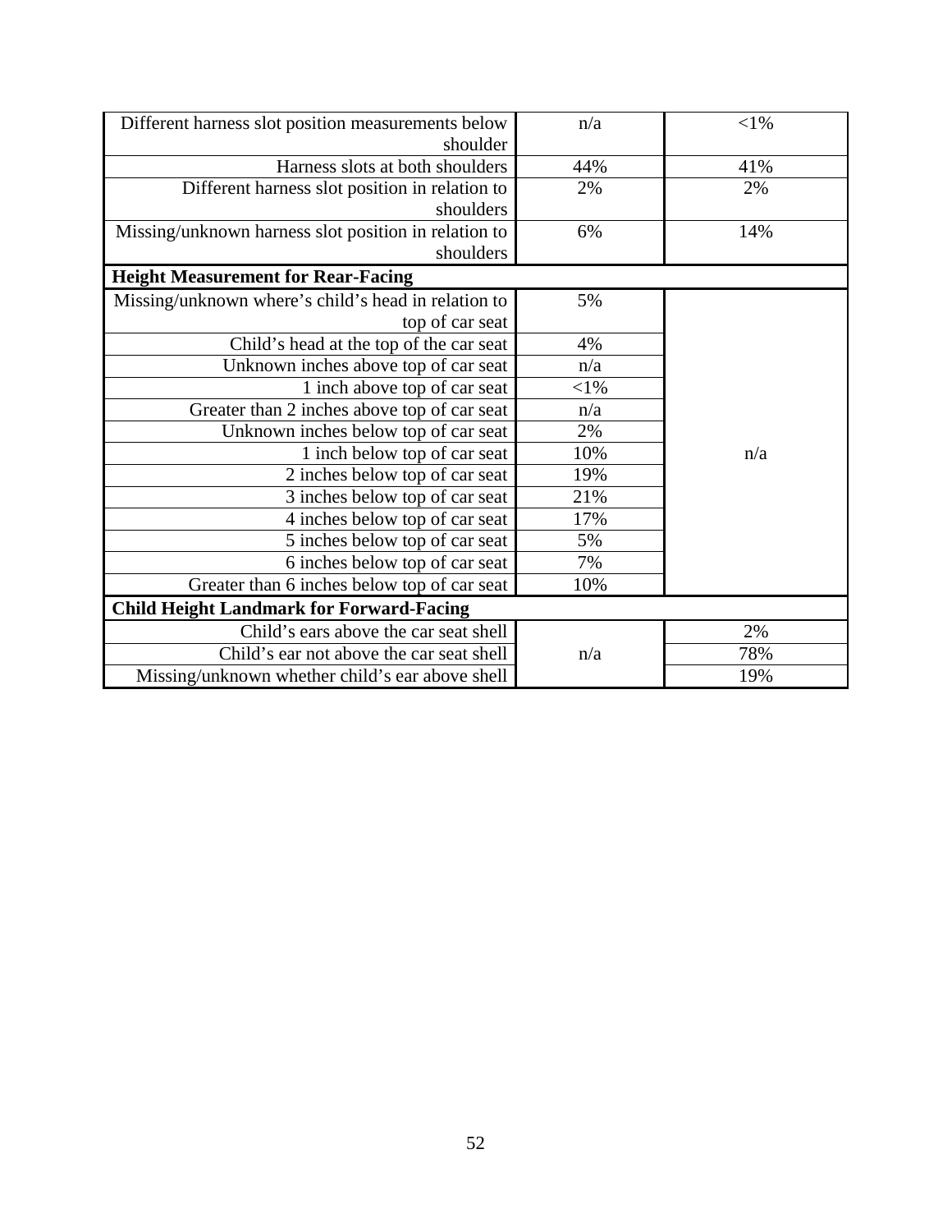| | | |
|---|---|---|
| Different harness slot position measurements below shoulder | n/a | <1% |
| Harness slots at both shoulders | 44% | 41% |
| Different harness slot position in relation to shoulders | 2% | 2% |
| Missing/unknown harness slot position in relation to shoulders | 6% | 14% |
| **Height Measurement for Rear-Facing** | | |
| Missing/unknown where's child's head in relation to top of car seat | 5% | n/a |
| Child's head at the top of the car seat | 4% | |
| Unknown inches above top of car seat | n/a | |
| 1 inch above top of car seat | <1% | |
| Greater than 2 inches above top of car seat | n/a | |
| Unknown inches below top of car seat | 2% | |
| 1 inch below top of car seat | 10% | |
| 2 inches below top of car seat | 19% | |
| 3 inches below top of car seat | 21% | |
| 4 inches below top of car seat | 17% | |
| 5 inches below top of car seat | 5% | |
| 6 inches below top of car seat | 7% | |
| Greater than 6 inches below top of car seat | 10% | |
| **Child Height Landmark for Forward-Facing** | | |
| Child's ears above the car seat shell | n/a | 2% |
| Child's ear not above the car seat shell | | 78% |
| Missing/unknown whether child's ear above shell | | 19% |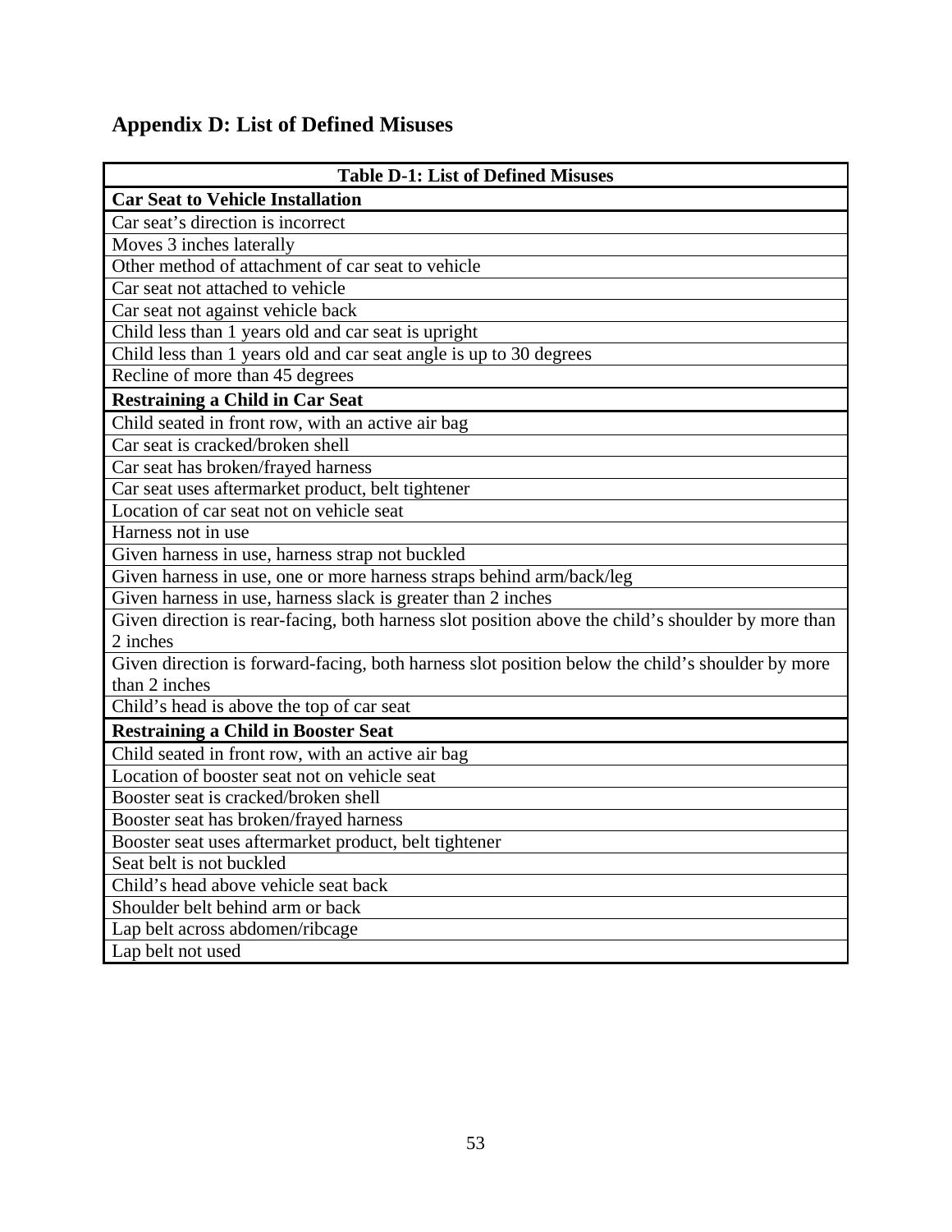## Appendix D: List of Defined Misuses

| Table D-1: List of Defined Misuses |
|---|
| **Car Seat to Vehicle Installation** |
| Car seat's direction is incorrect |
| Moves 3 inches laterally |
| Other method of attachment of car seat to vehicle |
| Car seat not attached to vehicle |
| Car seat not against vehicle back |
| Child less than 1 years old and car seat is upright |
| Child less than 1 years old and car seat angle is up to 30 degrees |
| Recline of more than 45 degrees |
| **Restraining a Child in Car Seat** |
| Child seated in front row, with an active air bag |
| Car seat is cracked/broken shell |
| Car seat has broken/frayed harness |
| Car seat uses aftermarket product, belt tightener |
| Location of car seat not on vehicle seat |
| Harness not in use |
| Given harness in use, harness strap not buckled |
| Given harness in use, one or more harness straps behind arm/back/leg |
| Given harness in use, harness slack is greater than 2 inches |
| Given direction is rear-facing, both harness slot position above the child's shoulder by more than 2 inches |
| Given direction is forward-facing, both harness slot position below the child's shoulder by more than 2 inches |
| Child's head is above the top of car seat |
| **Restraining a Child in Booster Seat** |
| Child seated in front row, with an active air bag |
| Location of booster seat not on vehicle seat |
| Booster seat is cracked/broken shell |
| Booster seat has broken/frayed harness |
| Booster seat uses aftermarket product, belt tightener |
| Seat belt is not buckled |
| Child's head above vehicle seat back |
| Shoulder belt behind arm or back |
| Lap belt across abdomen/ribcage |
| Lap belt not used |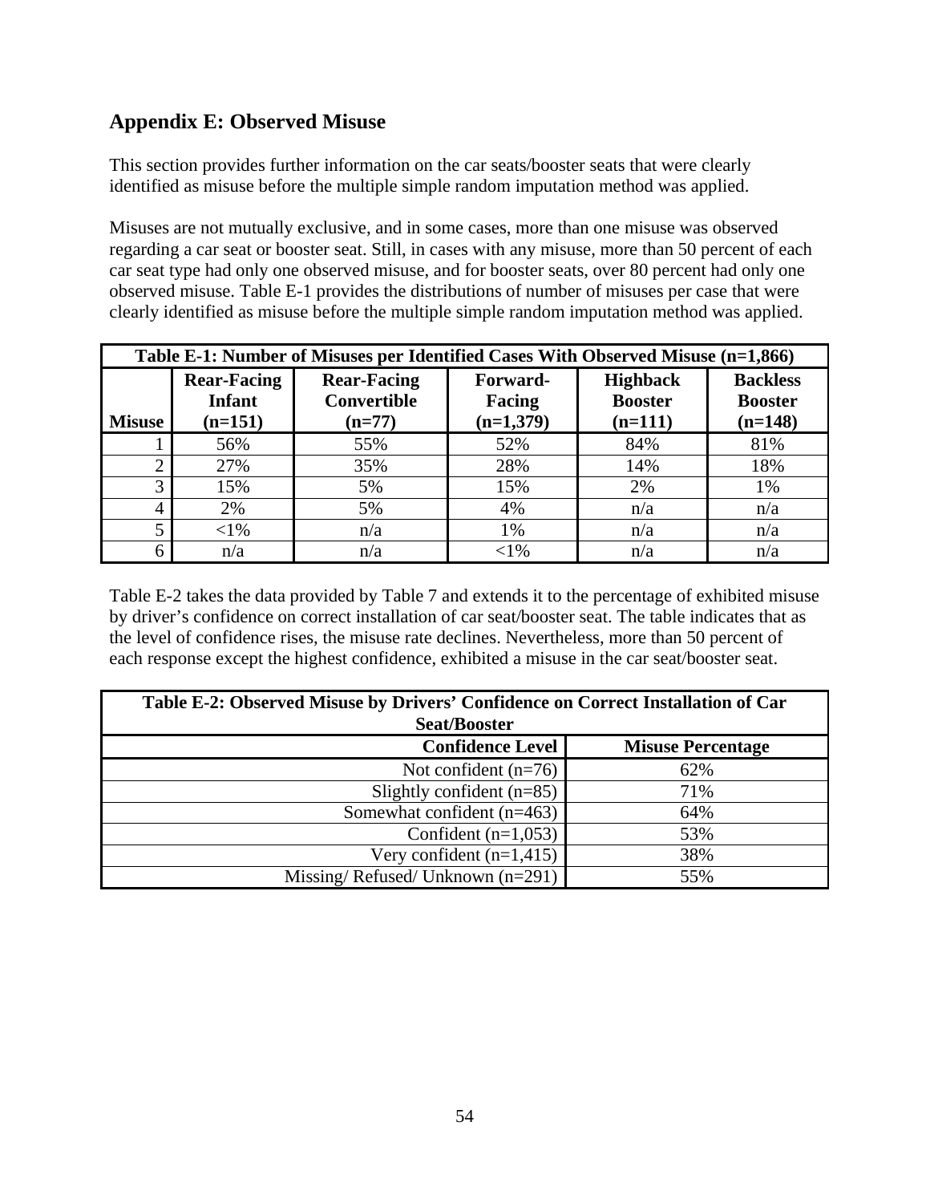## Appendix E: Observed Misuse

This section provides further information on the car seats/booster seats that were clearly identified as misuse before the multiple simple random imputation method was applied.

Misuses are not mutually exclusive, and in some cases, more than one misuse was observed regarding a car seat or booster seat. Still, in cases with any misuse, more than 50 percent of each car seat type had only one observed misuse, and for booster seats, over 80 percent had only one observed misuse. Table E-1 provides the distributions of number of misuses per case that were clearly identified as misuse before the multiple simple random imputation method was applied.

**Table E-1: Number of Misuses per Identified Cases With Observed Misuse (n=1,866)**

| Misuse | Rear-Facing Infant (n=151) | Rear-Facing Convertible (n=77) | Forward-Facing (n=1,379) | Highback Booster (n=111) | Backless Booster (n=148) |
|---|---|---|---|---|---|
| 1 | 56% | 55% | 52% | 84% | 81% |
| 2 | 27% | 35% | 28% | 14% | 18% |
| 3 | 15% | 5% | 15% | 2% | 1% |
| 4 | 2% | 5% | 4% | n/a | n/a |
| 5 | <1% | n/a | 1% | n/a | n/a |
| 6 | n/a | n/a | <1% | n/a | n/a |

Table E-2 takes the data provided by Table 7 and extends it to the percentage of exhibited misuse by driver's confidence on correct installation of car seat/booster seat. The table indicates that as the level of confidence rises, the misuse rate declines. Nevertheless, more than 50 percent of each response except the highest confidence, exhibited a misuse in the car seat/booster seat.

**Table E-2: Observed Misuse by Drivers' Confidence on Correct Installation of Car Seat/Booster**

| Confidence Level | Misuse Percentage |
|---|---|
| Not confident (n=76) | 62% |
| Slightly confident (n=85) | 71% |
| Somewhat confident (n=463) | 64% |
| Confident (n=1,053) | 53% |
| Very confident (n=1,415) | 38% |
| Missing/ Refused/ Unknown (n=291) | 55% |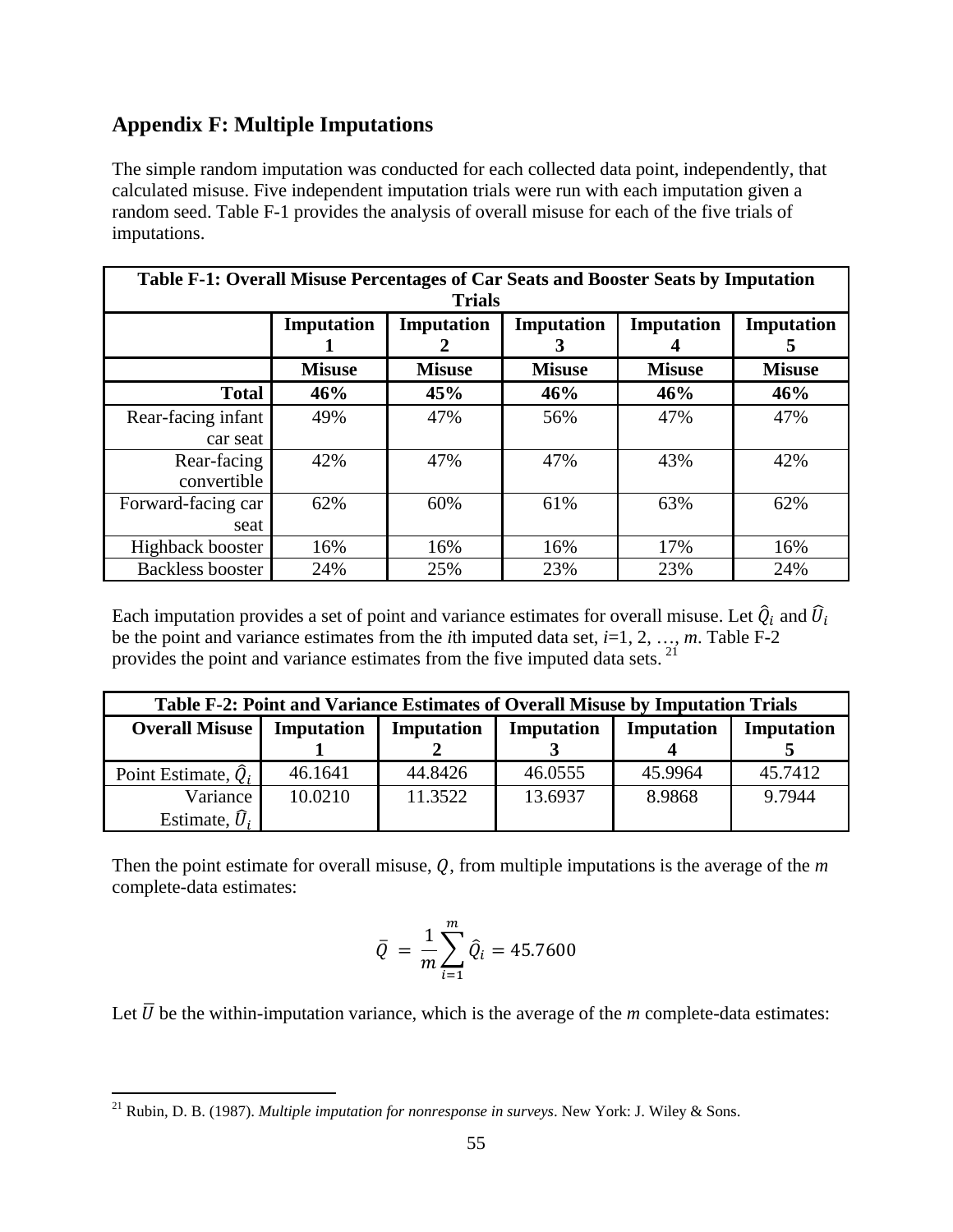## Appendix F: Multiple Imputations

The simple random imputation was conducted for each collected data point, independently, that calculated misuse. Five independent imputation trials were run with each imputation given a random seed. Table F-1 provides the analysis of overall misuse for each of the five trials of imputations.

| **Table F-1: Overall Misuse Percentages of Car Seats and Booster Seats by Imputation Trials** | | | | | |
|---|---|---|---|---|---|
| | **Imputation 1** | **Imputation 2** | **Imputation 3** | **Imputation 4** | **Imputation 5** |
| | **Misuse** | **Misuse** | **Misuse** | **Misuse** | **Misuse** |
| **Total** | **46%** | **45%** | **46%** | **46%** | **46%** |
| Rear-facing infant car seat | 49% | 47% | 56% | 47% | 47% |
| Rear-facing convertible | 42% | 47% | 47% | 43% | 42% |
| Forward-facing car seat | 62% | 60% | 61% | 63% | 62% |
| Highback booster | 16% | 16% | 16% | 17% | 16% |
| Backless booster | 24% | 25% | 23% | 23% | 24% |

Each imputation provides a set of point and variance estimates for overall misuse. Let $\hat{Q}_i$ and $\hat{U}_i$ be the point and variance estimates from the *i*th imputed data set, *i*=1, 2, …, *m*. Table F-2 provides the point and variance estimates from the five imputed data sets.[21]

| **Table F-2: Point and Variance Estimates of Overall Misuse by Imputation Trials** | | | | | |
|---|---|---|---|---|---|
| **Overall Misuse** | **Imputation 1** | **Imputation 2** | **Imputation 3** | **Imputation 4** | **Imputation 5** |
| Point Estimate, $\hat{Q}_i$ | 46.1641 | 44.8426 | 46.0555 | 45.9964 | 45.7412 |
| Variance Estimate, $\hat{U}_i$ | 10.0210 | 11.3522 | 13.6937 | 8.9868 | 9.7944 |

Then the point estimate for overall misuse, $Q$, from multiple imputations is the average of the *m* complete-data estimates:

$$\bar{Q} = \frac{1}{m}\sum_{i=1}^{m} \hat{Q}_i = 45.7600$$

Let $\bar{U}$ be the within-imputation variance, which is the average of the *m* complete-data estimates:

[21] Rubin, D. B. (1987). *Multiple imputation for nonresponse in surveys*. New York: J. Wiley & Sons.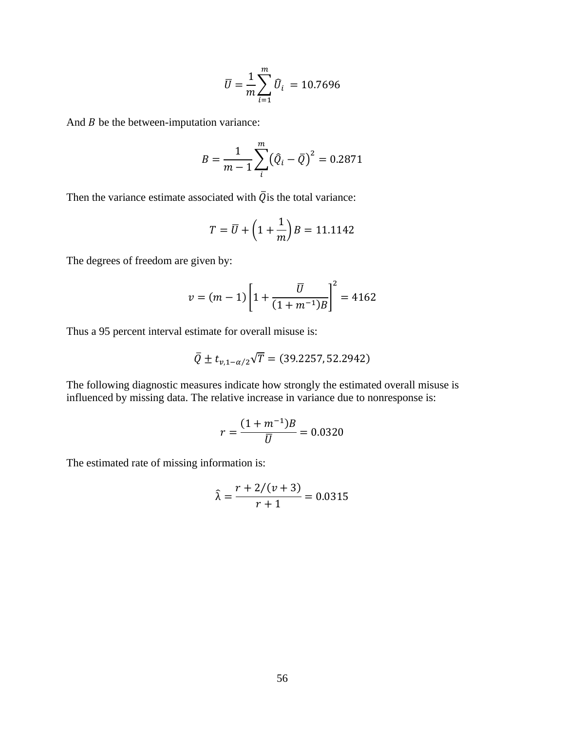$$\bar{U} = \frac{1}{m}\sum_{i=1}^{m}\hat{U}_i \; = 10.7696$$

And $B$ be the between-imputation variance:

$$B = \frac{1}{m-1}\sum_{i}^{m}\left(\hat{Q}_i - \bar{Q}\right)^2 = 0.2871$$

Then the variance estimate associated with $\bar{Q}$is the total variance:

$$T = \bar{U} + \left(1 + \frac{1}{m}\right)B = 11.1142$$

The degrees of freedom are given by:

$$v = (m-1)\left[1 + \frac{\bar{U}}{(1+m^{-1})B}\right]^2 = 4162$$

Thus a 95 percent interval estimate for overall misuse is:

$$\bar{Q} \pm t_{v,1-\alpha/2}\sqrt{T} = (39.2257, 52.2942)$$

The following diagnostic measures indicate how strongly the estimated overall misuse is influenced by missing data. The relative increase in variance due to nonresponse is:

$$r = \frac{(1+m^{-1})B}{\bar{U}} = 0.0320$$

The estimated rate of missing information is:

$$\hat{\lambda} = \frac{r + 2/(v+3)}{r+1} = 0.0315$$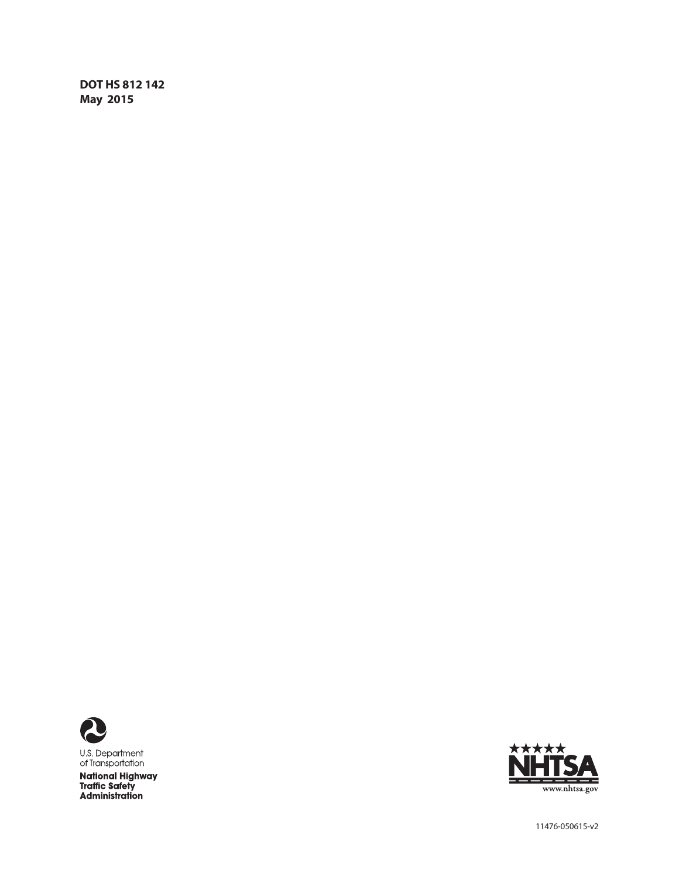**DOT HS 812 142**
**May 2015**

U.S. Department
of Transportation

**National Highway**
**Traffic Safety**
**Administration**

NHTSA
www.nhtsa.gov

11476-050615-v2